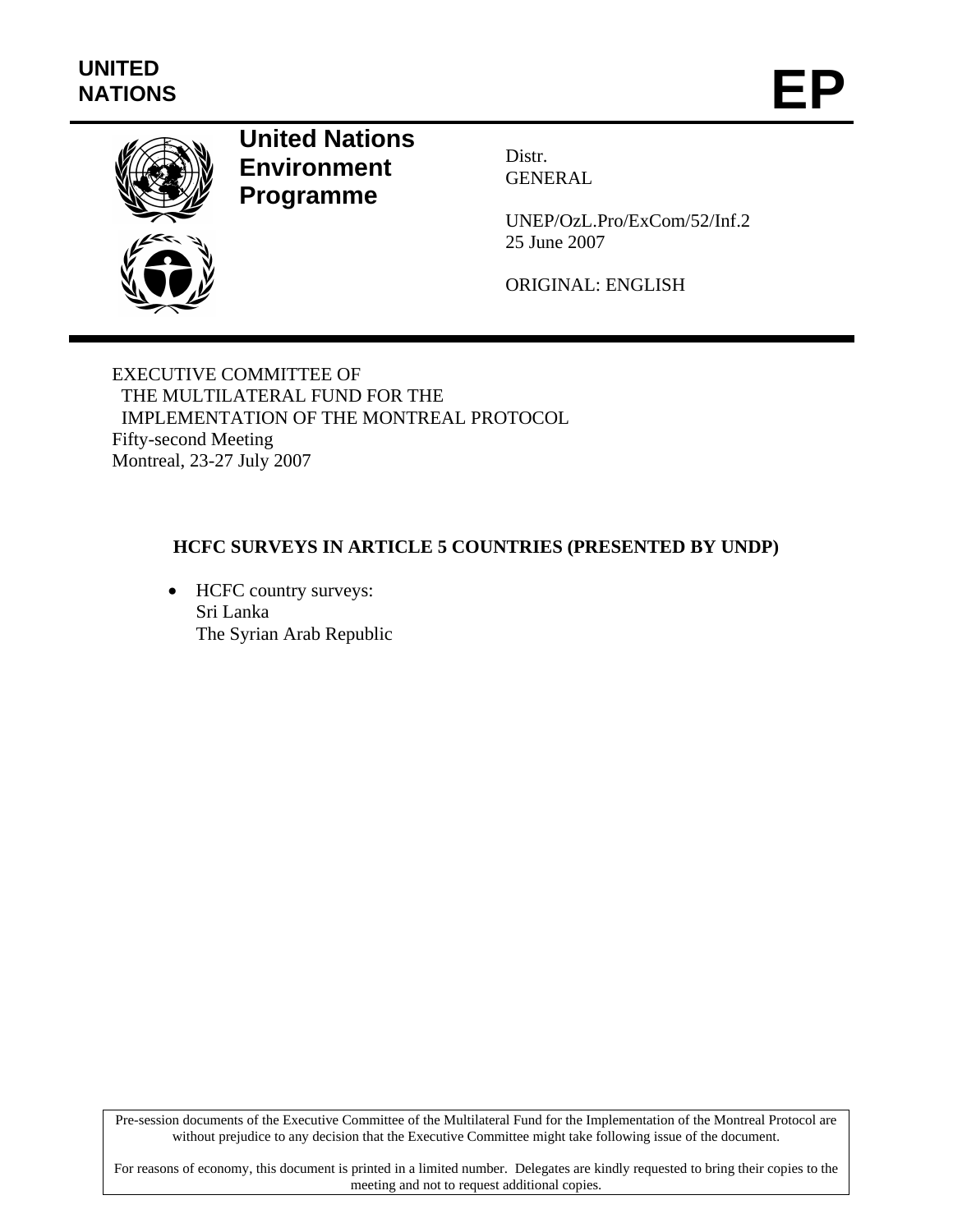UNITED NATIONS

# EP

**United Nations Environment Programme**

Distr.
GENERAL

UNEP/OzL.Pro/ExCom/52/Inf.2
25 June 2007

ORIGINAL: ENGLISH

EXECUTIVE COMMITTEE OF
THE MULTILATERAL FUND FOR THE
IMPLEMENTATION OF THE MONTREAL PROTOCOL
Fifty-second Meeting
Montreal, 23-27 July 2007

## HCFC SURVEYS IN ARTICLE 5 COUNTRIES (PRESENTED BY UNDP)

- HCFC country surveys:
  Sri Lanka
  The Syrian Arab Republic

Pre-session documents of the Executive Committee of the Multilateral Fund for the Implementation of the Montreal Protocol are without prejudice to any decision that the Executive Committee might take following issue of the document.

For reasons of economy, this document is printed in a limited number. Delegates are kindly requested to bring their copies to the meeting and not to request additional copies.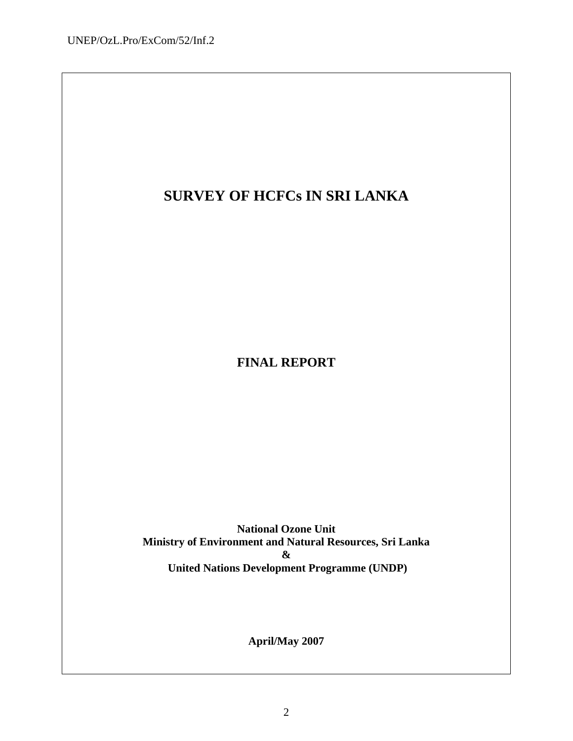# SURVEY OF HCFCs IN SRI LANKA

**FINAL REPORT**

**National Ozone Unit**
**Ministry of Environment and Natural Resources, Sri Lanka**
**&**
**United Nations Development Programme (UNDP)**

**April/May 2007**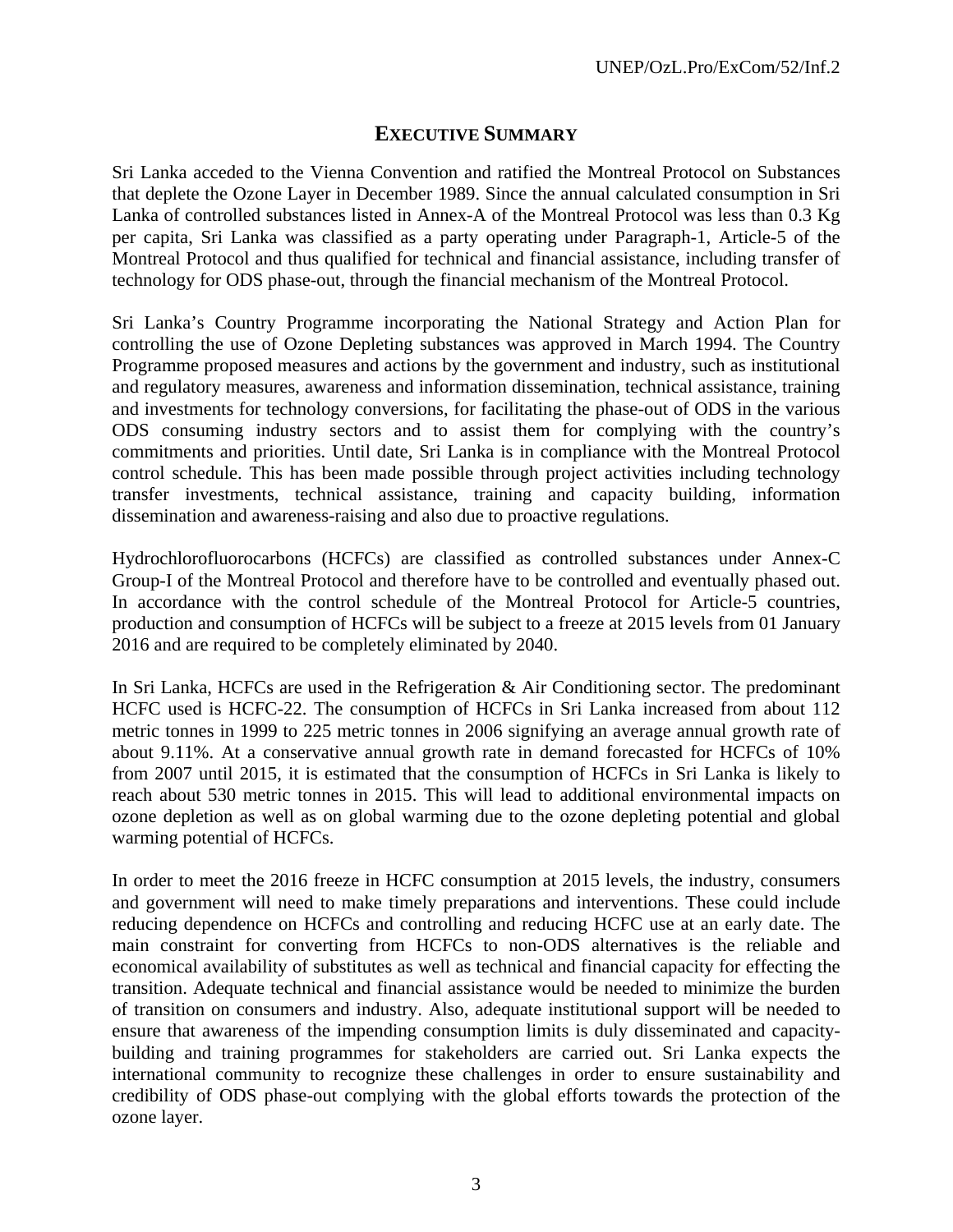# EXECUTIVE SUMMARY

Sri Lanka acceded to the Vienna Convention and ratified the Montreal Protocol on Substances that deplete the Ozone Layer in December 1989. Since the annual calculated consumption in Sri Lanka of controlled substances listed in Annex-A of the Montreal Protocol was less than 0.3 Kg per capita, Sri Lanka was classified as a party operating under Paragraph-1, Article-5 of the Montreal Protocol and thus qualified for technical and financial assistance, including transfer of technology for ODS phase-out, through the financial mechanism of the Montreal Protocol.

Sri Lanka's Country Programme incorporating the National Strategy and Action Plan for controlling the use of Ozone Depleting substances was approved in March 1994. The Country Programme proposed measures and actions by the government and industry, such as institutional and regulatory measures, awareness and information dissemination, technical assistance, training and investments for technology conversions, for facilitating the phase-out of ODS in the various ODS consuming industry sectors and to assist them for complying with the country's commitments and priorities. Until date, Sri Lanka is in compliance with the Montreal Protocol control schedule. This has been made possible through project activities including technology transfer investments, technical assistance, training and capacity building, information dissemination and awareness-raising and also due to proactive regulations.

Hydrochlorofluorocarbons (HCFCs) are classified as controlled substances under Annex-C Group-I of the Montreal Protocol and therefore have to be controlled and eventually phased out. In accordance with the control schedule of the Montreal Protocol for Article-5 countries, production and consumption of HCFCs will be subject to a freeze at 2015 levels from 01 January 2016 and are required to be completely eliminated by 2040.

In Sri Lanka, HCFCs are used in the Refrigeration & Air Conditioning sector. The predominant HCFC used is HCFC-22. The consumption of HCFCs in Sri Lanka increased from about 112 metric tonnes in 1999 to 225 metric tonnes in 2006 signifying an average annual growth rate of about 9.11%. At a conservative annual growth rate in demand forecasted for HCFCs of 10% from 2007 until 2015, it is estimated that the consumption of HCFCs in Sri Lanka is likely to reach about 530 metric tonnes in 2015. This will lead to additional environmental impacts on ozone depletion as well as on global warming due to the ozone depleting potential and global warming potential of HCFCs.

In order to meet the 2016 freeze in HCFC consumption at 2015 levels, the industry, consumers and government will need to make timely preparations and interventions. These could include reducing dependence on HCFCs and controlling and reducing HCFC use at an early date. The main constraint for converting from HCFCs to non-ODS alternatives is the reliable and economical availability of substitutes as well as technical and financial capacity for effecting the transition. Adequate technical and financial assistance would be needed to minimize the burden of transition on consumers and industry. Also, adequate institutional support will be needed to ensure that awareness of the impending consumption limits is duly disseminated and capacity-building and training programmes for stakeholders are carried out. Sri Lanka expects the international community to recognize these challenges in order to ensure sustainability and credibility of ODS phase-out complying with the global efforts towards the protection of the ozone layer.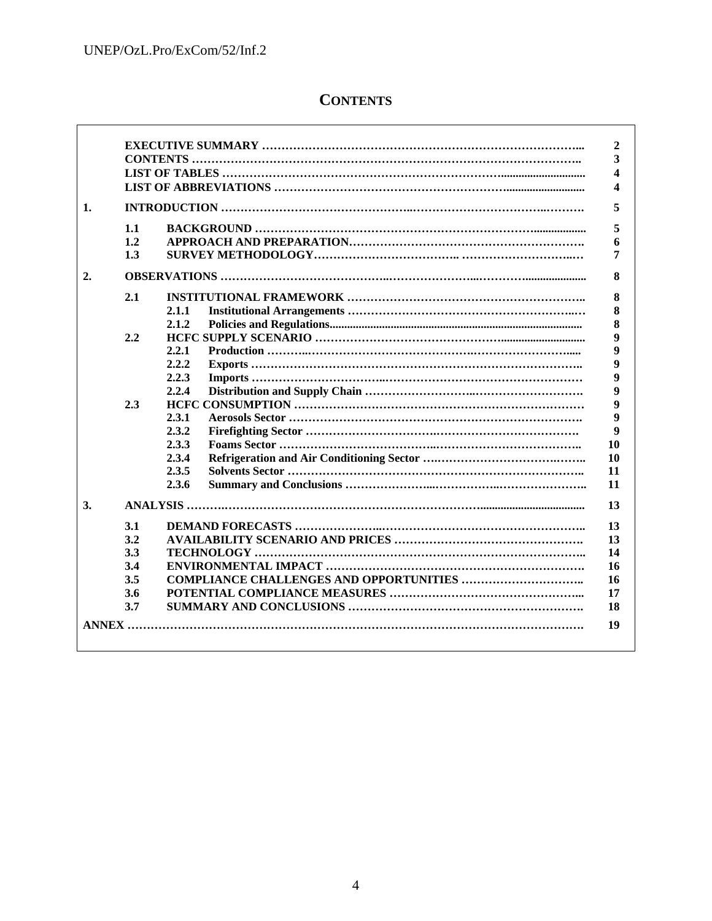# CONTENTS

| | | | | |
|---|---|---|---|---|
| | **EXECUTIVE SUMMARY** | | | **2** |
| | **CONTENTS** | | | **3** |
| | **LIST OF TABLES** | | | **4** |
| | **LIST OF ABBREVIATIONS** | | | **4** |
| **1.** | **INTRODUCTION** | | | **5** |
| | **1.1** | **BACKGROUND** | | **5** |
| | **1.2** | **APPROACH AND PREPARATION** | | **6** |
| | **1.3** | **SURVEY METHODOLOGY** | | **7** |
| **2.** | **OBSERVATIONS** | | | **8** |
| | **2.1** | **INSTITUTIONAL FRAMEWORK** | | **8** |
| | | **2.1.1** | **Institutional Arrangements** | **8** |
| | | **2.1.2** | **Policies and Regulations** | **8** |
| | **2.2** | **HCFC SUPPLY SCENARIO** | | **9** |
| | | **2.2.1** | **Production** | **9** |
| | | **2.2.2** | **Exports** | **9** |
| | | **2.2.3** | **Imports** | **9** |
| | | **2.2.4** | **Distribution and Supply Chain** | **9** |
| | **2.3** | **HCFC CONSUMPTION** | | **9** |
| | | **2.3.1** | **Aerosols Sector** | **9** |
| | | **2.3.2** | **Firefighting Sector** | **9** |
| | | **2.3.3** | **Foams Sector** | **10** |
| | | **2.3.4** | **Refrigeration and Air Conditioning Sector** | **10** |
| | | **2.3.5** | **Solvents Sector** | **11** |
| | | **2.3.6** | **Summary and Conclusions** | **11** |
| **3.** | **ANALYSIS** | | | **13** |
| | **3.1** | **DEMAND FORECASTS** | | **13** |
| | **3.2** | **AVAILABILITY SCENARIO AND PRICES** | | **13** |
| | **3.3** | **TECHNOLOGY** | | **14** |
| | **3.4** | **ENVIRONMENTAL IMPACT** | | **16** |
| | **3.5** | **COMPLIANCE CHALLENGES AND OPPORTUNITIES** | | **16** |
| | **3.6** | **POTENTIAL COMPLIANCE MEASURES** | | **17** |
| | **3.7** | **SUMMARY AND CONCLUSIONS** | | **18** |
| **ANNEX** | | | | **19** |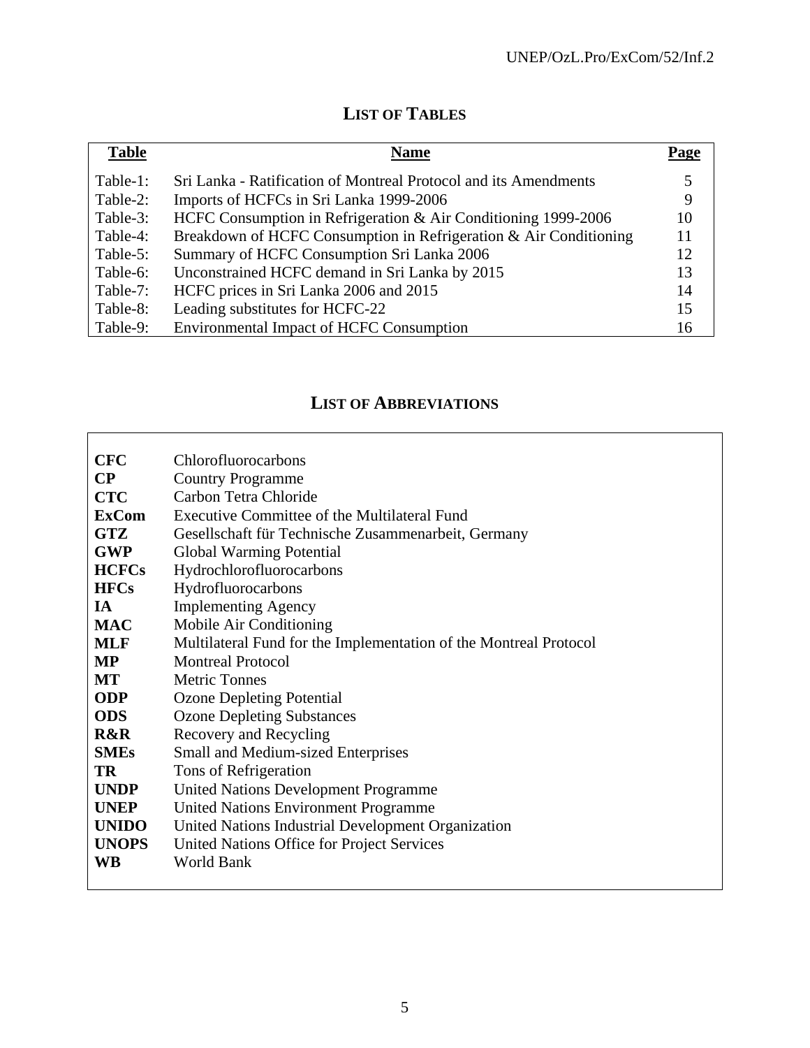## LIST OF TABLES

| Table | Name | Page |
|---|---|---|
| Table-1: | Sri Lanka - Ratification of Montreal Protocol and its Amendments | 5 |
| Table-2: | Imports of HCFCs in Sri Lanka 1999-2006 | 9 |
| Table-3: | HCFC Consumption in Refrigeration & Air Conditioning 1999-2006 | 10 |
| Table-4: | Breakdown of HCFC Consumption in Refrigeration & Air Conditioning | 11 |
| Table-5: | Summary of HCFC Consumption Sri Lanka 2006 | 12 |
| Table-6: | Unconstrained HCFC demand in Sri Lanka by 2015 | 13 |
| Table-7: | HCFC prices in Sri Lanka 2006 and 2015 | 14 |
| Table-8: | Leading substitutes for HCFC-22 | 15 |
| Table-9: | Environmental Impact of HCFC Consumption | 16 |

## LIST OF ABBREVIATIONS

| | |
|---|---|
| **CFC** | Chlorofluorocarbons |
| **CP** | Country Programme |
| **CTC** | Carbon Tetra Chloride |
| **ExCom** | Executive Committee of the Multilateral Fund |
| **GTZ** | Gesellschaft für Technische Zusammenarbeit, Germany |
| **GWP** | Global Warming Potential |
| **HCFCs** | Hydrochlorofluorocarbons |
| **HFCs** | Hydrofluorocarbons |
| **IA** | Implementing Agency |
| **MAC** | Mobile Air Conditioning |
| **MLF** | Multilateral Fund for the Implementation of the Montreal Protocol |
| **MP** | Montreal Protocol |
| **MT** | Metric Tonnes |
| **ODP** | Ozone Depleting Potential |
| **ODS** | Ozone Depleting Substances |
| **R&R** | Recovery and Recycling |
| **SMEs** | Small and Medium-sized Enterprises |
| **TR** | Tons of Refrigeration |
| **UNDP** | United Nations Development Programme |
| **UNEP** | United Nations Environment Programme |
| **UNIDO** | United Nations Industrial Development Organization |
| **UNOPS** | United Nations Office for Project Services |
| **WB** | World Bank |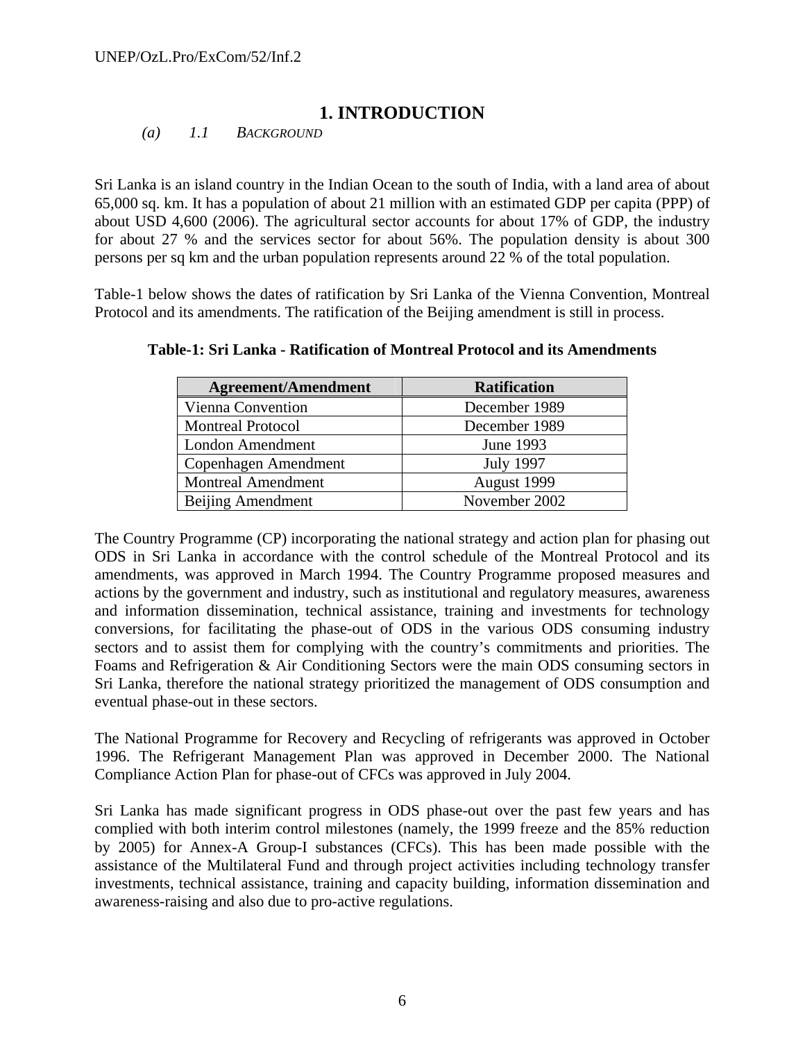# 1. INTRODUCTION

*(a) 1.1 BACKGROUND*

Sri Lanka is an island country in the Indian Ocean to the south of India, with a land area of about 65,000 sq. km. It has a population of about 21 million with an estimated GDP per capita (PPP) of about USD 4,600 (2006). The agricultural sector accounts for about 17% of GDP, the industry for about 27 % and the services sector for about 56%. The population density is about 300 persons per sq km and the urban population represents around 22 % of the total population.

Table-1 below shows the dates of ratification by Sri Lanka of the Vienna Convention, Montreal Protocol and its amendments. The ratification of the Beijing amendment is still in process.

**Table-1: Sri Lanka - Ratification of Montreal Protocol and its Amendments**

| Agreement/Amendment | Ratification |
|---|---|
| Vienna Convention | December 1989 |
| Montreal Protocol | December 1989 |
| London Amendment | June 1993 |
| Copenhagen Amendment | July 1997 |
| Montreal Amendment | August 1999 |
| Beijing Amendment | November 2002 |

The Country Programme (CP) incorporating the national strategy and action plan for phasing out ODS in Sri Lanka in accordance with the control schedule of the Montreal Protocol and its amendments, was approved in March 1994. The Country Programme proposed measures and actions by the government and industry, such as institutional and regulatory measures, awareness and information dissemination, technical assistance, training and investments for technology conversions, for facilitating the phase-out of ODS in the various ODS consuming industry sectors and to assist them for complying with the country's commitments and priorities. The Foams and Refrigeration & Air Conditioning Sectors were the main ODS consuming sectors in Sri Lanka, therefore the national strategy prioritized the management of ODS consumption and eventual phase-out in these sectors.

The National Programme for Recovery and Recycling of refrigerants was approved in October 1996. The Refrigerant Management Plan was approved in December 2000. The National Compliance Action Plan for phase-out of CFCs was approved in July 2004.

Sri Lanka has made significant progress in ODS phase-out over the past few years and has complied with both interim control milestones (namely, the 1999 freeze and the 85% reduction by 2005) for Annex-A Group-I substances (CFCs). This has been made possible with the assistance of the Multilateral Fund and through project activities including technology transfer investments, technical assistance, training and capacity building, information dissemination and awareness-raising and also due to pro-active regulations.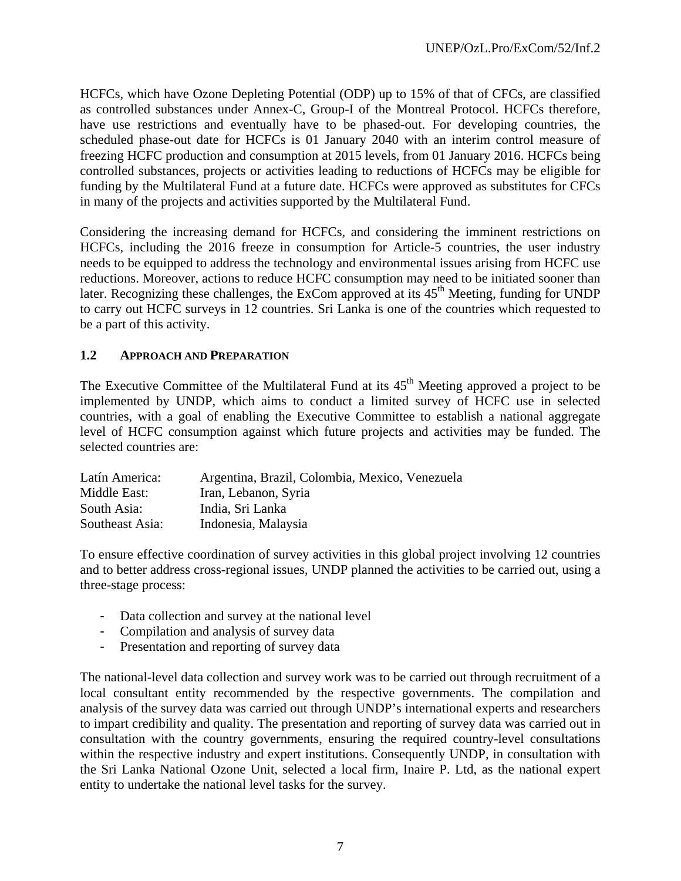HCFCs, which have Ozone Depleting Potential (ODP) up to 15% of that of CFCs, are classified as controlled substances under Annex-C, Group-I of the Montreal Protocol. HCFCs therefore, have use restrictions and eventually have to be phased-out. For developing countries, the scheduled phase-out date for HCFCs is 01 January 2040 with an interim control measure of freezing HCFC production and consumption at 2015 levels, from 01 January 2016. HCFCs being controlled substances, projects or activities leading to reductions of HCFCs may be eligible for funding by the Multilateral Fund at a future date. HCFCs were approved as substitutes for CFCs in many of the projects and activities supported by the Multilateral Fund.

Considering the increasing demand for HCFCs, and considering the imminent restrictions on HCFCs, including the 2016 freeze in consumption for Article-5 countries, the user industry needs to be equipped to address the technology and environmental issues arising from HCFC use reductions. Moreover, actions to reduce HCFC consumption may need to be initiated sooner than later. Recognizing these challenges, the ExCom approved at its 45th Meeting, funding for UNDP to carry out HCFC surveys in 12 countries. Sri Lanka is one of the countries which requested to be a part of this activity.

### 1.2 APPROACH AND PREPARATION

The Executive Committee of the Multilateral Fund at its 45th Meeting approved a project to be implemented by UNDP, which aims to conduct a limited survey of HCFC use in selected countries, with a goal of enabling the Executive Committee to establish a national aggregate level of HCFC consumption against which future projects and activities may be funded. The selected countries are:

| | |
|---|---|
| Latín America: | Argentina, Brazil, Colombia, Mexico, Venezuela |
| Middle East: | Iran, Lebanon, Syria |
| South Asia: | India, Sri Lanka |
| Southeast Asia: | Indonesia, Malaysia |

To ensure effective coordination of survey activities in this global project involving 12 countries and to better address cross-regional issues, UNDP planned the activities to be carried out, using a three-stage process:

- Data collection and survey at the national level
- Compilation and analysis of survey data
- Presentation and reporting of survey data

The national-level data collection and survey work was to be carried out through recruitment of a local consultant entity recommended by the respective governments. The compilation and analysis of the survey data was carried out through UNDP's international experts and researchers to impart credibility and quality. The presentation and reporting of survey data was carried out in consultation with the country governments, ensuring the required country-level consultations within the respective industry and expert institutions. Consequently UNDP, in consultation with the Sri Lanka National Ozone Unit, selected a local firm, Inaire P. Ltd, as the national expert entity to undertake the national level tasks for the survey.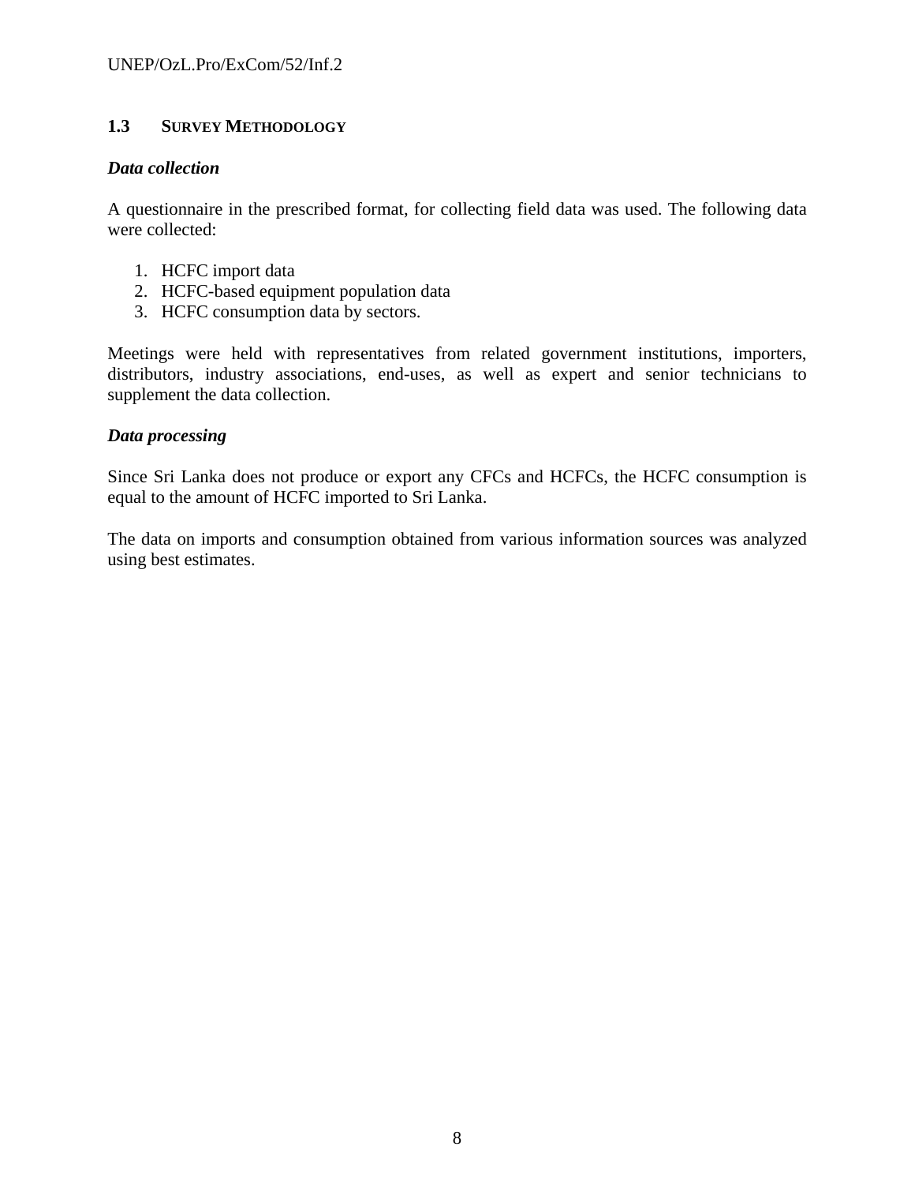### 1.3 SURVEY METHODOLOGY

***Data collection***

A questionnaire in the prescribed format, for collecting field data was used. The following data were collected:

1. HCFC import data
2. HCFC-based equipment population data
3. HCFC consumption data by sectors.

Meetings were held with representatives from related government institutions, importers, distributors, industry associations, end-uses, as well as expert and senior technicians to supplement the data collection.

***Data processing***

Since Sri Lanka does not produce or export any CFCs and HCFCs, the HCFC consumption is equal to the amount of HCFC imported to Sri Lanka.

The data on imports and consumption obtained from various information sources was analyzed using best estimates.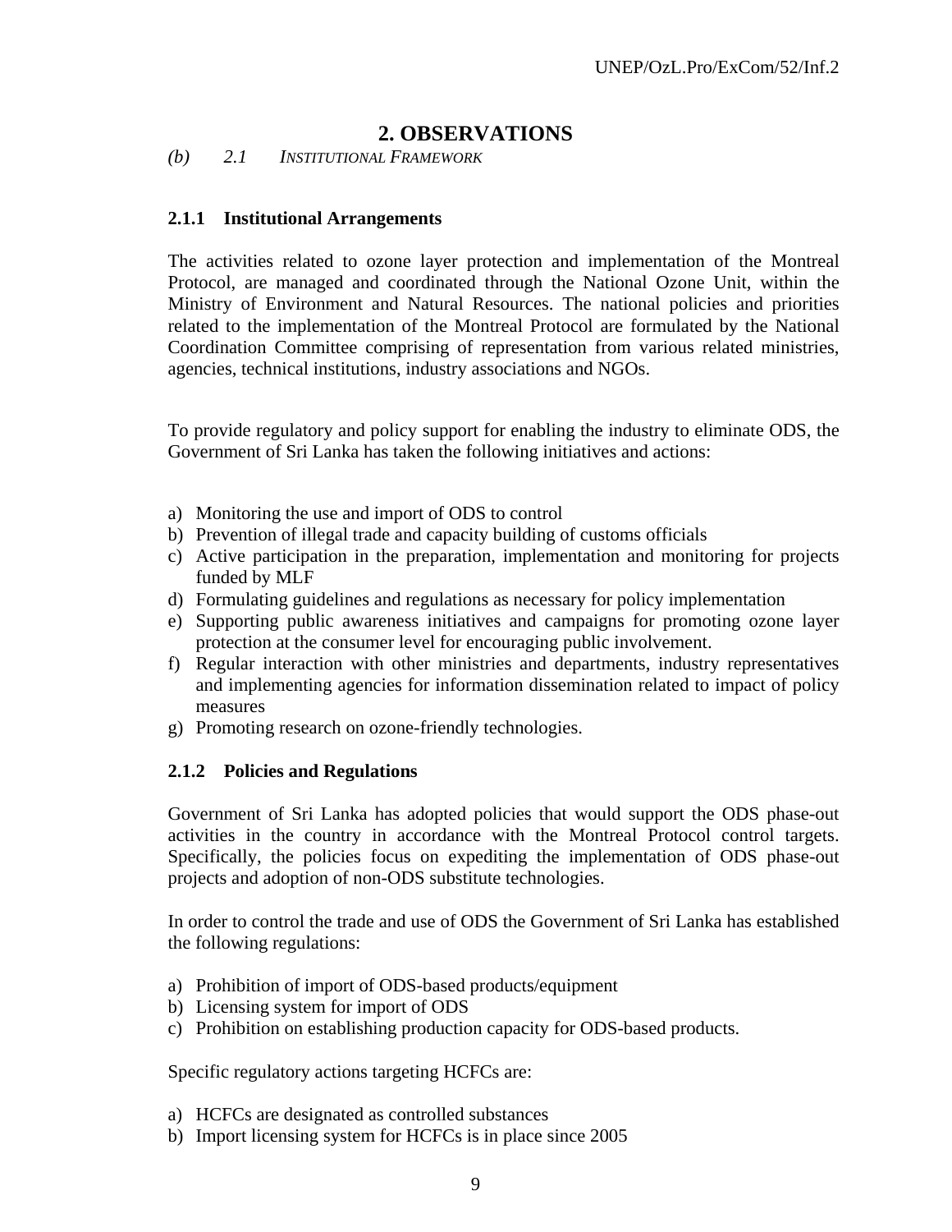## 2. OBSERVATIONS

*(b) 2.1 INSTITUTIONAL FRAMEWORK*

### 2.1.1 Institutional Arrangements

The activities related to ozone layer protection and implementation of the Montreal Protocol, are managed and coordinated through the National Ozone Unit, within the Ministry of Environment and Natural Resources. The national policies and priorities related to the implementation of the Montreal Protocol are formulated by the National Coordination Committee comprising of representation from various related ministries, agencies, technical institutions, industry associations and NGOs.

To provide regulatory and policy support for enabling the industry to eliminate ODS, the Government of Sri Lanka has taken the following initiatives and actions:

a) Monitoring the use and import of ODS to control
b) Prevention of illegal trade and capacity building of customs officials
c) Active participation in the preparation, implementation and monitoring for projects funded by MLF
d) Formulating guidelines and regulations as necessary for policy implementation
e) Supporting public awareness initiatives and campaigns for promoting ozone layer protection at the consumer level for encouraging public involvement.
f) Regular interaction with other ministries and departments, industry representatives and implementing agencies for information dissemination related to impact of policy measures
g) Promoting research on ozone-friendly technologies.

### 2.1.2 Policies and Regulations

Government of Sri Lanka has adopted policies that would support the ODS phase-out activities in the country in accordance with the Montreal Protocol control targets. Specifically, the policies focus on expediting the implementation of ODS phase-out projects and adoption of non-ODS substitute technologies.

In order to control the trade and use of ODS the Government of Sri Lanka has established the following regulations:

a) Prohibition of import of ODS-based products/equipment
b) Licensing system for import of ODS
c) Prohibition on establishing production capacity for ODS-based products.

Specific regulatory actions targeting HCFCs are:

a) HCFCs are designated as controlled substances
b) Import licensing system for HCFCs is in place since 2005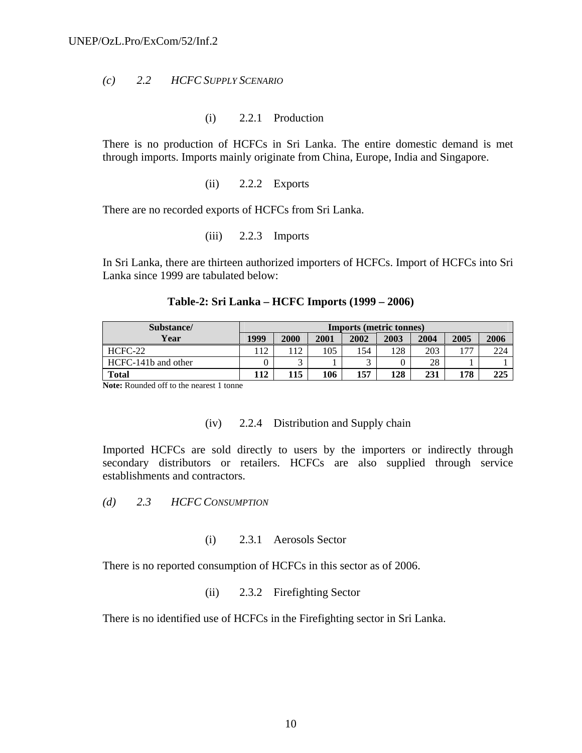## (c) 2.2 HCFC SUPPLY SCENARIO

### (i) 2.2.1 Production

There is no production of HCFCs in Sri Lanka. The entire domestic demand is met through imports. Imports mainly originate from China, Europe, India and Singapore.

### (ii) 2.2.2 Exports

There are no recorded exports of HCFCs from Sri Lanka.

### (iii) 2.2.3 Imports

In Sri Lanka, there are thirteen authorized importers of HCFCs. Import of HCFCs into Sri Lanka since 1999 are tabulated below:

**Table-2: Sri Lanka – HCFC Imports (1999 – 2006)**

| Substance/ Year | Imports (metric tonnes) | | | | | | | |
|---|---|---|---|---|---|---|---|---|
| | 1999 | 2000 | 2001 | 2002 | 2003 | 2004 | 2005 | 2006 |
| HCFC-22 | 112 | 112 | 105 | 154 | 128 | 203 | 177 | 224 |
| HCFC-141b and other | 0 | 3 | 1 | 3 | 0 | 28 | 1 | 1 |
| **Total** | **112** | **115** | **106** | **157** | **128** | **231** | **178** | **225** |

**Note:** Rounded off to the nearest 1 tonne

### (iv) 2.2.4 Distribution and Supply chain

Imported HCFCs are sold directly to users by the importers or indirectly through secondary distributors or retailers. HCFCs are also supplied through service establishments and contractors.

## (d) 2.3 HCFC CONSUMPTION

### (i) 2.3.1 Aerosols Sector

There is no reported consumption of HCFCs in this sector as of 2006.

### (ii) 2.3.2 Firefighting Sector

There is no identified use of HCFCs in the Firefighting sector in Sri Lanka.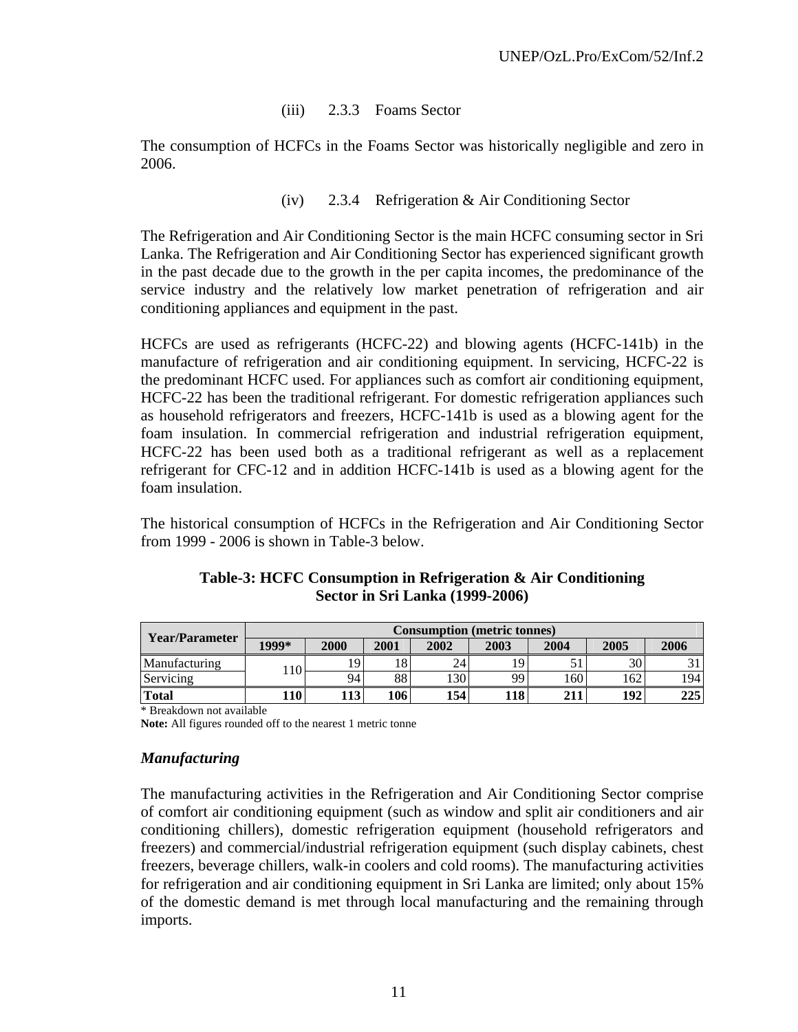### (iii) 2.3.3 Foams Sector

The consumption of HCFCs in the Foams Sector was historically negligible and zero in 2006.

### (iv) 2.3.4 Refrigeration & Air Conditioning Sector

The Refrigeration and Air Conditioning Sector is the main HCFC consuming sector in Sri Lanka. The Refrigeration and Air Conditioning Sector has experienced significant growth in the past decade due to the growth in the per capita incomes, the predominance of the service industry and the relatively low market penetration of refrigeration and air conditioning appliances and equipment in the past.

HCFCs are used as refrigerants (HCFC-22) and blowing agents (HCFC-141b) in the manufacture of refrigeration and air conditioning equipment. In servicing, HCFC-22 is the predominant HCFC used. For appliances such as comfort air conditioning equipment, HCFC-22 has been the traditional refrigerant. For domestic refrigeration appliances such as household refrigerators and freezers, HCFC-141b is used as a blowing agent for the foam insulation. In commercial refrigeration and industrial refrigeration equipment, HCFC-22 has been used both as a traditional refrigerant as well as a replacement refrigerant for CFC-12 and in addition HCFC-141b is used as a blowing agent for the foam insulation.

The historical consumption of HCFCs in the Refrigeration and Air Conditioning Sector from 1999 - 2006 is shown in Table-3 below.

**Table-3: HCFC Consumption in Refrigeration & Air Conditioning Sector in Sri Lanka (1999-2006)**

| Year/Parameter | Consumption (metric tonnes) | | | | | | | |
|---|---|---|---|---|---|---|---|---|
| | **1999*** | **2000** | **2001** | **2002** | **2003** | **2004** | **2005** | **2006** |
| Manufacturing | 110 | 19 | 18 | 24 | 19 | 51 | 30 | 31 |
| Servicing | | 94 | 88 | 130 | 99 | 160 | 162 | 194 |
| **Total** | **110** | **113** | **106** | **154** | **118** | **211** | **192** | **225** |

\* Breakdown not available

**Note:** All figures rounded off to the nearest 1 metric tonne

#### *Manufacturing*

The manufacturing activities in the Refrigeration and Air Conditioning Sector comprise of comfort air conditioning equipment (such as window and split air conditioners and air conditioning chillers), domestic refrigeration equipment (household refrigerators and freezers) and commercial/industrial refrigeration equipment (such display cabinets, chest freezers, beverage chillers, walk-in coolers and cold rooms). The manufacturing activities for refrigeration and air conditioning equipment in Sri Lanka are limited; only about 15% of the domestic demand is met through local manufacturing and the remaining through imports.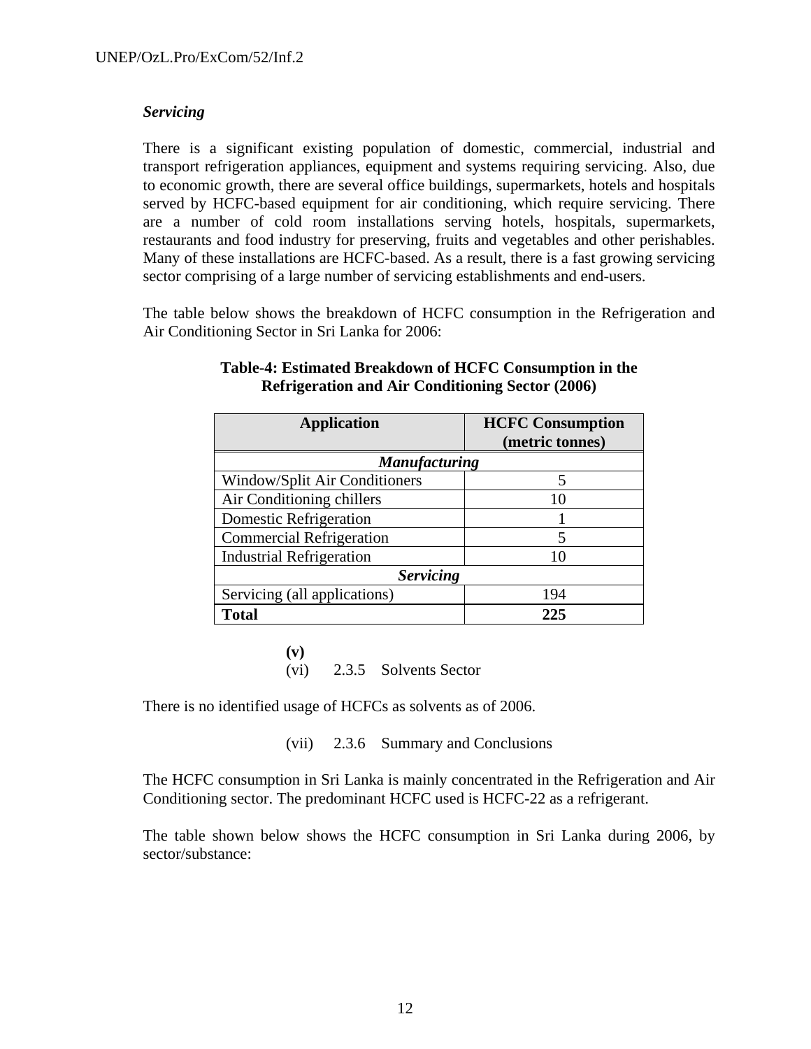*Servicing*

There is a significant existing population of domestic, commercial, industrial and transport refrigeration appliances, equipment and systems requiring servicing. Also, due to economic growth, there are several office buildings, supermarkets, hotels and hospitals served by HCFC-based equipment for air conditioning, which require servicing. There are a number of cold room installations serving hotels, hospitals, supermarkets, restaurants and food industry for preserving, fruits and vegetables and other perishables. Many of these installations are HCFC-based. As a result, there is a fast growing servicing sector comprising of a large number of servicing establishments and end-users.

The table below shows the breakdown of HCFC consumption in the Refrigeration and Air Conditioning Sector in Sri Lanka for 2006:

**Table-4: Estimated Breakdown of HCFC Consumption in the Refrigeration and Air Conditioning Sector (2006)**

| Application | HCFC Consumption (metric tonnes) |
|---|---|
| ***Manufacturing*** | |
| Window/Split Air Conditioners | 5 |
| Air Conditioning chillers | 10 |
| Domestic Refrigeration | 1 |
| Commercial Refrigeration | 5 |
| Industrial Refrigeration | 10 |
| ***Servicing*** | |
| Servicing (all applications) | 194 |
| **Total** | **225** |

**(v)**
(vi) 2.3.5 Solvents Sector

There is no identified usage of HCFCs as solvents as of 2006.

(vii) 2.3.6 Summary and Conclusions

The HCFC consumption in Sri Lanka is mainly concentrated in the Refrigeration and Air Conditioning sector. The predominant HCFC used is HCFC-22 as a refrigerant.

The table shown below shows the HCFC consumption in Sri Lanka during 2006, by sector/substance: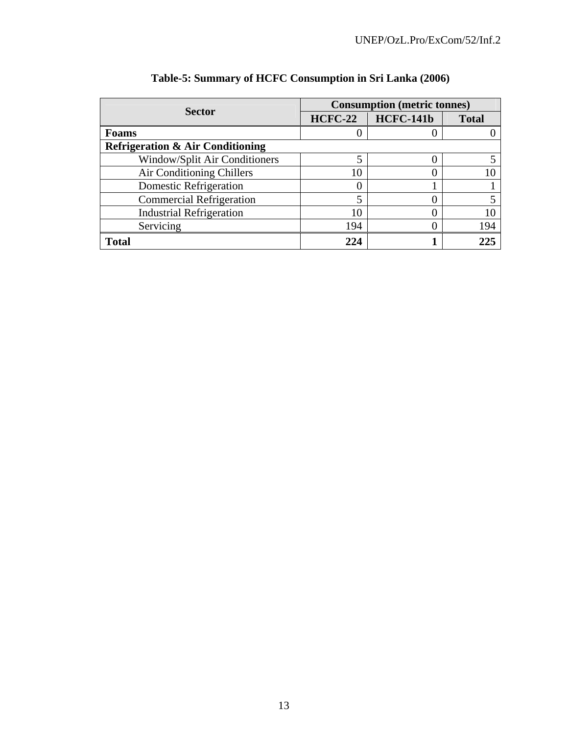**Table-5: Summary of HCFC Consumption in Sri Lanka (2006)**

| Sector | Consumption (metric tonnes) | | |
|---|---|---|---|
| | HCFC-22 | HCFC-141b | Total |
| **Foams** | 0 | 0 | 0 |
| **Refrigeration & Air Conditioning** | | | |
| Window/Split Air Conditioners | 5 | 0 | 5 |
| Air Conditioning Chillers | 10 | 0 | 10 |
| Domestic Refrigeration | 0 | 1 | 1 |
| Commercial Refrigeration | 5 | 0 | 5 |
| Industrial Refrigeration | 10 | 0 | 10 |
| Servicing | 194 | 0 | 194 |
| **Total** | **224** | **1** | **225** |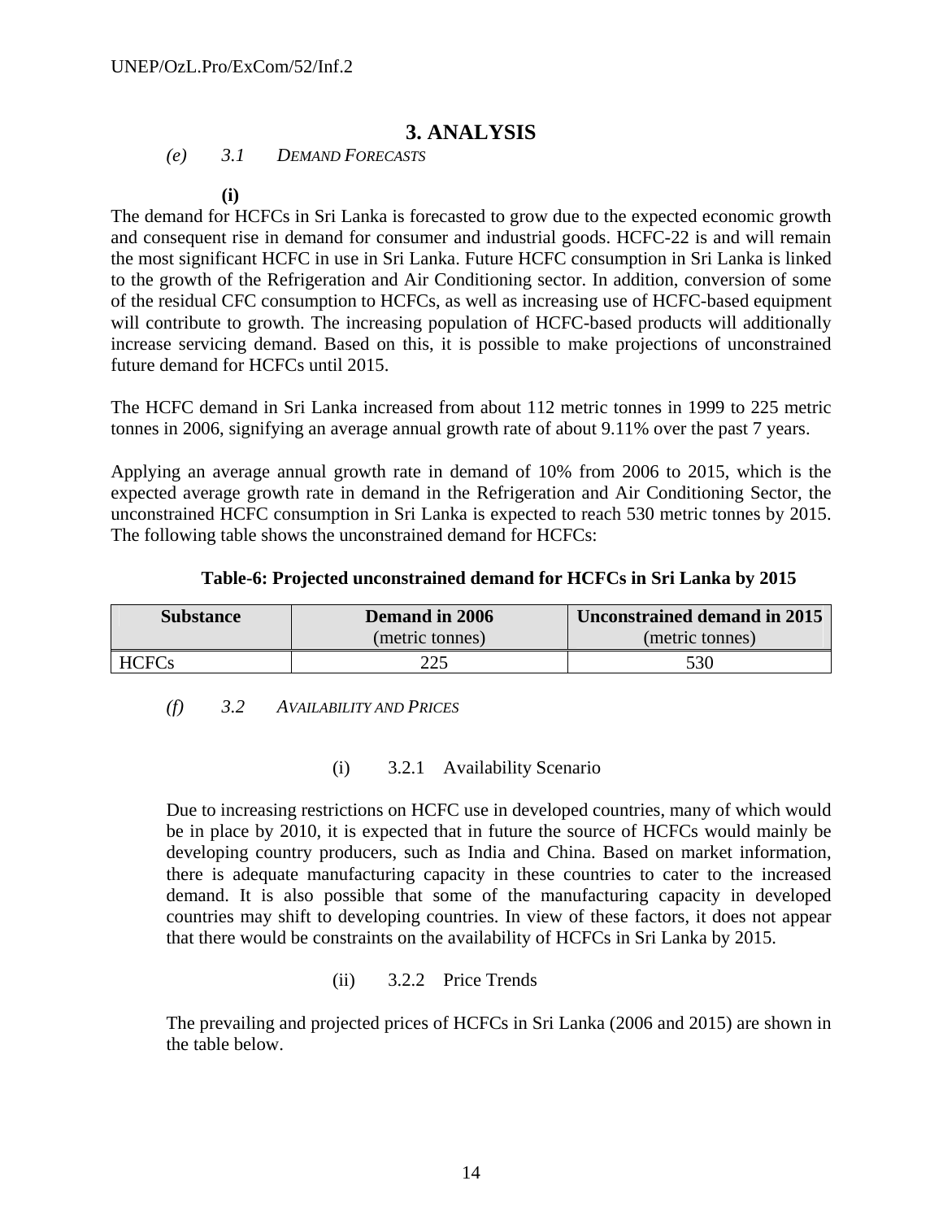# 3. ANALYSIS

*(e) 3.1 DEMAND FORECASTS*

**(i)**

The demand for HCFCs in Sri Lanka is forecasted to grow due to the expected economic growth and consequent rise in demand for consumer and industrial goods. HCFC-22 is and will remain the most significant HCFC in use in Sri Lanka. Future HCFC consumption in Sri Lanka is linked to the growth of the Refrigeration and Air Conditioning sector. In addition, conversion of some of the residual CFC consumption to HCFCs, as well as increasing use of HCFC-based equipment will contribute to growth. The increasing population of HCFC-based products will additionally increase servicing demand. Based on this, it is possible to make projections of unconstrained future demand for HCFCs until 2015.

The HCFC demand in Sri Lanka increased from about 112 metric tonnes in 1999 to 225 metric tonnes in 2006, signifying an average annual growth rate of about 9.11% over the past 7 years.

Applying an average annual growth rate in demand of 10% from 2006 to 2015, which is the expected average growth rate in demand in the Refrigeration and Air Conditioning Sector, the unconstrained HCFC consumption in Sri Lanka is expected to reach 530 metric tonnes by 2015. The following table shows the unconstrained demand for HCFCs:

**Table-6: Projected unconstrained demand for HCFCs in Sri Lanka by 2015**

| Substance | Demand in 2006 (metric tonnes) | Unconstrained demand in 2015 (metric tonnes) |
|---|---|---|
| HCFCs | 225 | 530 |

*(f) 3.2 AVAILABILITY AND PRICES*

(i) 3.2.1 Availability Scenario

Due to increasing restrictions on HCFC use in developed countries, many of which would be in place by 2010, it is expected that in future the source of HCFCs would mainly be developing country producers, such as India and China. Based on market information, there is adequate manufacturing capacity in these countries to cater to the increased demand. It is also possible that some of the manufacturing capacity in developed countries may shift to developing countries. In view of these factors, it does not appear that there would be constraints on the availability of HCFCs in Sri Lanka by 2015.

(ii) 3.2.2 Price Trends

The prevailing and projected prices of HCFCs in Sri Lanka (2006 and 2015) are shown in the table below.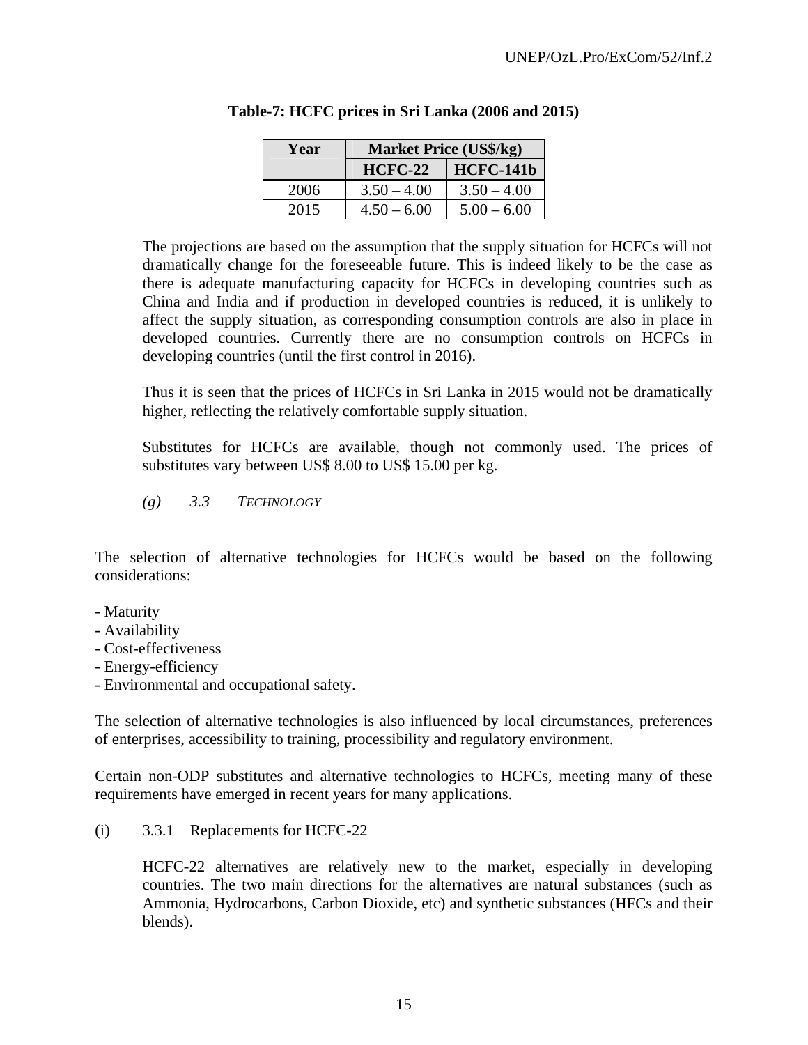**Table-7: HCFC prices in Sri Lanka (2006 and 2015)**

| Year | Market Price (US$/kg) | |
|---|---|---|
| | HCFC-22 | HCFC-141b |
| 2006 | 3.50 – 4.00 | 3.50 – 4.00 |
| 2015 | 4.50 – 6.00 | 5.00 – 6.00 |

The projections are based on the assumption that the supply situation for HCFCs will not dramatically change for the foreseeable future. This is indeed likely to be the case as there is adequate manufacturing capacity for HCFCs in developing countries such as China and India and if production in developed countries is reduced, it is unlikely to affect the supply situation, as corresponding consumption controls are also in place in developed countries. Currently there are no consumption controls on HCFCs in developing countries (until the first control in 2016).

Thus it is seen that the prices of HCFCs in Sri Lanka in 2015 would not be dramatically higher, reflecting the relatively comfortable supply situation.

Substitutes for HCFCs are available, though not commonly used. The prices of substitutes vary between US$ 8.00 to US$ 15.00 per kg.

### *(g) 3.3 TECHNOLOGY*

The selection of alternative technologies for HCFCs would be based on the following considerations:

- Maturity
- Availability
- Cost-effectiveness
- Energy-efficiency
- Environmental and occupational safety.

The selection of alternative technologies is also influenced by local circumstances, preferences of enterprises, accessibility to training, processibility and regulatory environment.

Certain non-ODP substitutes and alternative technologies to HCFCs, meeting many of these requirements have emerged in recent years for many applications.

#### (i) 3.3.1 Replacements for HCFC-22

HCFC-22 alternatives are relatively new to the market, especially in developing countries. The two main directions for the alternatives are natural substances (such as Ammonia, Hydrocarbons, Carbon Dioxide, etc) and synthetic substances (HFCs and their blends).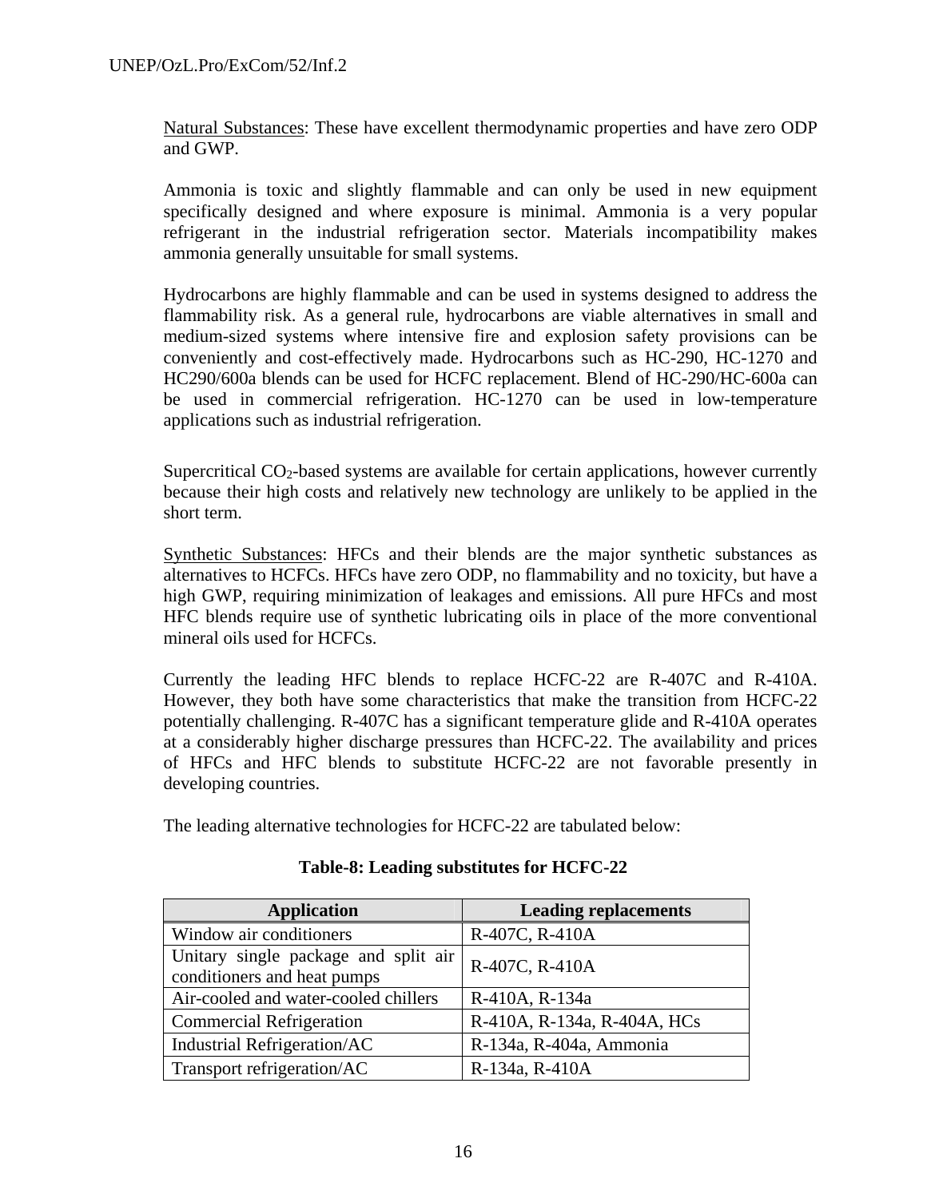Natural Substances: These have excellent thermodynamic properties and have zero ODP and GWP.

Ammonia is toxic and slightly flammable and can only be used in new equipment specifically designed and where exposure is minimal. Ammonia is a very popular refrigerant in the industrial refrigeration sector. Materials incompatibility makes ammonia generally unsuitable for small systems.

Hydrocarbons are highly flammable and can be used in systems designed to address the flammability risk. As a general rule, hydrocarbons are viable alternatives in small and medium-sized systems where intensive fire and explosion safety provisions can be conveniently and cost-effectively made. Hydrocarbons such as HC-290, HC-1270 and HC290/600a blends can be used for HCFC replacement. Blend of HC-290/HC-600a can be used in commercial refrigeration. HC-1270 can be used in low-temperature applications such as industrial refrigeration.

Supercritical $CO_2$-based systems are available for certain applications, however currently because their high costs and relatively new technology are unlikely to be applied in the short term.

Synthetic Substances: HFCs and their blends are the major synthetic substances as alternatives to HCFCs. HFCs have zero ODP, no flammability and no toxicity, but have a high GWP, requiring minimization of leakages and emissions. All pure HFCs and most HFC blends require use of synthetic lubricating oils in place of the more conventional mineral oils used for HCFCs.

Currently the leading HFC blends to replace HCFC-22 are R-407C and R-410A. However, they both have some characteristics that make the transition from HCFC-22 potentially challenging. R-407C has a significant temperature glide and R-410A operates at a considerably higher discharge pressures than HCFC-22. The availability and prices of HFCs and HFC blends to substitute HCFC-22 are not favorable presently in developing countries.

The leading alternative technologies for HCFC-22 are tabulated below:

**Table-8: Leading substitutes for HCFC-22**

| Application | Leading replacements |
|---|---|
| Window air conditioners | R-407C, R-410A |
| Unitary single package and split air conditioners and heat pumps | R-407C, R-410A |
| Air-cooled and water-cooled chillers | R-410A, R-134a |
| Commercial Refrigeration | R-410A, R-134a, R-404A, HCs |
| Industrial Refrigeration/AC | R-134a, R-404a, Ammonia |
| Transport refrigeration/AC | R-134a, R-410A |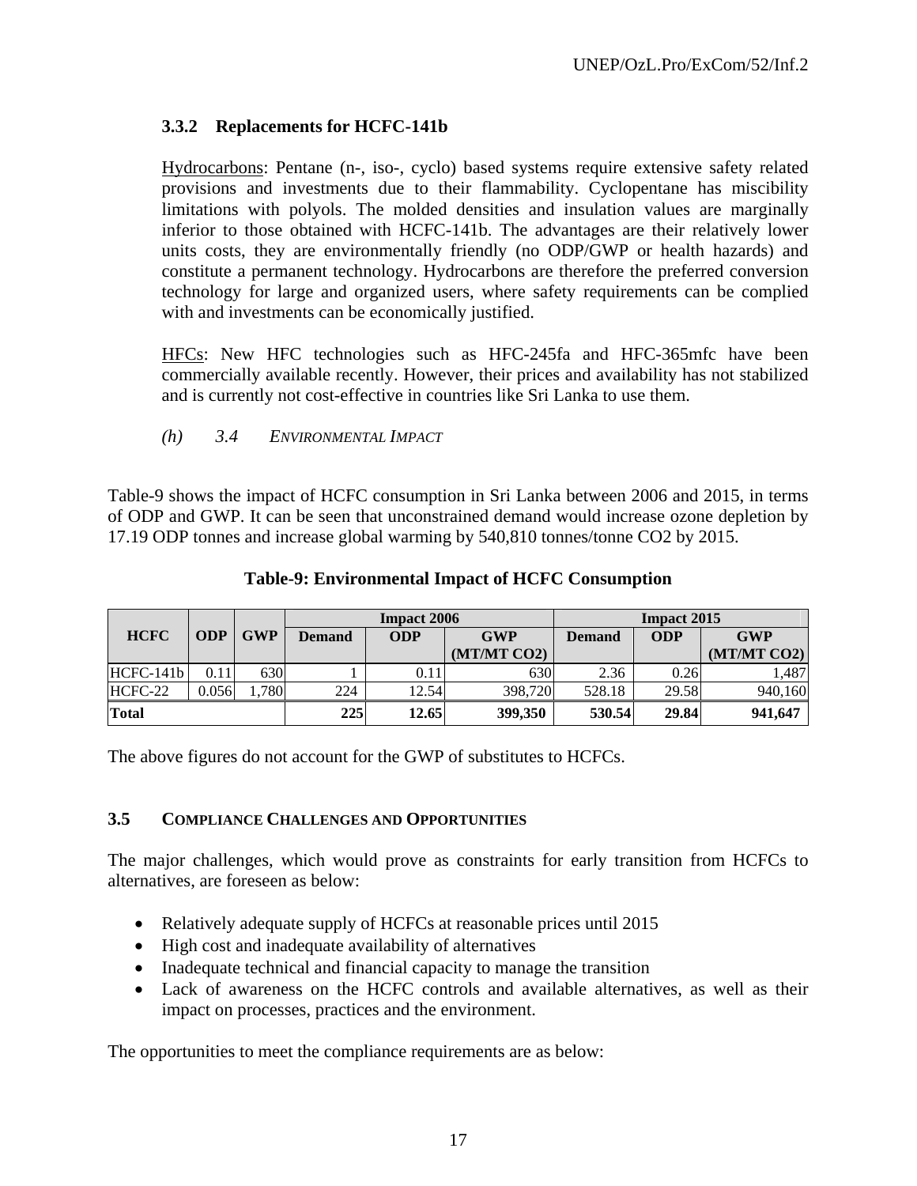### 3.3.2 Replacements for HCFC-141b

Hydrocarbons: Pentane (n-, iso-, cyclo) based systems require extensive safety related provisions and investments due to their flammability. Cyclopentane has miscibility limitations with polyols. The molded densities and insulation values are marginally inferior to those obtained with HCFC-141b. The advantages are their relatively lower units costs, they are environmentally friendly (no ODP/GWP or health hazards) and constitute a permanent technology. Hydrocarbons are therefore the preferred conversion technology for large and organized users, where safety requirements can be complied with and investments can be economically justified.

HFCs: New HFC technologies such as HFC-245fa and HFC-365mfc have been commercially available recently. However, their prices and availability has not stabilized and is currently not cost-effective in countries like Sri Lanka to use them.

*(h) 3.4 ENVIRONMENTAL IMPACT*

Table-9 shows the impact of HCFC consumption in Sri Lanka between 2006 and 2015, in terms of ODP and GWP. It can be seen that unconstrained demand would increase ozone depletion by 17.19 ODP tonnes and increase global warming by 540,810 tonnes/tonne CO2 by 2015.

**Table-9: Environmental Impact of HCFC Consumption**

| HCFC | ODP | GWP | Impact 2006 | | | Impact 2015 | | |
|---|---|---|---|---|---|---|---|---|
| | | | Demand | ODP | GWP (MT/MT CO2) | Demand | ODP | GWP (MT/MT CO2) |
| HCFC-141b | 0.11 | 630 | 1 | 0.11 | 630 | 2.36 | 0.26 | 1,487 |
| HCFC-22 | 0.056 | 1,780 | 224 | 12.54 | 398,720 | 528.18 | 29.58 | 940,160 |
| **Total** | | | **225** | **12.65** | **399,350** | **530.54** | **29.84** | **941,647** |

The above figures do not account for the GWP of substitutes to HCFCs.

### 3.5 COMPLIANCE CHALLENGES AND OPPORTUNITIES

The major challenges, which would prove as constraints for early transition from HCFCs to alternatives, are foreseen as below:

- Relatively adequate supply of HCFCs at reasonable prices until 2015
- High cost and inadequate availability of alternatives
- Inadequate technical and financial capacity to manage the transition
- Lack of awareness on the HCFC controls and available alternatives, as well as their impact on processes, practices and the environment.

The opportunities to meet the compliance requirements are as below: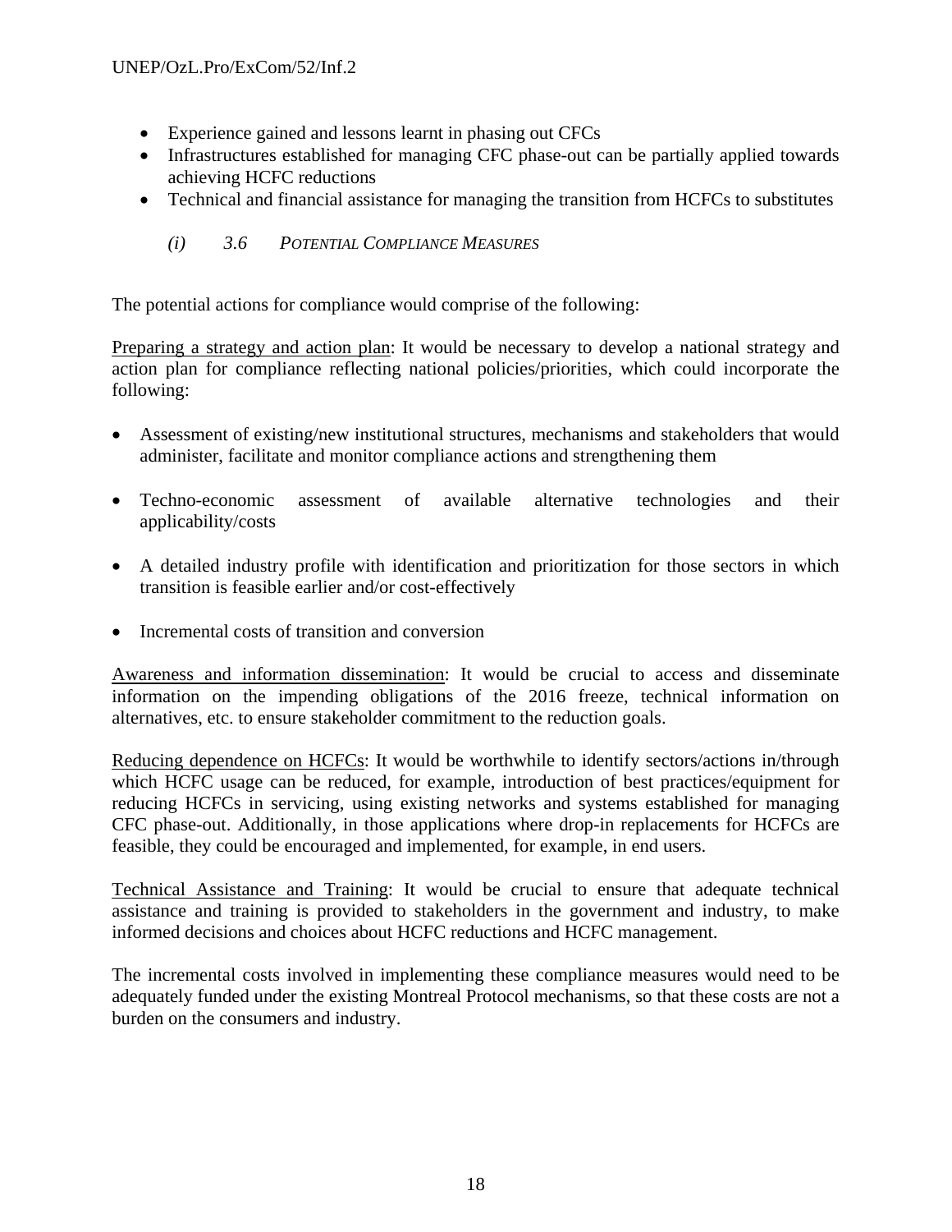- Experience gained and lessons learnt in phasing out CFCs
- Infrastructures established for managing CFC phase-out can be partially applied towards achieving HCFC reductions
- Technical and financial assistance for managing the transition from HCFCs to substitutes

### *(i) 3.6 Potential Compliance Measures*

The potential actions for compliance would comprise of the following:

Preparing a strategy and action plan: It would be necessary to develop a national strategy and action plan for compliance reflecting national policies/priorities, which could incorporate the following:

- Assessment of existing/new institutional structures, mechanisms and stakeholders that would administer, facilitate and monitor compliance actions and strengthening them
- Techno-economic assessment of available alternative technologies and their applicability/costs
- A detailed industry profile with identification and prioritization for those sectors in which transition is feasible earlier and/or cost-effectively
- Incremental costs of transition and conversion

Awareness and information dissemination: It would be crucial to access and disseminate information on the impending obligations of the 2016 freeze, technical information on alternatives, etc. to ensure stakeholder commitment to the reduction goals.

Reducing dependence on HCFCs: It would be worthwhile to identify sectors/actions in/through which HCFC usage can be reduced, for example, introduction of best practices/equipment for reducing HCFCs in servicing, using existing networks and systems established for managing CFC phase-out. Additionally, in those applications where drop-in replacements for HCFCs are feasible, they could be encouraged and implemented, for example, in end users.

Technical Assistance and Training: It would be crucial to ensure that adequate technical assistance and training is provided to stakeholders in the government and industry, to make informed decisions and choices about HCFC reductions and HCFC management.

The incremental costs involved in implementing these compliance measures would need to be adequately funded under the existing Montreal Protocol mechanisms, so that these costs are not a burden on the consumers and industry.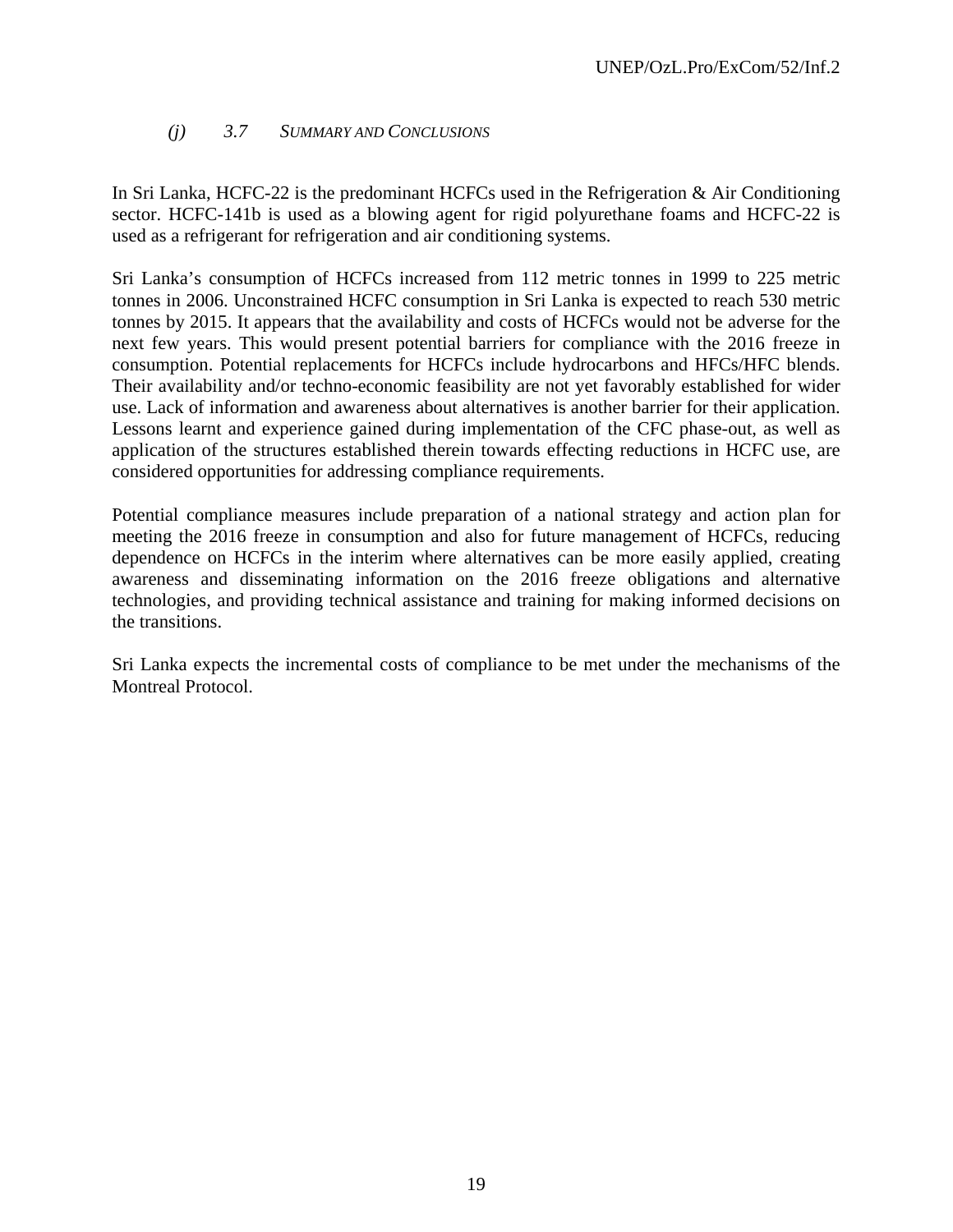### *(j)* 3.7 SUMMARY AND CONCLUSIONS

In Sri Lanka, HCFC-22 is the predominant HCFCs used in the Refrigeration & Air Conditioning sector. HCFC-141b is used as a blowing agent for rigid polyurethane foams and HCFC-22 is used as a refrigerant for refrigeration and air conditioning systems.

Sri Lanka's consumption of HCFCs increased from 112 metric tonnes in 1999 to 225 metric tonnes in 2006. Unconstrained HCFC consumption in Sri Lanka is expected to reach 530 metric tonnes by 2015. It appears that the availability and costs of HCFCs would not be adverse for the next few years. This would present potential barriers for compliance with the 2016 freeze in consumption. Potential replacements for HCFCs include hydrocarbons and HFCs/HFC blends. Their availability and/or techno-economic feasibility are not yet favorably established for wider use. Lack of information and awareness about alternatives is another barrier for their application. Lessons learnt and experience gained during implementation of the CFC phase-out, as well as application of the structures established therein towards effecting reductions in HCFC use, are considered opportunities for addressing compliance requirements.

Potential compliance measures include preparation of a national strategy and action plan for meeting the 2016 freeze in consumption and also for future management of HCFCs, reducing dependence on HCFCs in the interim where alternatives can be more easily applied, creating awareness and disseminating information on the 2016 freeze obligations and alternative technologies, and providing technical assistance and training for making informed decisions on the transitions.

Sri Lanka expects the incremental costs of compliance to be met under the mechanisms of the Montreal Protocol.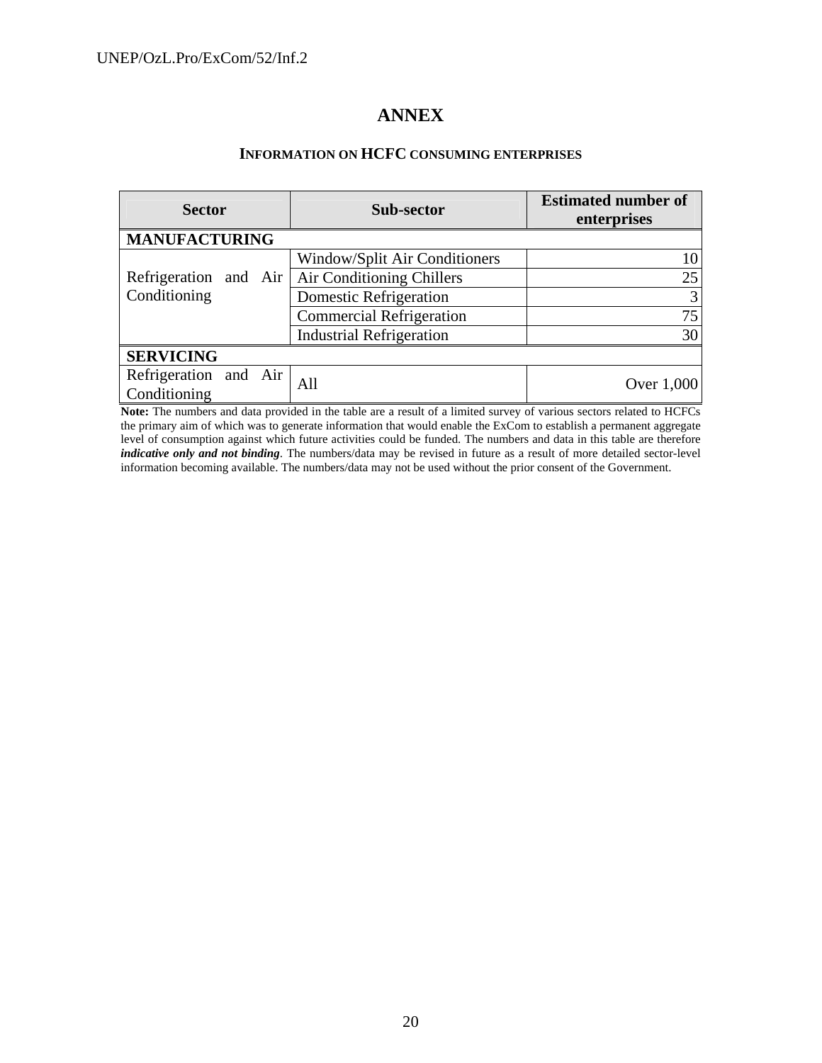# ANNEX

## INFORMATION ON HCFC CONSUMING ENTERPRISES

| Sector | Sub-sector | Estimated number of enterprises |
|---|---|---|
| **MANUFACTURING** | | |
| Refrigeration and Air Conditioning | Window/Split Air Conditioners | 10 |
| | Air Conditioning Chillers | 25 |
| | Domestic Refrigeration | 3 |
| | Commercial Refrigeration | 75 |
| | Industrial Refrigeration | 30 |
| **SERVICING** | | |
| Refrigeration and Air Conditioning | All | Over 1,000 |

**Note:** The numbers and data provided in the table are a result of a limited survey of various sectors related to HCFCs the primary aim of which was to generate information that would enable the ExCom to establish a permanent aggregate level of consumption against which future activities could be funded. The numbers and data in this table are therefore ***indicative only and not binding***. The numbers/data may be revised in future as a result of more detailed sector-level information becoming available. The numbers/data may not be used without the prior consent of the Government.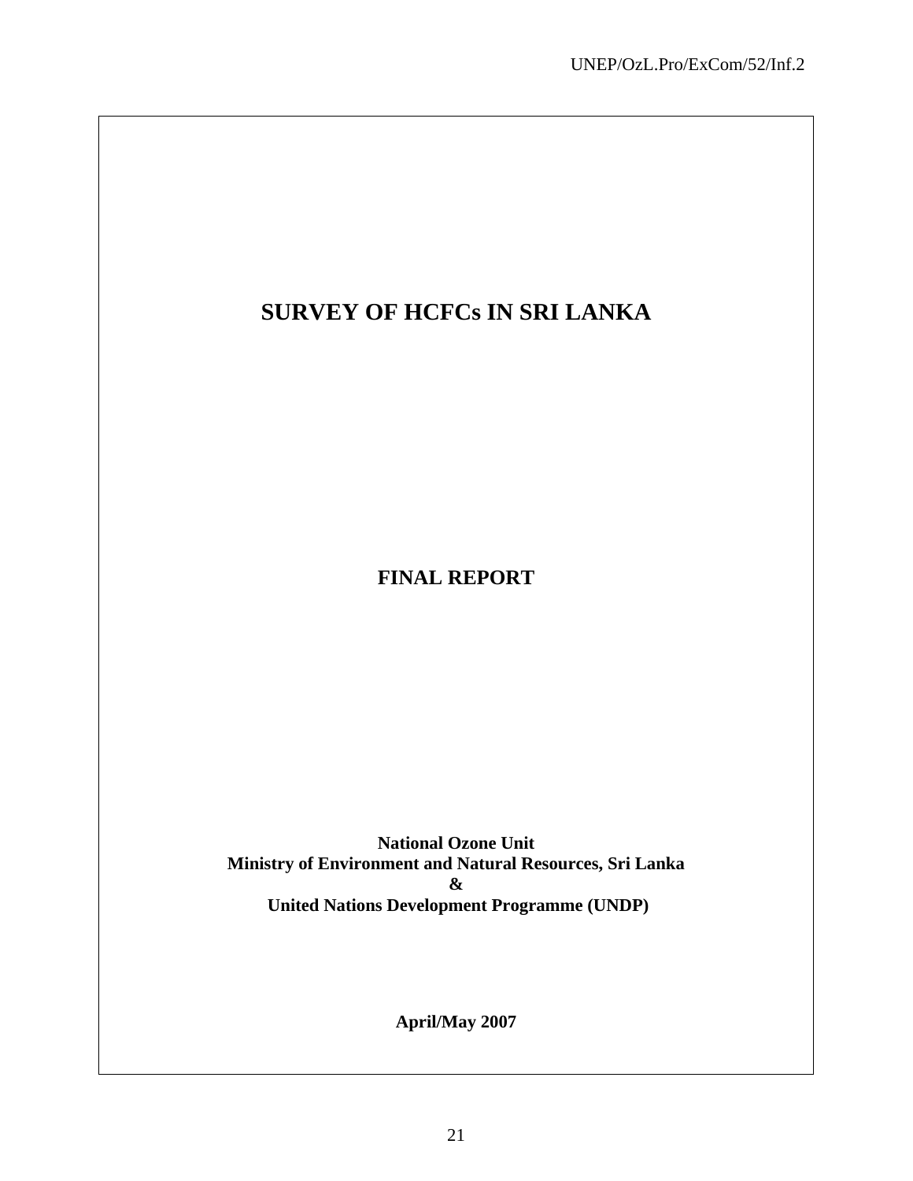# SURVEY OF HCFCs IN SRI LANKA

## FINAL REPORT

**National Ozone Unit**
**Ministry of Environment and Natural Resources, Sri Lanka**
**&**
**United Nations Development Programme (UNDP)**

**April/May 2007**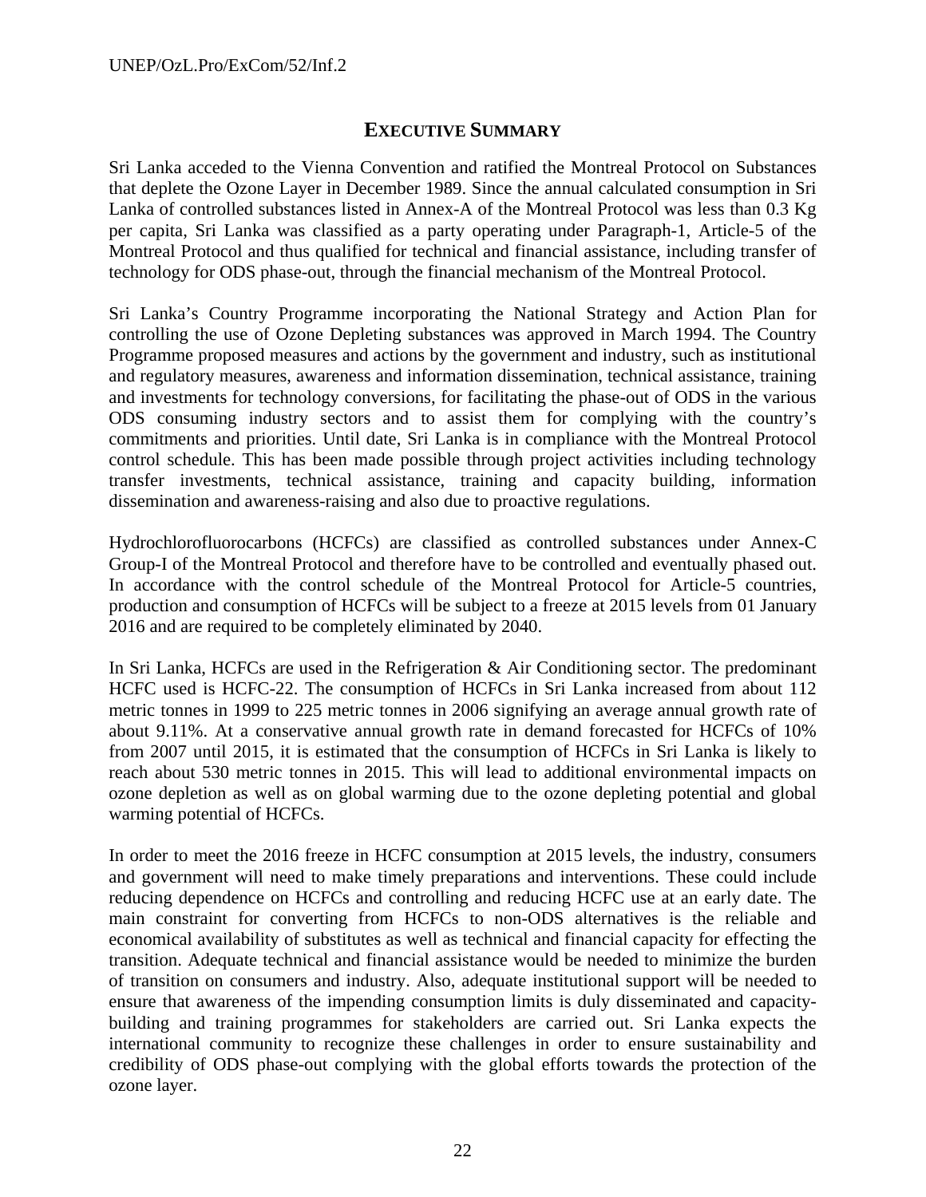# EXECUTIVE SUMMARY

Sri Lanka acceded to the Vienna Convention and ratified the Montreal Protocol on Substances that deplete the Ozone Layer in December 1989. Since the annual calculated consumption in Sri Lanka of controlled substances listed in Annex-A of the Montreal Protocol was less than 0.3 Kg per capita, Sri Lanka was classified as a party operating under Paragraph-1, Article-5 of the Montreal Protocol and thus qualified for technical and financial assistance, including transfer of technology for ODS phase-out, through the financial mechanism of the Montreal Protocol.

Sri Lanka's Country Programme incorporating the National Strategy and Action Plan for controlling the use of Ozone Depleting substances was approved in March 1994. The Country Programme proposed measures and actions by the government and industry, such as institutional and regulatory measures, awareness and information dissemination, technical assistance, training and investments for technology conversions, for facilitating the phase-out of ODS in the various ODS consuming industry sectors and to assist them for complying with the country's commitments and priorities. Until date, Sri Lanka is in compliance with the Montreal Protocol control schedule. This has been made possible through project activities including technology transfer investments, technical assistance, training and capacity building, information dissemination and awareness-raising and also due to proactive regulations.

Hydrochlorofluorocarbons (HCFCs) are classified as controlled substances under Annex-C Group-I of the Montreal Protocol and therefore have to be controlled and eventually phased out. In accordance with the control schedule of the Montreal Protocol for Article-5 countries, production and consumption of HCFCs will be subject to a freeze at 2015 levels from 01 January 2016 and are required to be completely eliminated by 2040.

In Sri Lanka, HCFCs are used in the Refrigeration & Air Conditioning sector. The predominant HCFC used is HCFC-22. The consumption of HCFCs in Sri Lanka increased from about 112 metric tonnes in 1999 to 225 metric tonnes in 2006 signifying an average annual growth rate of about 9.11%. At a conservative annual growth rate in demand forecasted for HCFCs of 10% from 2007 until 2015, it is estimated that the consumption of HCFCs in Sri Lanka is likely to reach about 530 metric tonnes in 2015. This will lead to additional environmental impacts on ozone depletion as well as on global warming due to the ozone depleting potential and global warming potential of HCFCs.

In order to meet the 2016 freeze in HCFC consumption at 2015 levels, the industry, consumers and government will need to make timely preparations and interventions. These could include reducing dependence on HCFCs and controlling and reducing HCFC use at an early date. The main constraint for converting from HCFCs to non-ODS alternatives is the reliable and economical availability of substitutes as well as technical and financial capacity for effecting the transition. Adequate technical and financial assistance would be needed to minimize the burden of transition on consumers and industry. Also, adequate institutional support will be needed to ensure that awareness of the impending consumption limits is duly disseminated and capacity-building and training programmes for stakeholders are carried out. Sri Lanka expects the international community to recognize these challenges in order to ensure sustainability and credibility of ODS phase-out complying with the global efforts towards the protection of the ozone layer.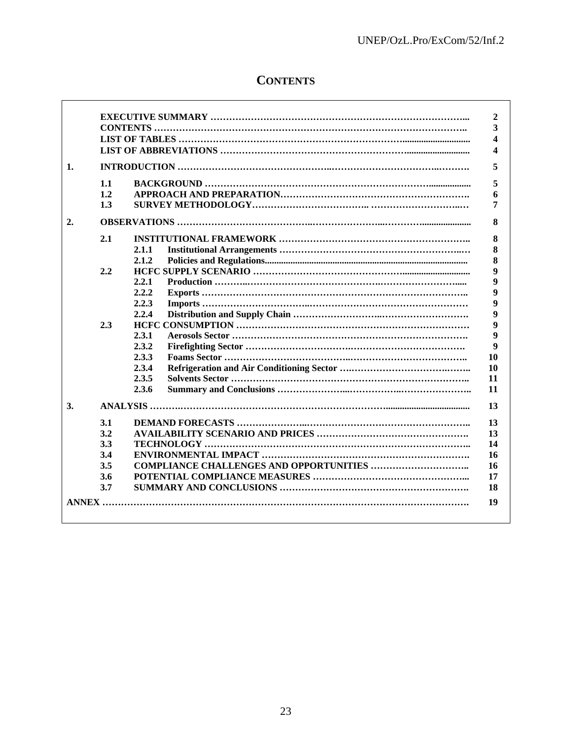# CONTENTS

| | | | | |
|---|---|---|---|---|
| | **EXECUTIVE SUMMARY** | | | **2** |
| | **CONTENTS** | | | **3** |
| | **LIST OF TABLES** | | | **4** |
| | **LIST OF ABBREVIATIONS** | | | **4** |
| **1.** | **INTRODUCTION** | | | **5** |
| | **1.1** | **BACKGROUND** | | **5** |
| | **1.2** | **APPROACH AND PREPARATION** | | **6** |
| | **1.3** | **SURVEY METHODOLOGY** | | **7** |
| **2.** | **OBSERVATIONS** | | | **8** |
| | **2.1** | **INSTITUTIONAL FRAMEWORK** | | **8** |
| | | **2.1.1** | **Institutional Arrangements** | **8** |
| | | **2.1.2** | **Policies and Regulations** | **8** |
| | **2.2** | **HCFC SUPPLY SCENARIO** | | **9** |
| | | **2.2.1** | **Production** | **9** |
| | | **2.2.2** | **Exports** | **9** |
| | | **2.2.3** | **Imports** | **9** |
| | | **2.2.4** | **Distribution and Supply Chain** | **9** |
| | **2.3** | **HCFC CONSUMPTION** | | **9** |
| | | **2.3.1** | **Aerosols Sector** | **9** |
| | | **2.3.2** | **Firefighting Sector** | **9** |
| | | **2.3.3** | **Foams Sector** | **10** |
| | | **2.3.4** | **Refrigeration and Air Conditioning Sector** | **10** |
| | | **2.3.5** | **Solvents Sector** | **11** |
| | | **2.3.6** | **Summary and Conclusions** | **11** |
| **3.** | **ANALYSIS** | | | **13** |
| | **3.1** | **DEMAND FORECASTS** | | **13** |
| | **3.2** | **AVAILABILITY SCENARIO AND PRICES** | | **13** |
| | **3.3** | **TECHNOLOGY** | | **14** |
| | **3.4** | **ENVIRONMENTAL IMPACT** | | **16** |
| | **3.5** | **COMPLIANCE CHALLENGES AND OPPORTUNITIES** | | **16** |
| | **3.6** | **POTENTIAL COMPLIANCE MEASURES** | | **17** |
| | **3.7** | **SUMMARY AND CONCLUSIONS** | | **18** |
| **ANNEX** | | | | **19** |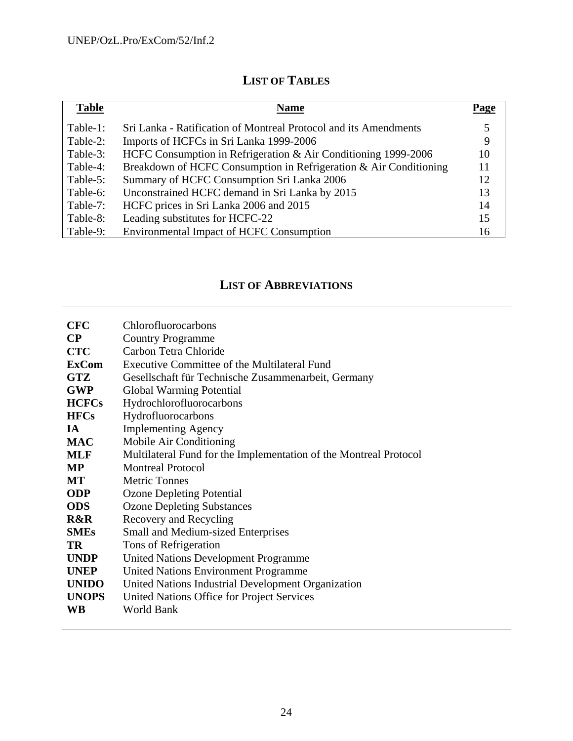## LIST OF TABLES

| Table | Name | Page |
|---|---|---|
| Table-1: | Sri Lanka - Ratification of Montreal Protocol and its Amendments | 5 |
| Table-2: | Imports of HCFCs in Sri Lanka 1999-2006 | 9 |
| Table-3: | HCFC Consumption in Refrigeration & Air Conditioning 1999-2006 | 10 |
| Table-4: | Breakdown of HCFC Consumption in Refrigeration & Air Conditioning | 11 |
| Table-5: | Summary of HCFC Consumption Sri Lanka 2006 | 12 |
| Table-6: | Unconstrained HCFC demand in Sri Lanka by 2015 | 13 |
| Table-7: | HCFC prices in Sri Lanka 2006 and 2015 | 14 |
| Table-8: | Leading substitutes for HCFC-22 | 15 |
| Table-9: | Environmental Impact of HCFC Consumption | 16 |

## LIST OF ABBREVIATIONS

| | |
|---|---|
| **CFC** | Chlorofluorocarbons |
| **CP** | Country Programme |
| **CTC** | Carbon Tetra Chloride |
| **ExCom** | Executive Committee of the Multilateral Fund |
| **GTZ** | Gesellschaft für Technische Zusammenarbeit, Germany |
| **GWP** | Global Warming Potential |
| **HCFCs** | Hydrochlorofluorocarbons |
| **HFCs** | Hydrofluorocarbons |
| **IA** | Implementing Agency |
| **MAC** | Mobile Air Conditioning |
| **MLF** | Multilateral Fund for the Implementation of the Montreal Protocol |
| **MP** | Montreal Protocol |
| **MT** | Metric Tonnes |
| **ODP** | Ozone Depleting Potential |
| **ODS** | Ozone Depleting Substances |
| **R&R** | Recovery and Recycling |
| **SMEs** | Small and Medium-sized Enterprises |
| **TR** | Tons of Refrigeration |
| **UNDP** | United Nations Development Programme |
| **UNEP** | United Nations Environment Programme |
| **UNIDO** | United Nations Industrial Development Organization |
| **UNOPS** | United Nations Office for Project Services |
| **WB** | World Bank |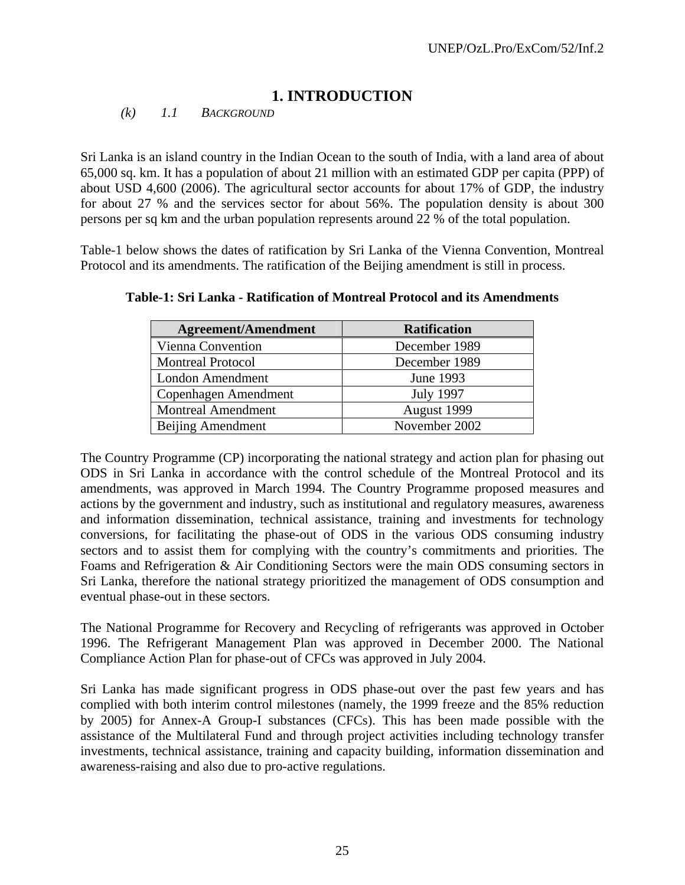# 1. INTRODUCTION

*(k) 1.1 BACKGROUND*

Sri Lanka is an island country in the Indian Ocean to the south of India, with a land area of about 65,000 sq. km. It has a population of about 21 million with an estimated GDP per capita (PPP) of about USD 4,600 (2006). The agricultural sector accounts for about 17% of GDP, the industry for about 27 % and the services sector for about 56%. The population density is about 300 persons per sq km and the urban population represents around 22 % of the total population.

Table-1 below shows the dates of ratification by Sri Lanka of the Vienna Convention, Montreal Protocol and its amendments. The ratification of the Beijing amendment is still in process.

**Table-1: Sri Lanka - Ratification of Montreal Protocol and its Amendments**

| Agreement/Amendment | Ratification |
|---|---|
| Vienna Convention | December 1989 |
| Montreal Protocol | December 1989 |
| London Amendment | June 1993 |
| Copenhagen Amendment | July 1997 |
| Montreal Amendment | August 1999 |
| Beijing Amendment | November 2002 |

The Country Programme (CP) incorporating the national strategy and action plan for phasing out ODS in Sri Lanka in accordance with the control schedule of the Montreal Protocol and its amendments, was approved in March 1994. The Country Programme proposed measures and actions by the government and industry, such as institutional and regulatory measures, awareness and information dissemination, technical assistance, training and investments for technology conversions, for facilitating the phase-out of ODS in the various ODS consuming industry sectors and to assist them for complying with the country's commitments and priorities. The Foams and Refrigeration & Air Conditioning Sectors were the main ODS consuming sectors in Sri Lanka, therefore the national strategy prioritized the management of ODS consumption and eventual phase-out in these sectors.

The National Programme for Recovery and Recycling of refrigerants was approved in October 1996. The Refrigerant Management Plan was approved in December 2000. The National Compliance Action Plan for phase-out of CFCs was approved in July 2004.

Sri Lanka has made significant progress in ODS phase-out over the past few years and has complied with both interim control milestones (namely, the 1999 freeze and the 85% reduction by 2005) for Annex-A Group-I substances (CFCs). This has been made possible with the assistance of the Multilateral Fund and through project activities including technology transfer investments, technical assistance, training and capacity building, information dissemination and awareness-raising and also due to pro-active regulations.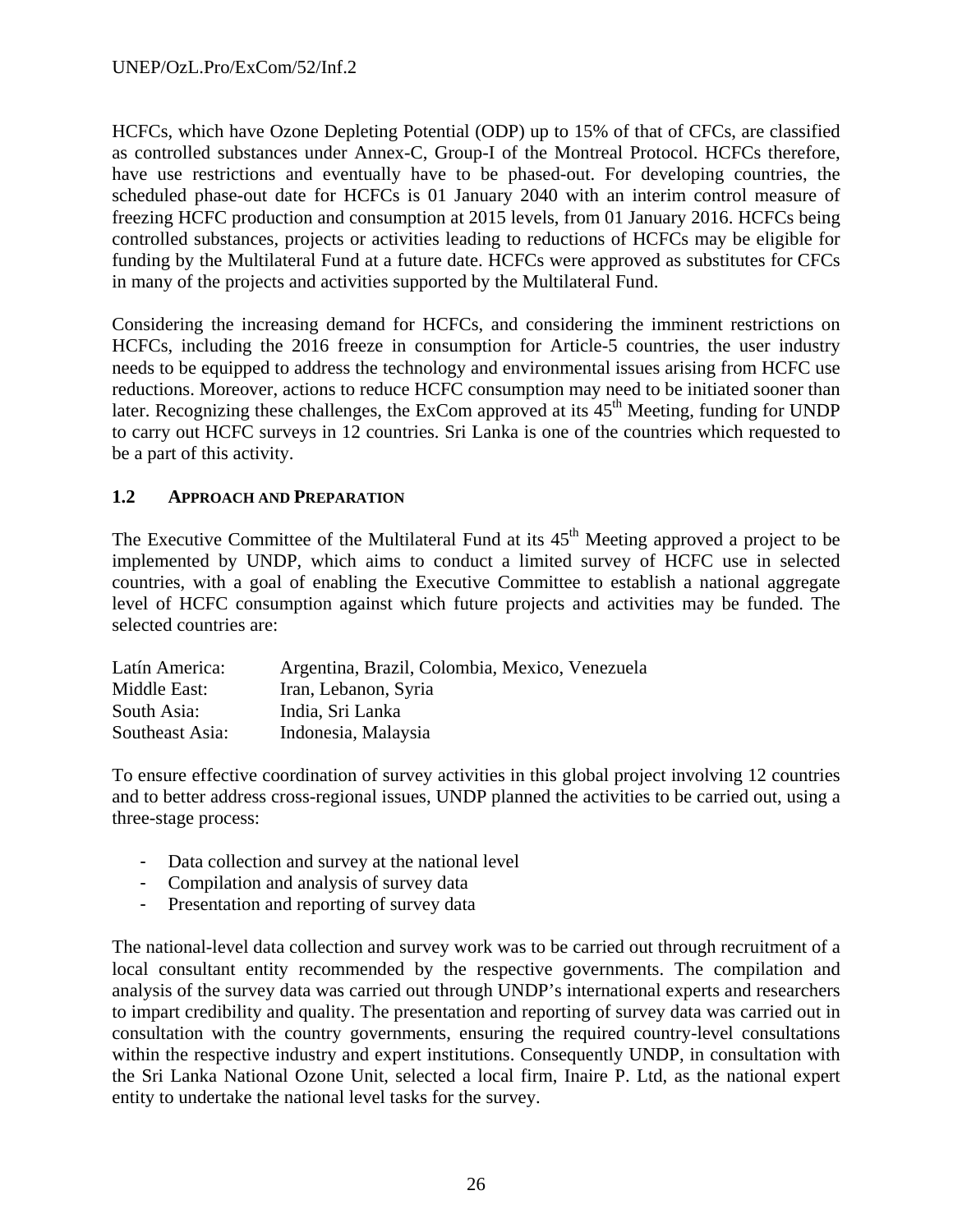HCFCs, which have Ozone Depleting Potential (ODP) up to 15% of that of CFCs, are classified as controlled substances under Annex-C, Group-I of the Montreal Protocol. HCFCs therefore, have use restrictions and eventually have to be phased-out. For developing countries, the scheduled phase-out date for HCFCs is 01 January 2040 with an interim control measure of freezing HCFC production and consumption at 2015 levels, from 01 January 2016. HCFCs being controlled substances, projects or activities leading to reductions of HCFCs may be eligible for funding by the Multilateral Fund at a future date. HCFCs were approved as substitutes for CFCs in many of the projects and activities supported by the Multilateral Fund.

Considering the increasing demand for HCFCs, and considering the imminent restrictions on HCFCs, including the 2016 freeze in consumption for Article-5 countries, the user industry needs to be equipped to address the technology and environmental issues arising from HCFC use reductions. Moreover, actions to reduce HCFC consumption may need to be initiated sooner than later. Recognizing these challenges, the ExCom approved at its 45th Meeting, funding for UNDP to carry out HCFC surveys in 12 countries. Sri Lanka is one of the countries which requested to be a part of this activity.

### 1.2 APPROACH AND PREPARATION

The Executive Committee of the Multilateral Fund at its 45th Meeting approved a project to be implemented by UNDP, which aims to conduct a limited survey of HCFC use in selected countries, with a goal of enabling the Executive Committee to establish a national aggregate level of HCFC consumption against which future projects and activities may be funded. The selected countries are:

| | |
|---|---|
| Latín America: | Argentina, Brazil, Colombia, Mexico, Venezuela |
| Middle East: | Iran, Lebanon, Syria |
| South Asia: | India, Sri Lanka |
| Southeast Asia: | Indonesia, Malaysia |

To ensure effective coordination of survey activities in this global project involving 12 countries and to better address cross-regional issues, UNDP planned the activities to be carried out, using a three-stage process:

- Data collection and survey at the national level
- Compilation and analysis of survey data
- Presentation and reporting of survey data

The national-level data collection and survey work was to be carried out through recruitment of a local consultant entity recommended by the respective governments. The compilation and analysis of the survey data was carried out through UNDP's international experts and researchers to impart credibility and quality. The presentation and reporting of survey data was carried out in consultation with the country governments, ensuring the required country-level consultations within the respective industry and expert institutions. Consequently UNDP, in consultation with the Sri Lanka National Ozone Unit, selected a local firm, Inaire P. Ltd, as the national expert entity to undertake the national level tasks for the survey.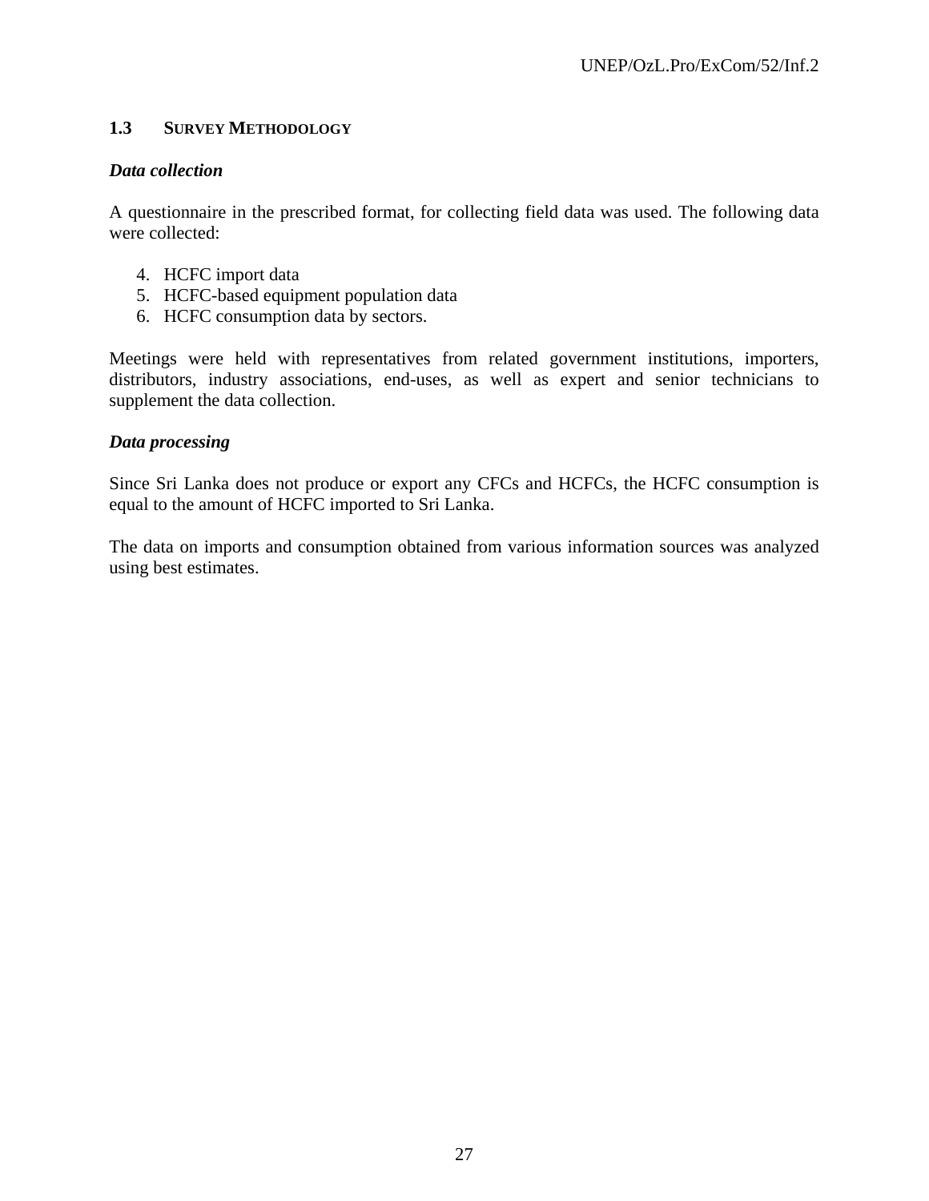### 1.3 SURVEY METHODOLOGY

***Data collection***

A questionnaire in the prescribed format, for collecting field data was used. The following data were collected:

4. HCFC import data
5. HCFC-based equipment population data
6. HCFC consumption data by sectors.

Meetings were held with representatives from related government institutions, importers, distributors, industry associations, end-uses, as well as expert and senior technicians to supplement the data collection.

***Data processing***

Since Sri Lanka does not produce or export any CFCs and HCFCs, the HCFC consumption is equal to the amount of HCFC imported to Sri Lanka.

The data on imports and consumption obtained from various information sources was analyzed using best estimates.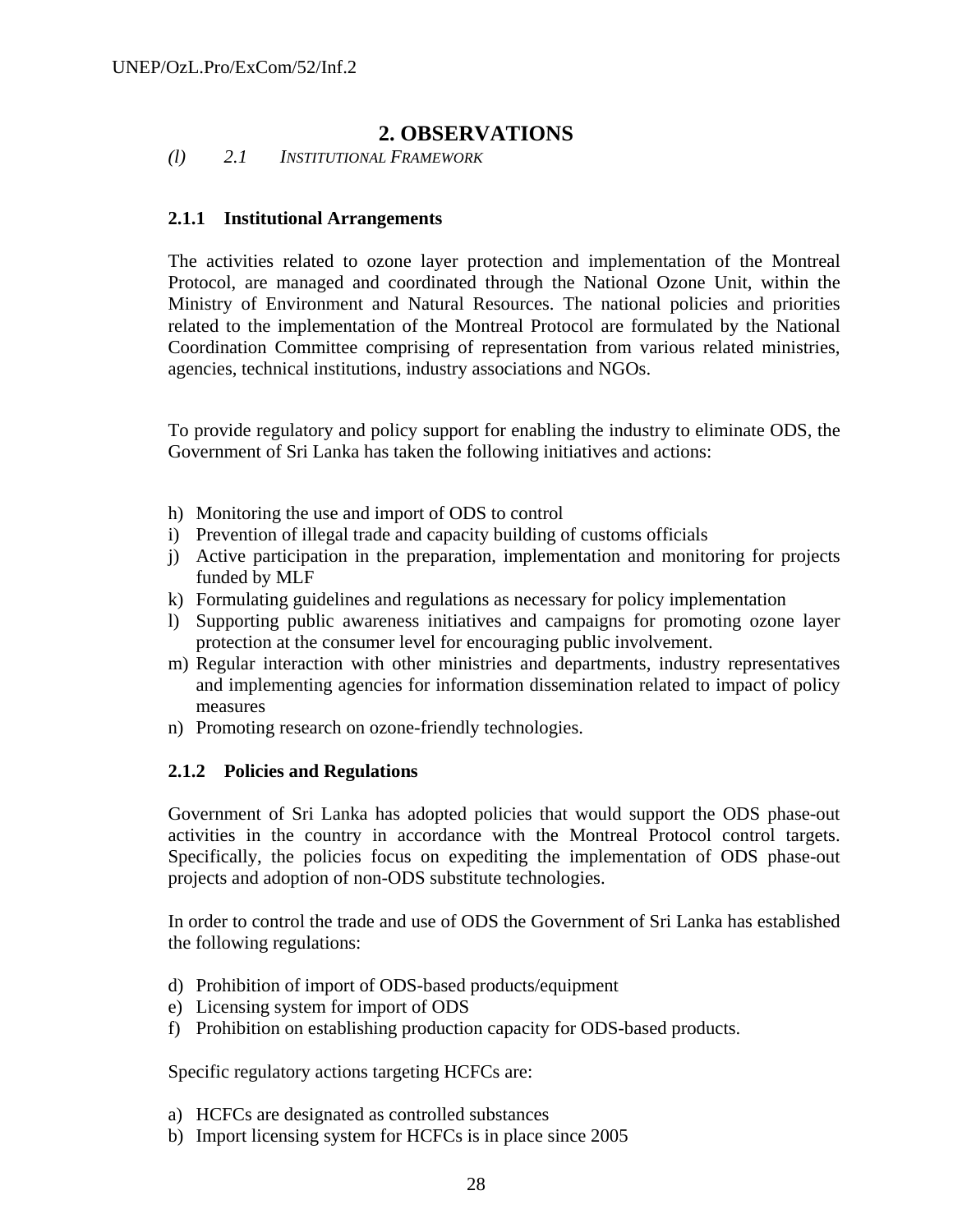# 2. OBSERVATIONS

*(l) 2.1 INSTITUTIONAL FRAMEWORK*

### 2.1.1 Institutional Arrangements

The activities related to ozone layer protection and implementation of the Montreal Protocol, are managed and coordinated through the National Ozone Unit, within the Ministry of Environment and Natural Resources. The national policies and priorities related to the implementation of the Montreal Protocol are formulated by the National Coordination Committee comprising of representation from various related ministries, agencies, technical institutions, industry associations and NGOs.

To provide regulatory and policy support for enabling the industry to eliminate ODS, the Government of Sri Lanka has taken the following initiatives and actions:

h) Monitoring the use and import of ODS to control
i) Prevention of illegal trade and capacity building of customs officials
j) Active participation in the preparation, implementation and monitoring for projects funded by MLF
k) Formulating guidelines and regulations as necessary for policy implementation
l) Supporting public awareness initiatives and campaigns for promoting ozone layer protection at the consumer level for encouraging public involvement.
m) Regular interaction with other ministries and departments, industry representatives and implementing agencies for information dissemination related to impact of policy measures
n) Promoting research on ozone-friendly technologies.

### 2.1.2 Policies and Regulations

Government of Sri Lanka has adopted policies that would support the ODS phase-out activities in the country in accordance with the Montreal Protocol control targets. Specifically, the policies focus on expediting the implementation of ODS phase-out projects and adoption of non-ODS substitute technologies.

In order to control the trade and use of ODS the Government of Sri Lanka has established the following regulations:

d) Prohibition of import of ODS-based products/equipment
e) Licensing system for import of ODS
f) Prohibition on establishing production capacity for ODS-based products.

Specific regulatory actions targeting HCFCs are:

a) HCFCs are designated as controlled substances
b) Import licensing system for HCFCs is in place since 2005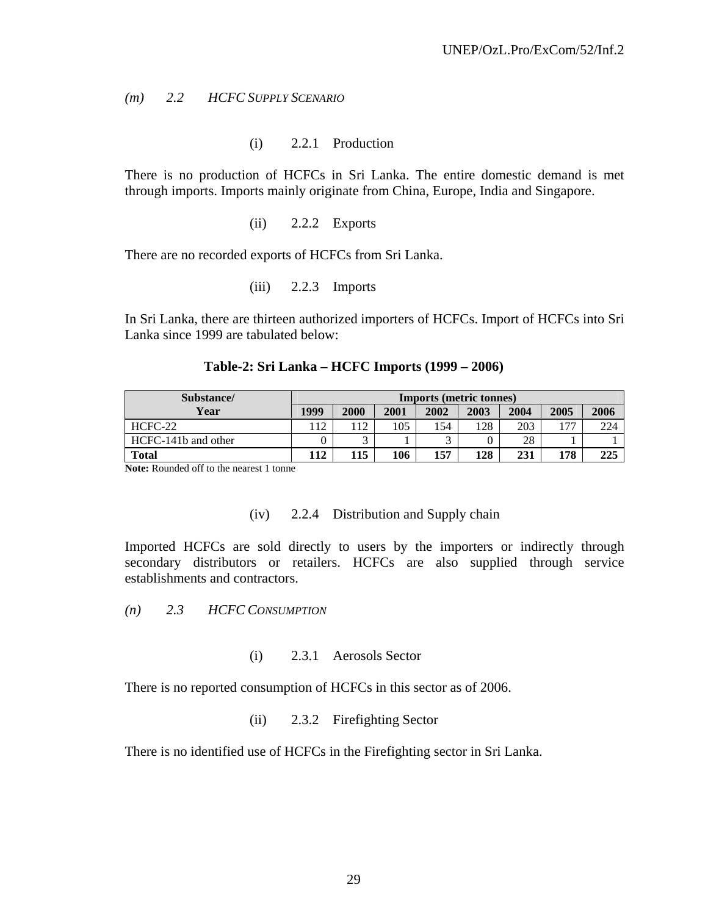## *(m) 2.2 HCFC SUPPLY SCENARIO*

### (i) 2.2.1 Production

There is no production of HCFCs in Sri Lanka. The entire domestic demand is met through imports. Imports mainly originate from China, Europe, India and Singapore.

### (ii) 2.2.2 Exports

There are no recorded exports of HCFCs from Sri Lanka.

### (iii) 2.2.3 Imports

In Sri Lanka, there are thirteen authorized importers of HCFCs. Import of HCFCs into Sri Lanka since 1999 are tabulated below:

**Table-2: Sri Lanka – HCFC Imports (1999 – 2006)**

| Substance/ Year | Imports (metric tonnes) | | | | | | | |
|---|---|---|---|---|---|---|---|---|
| | 1999 | 2000 | 2001 | 2002 | 2003 | 2004 | 2005 | 2006 |
| HCFC-22 | 112 | 112 | 105 | 154 | 128 | 203 | 177 | 224 |
| HCFC-141b and other | 0 | 3 | 1 | 3 | 0 | 28 | 1 | 1 |
| **Total** | **112** | **115** | **106** | **157** | **128** | **231** | **178** | **225** |

**Note:** Rounded off to the nearest 1 tonne

### (iv) 2.2.4 Distribution and Supply chain

Imported HCFCs are sold directly to users by the importers or indirectly through secondary distributors or retailers. HCFCs are also supplied through service establishments and contractors.

## *(n) 2.3 HCFC CONSUMPTION*

### (i) 2.3.1 Aerosols Sector

There is no reported consumption of HCFCs in this sector as of 2006.

### (ii) 2.3.2 Firefighting Sector

There is no identified use of HCFCs in the Firefighting sector in Sri Lanka.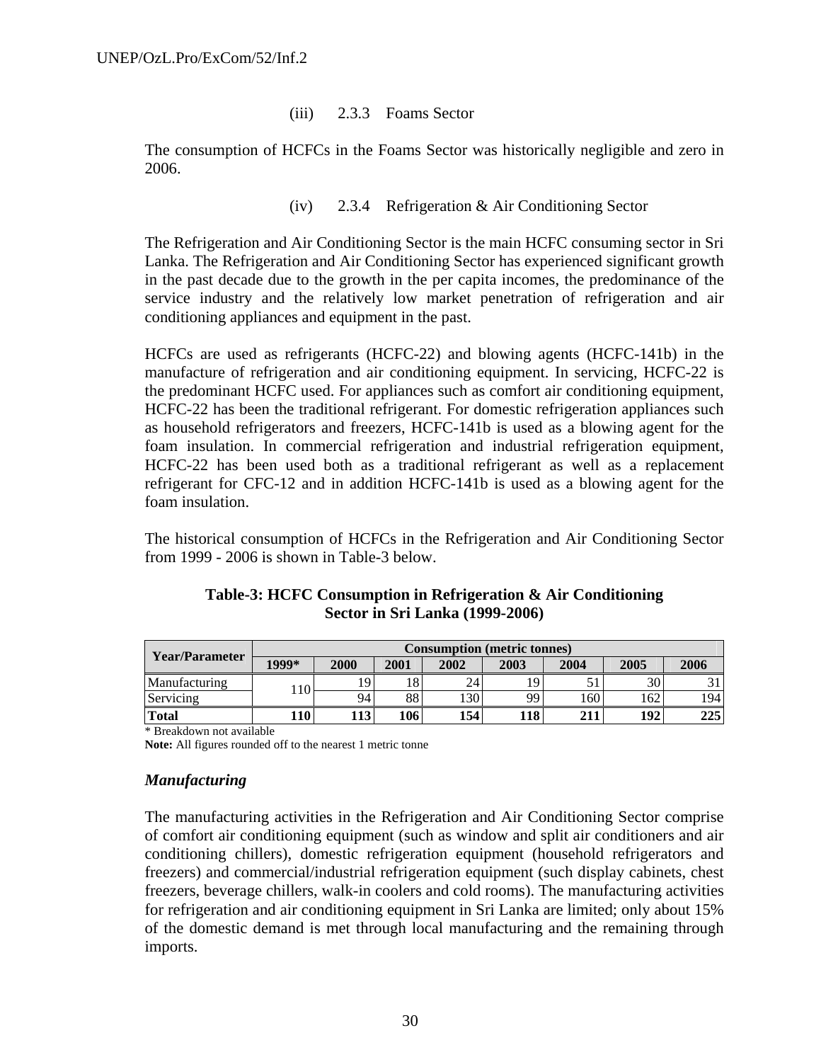### (iii) 2.3.3 Foams Sector

The consumption of HCFCs in the Foams Sector was historically negligible and zero in 2006.

### (iv) 2.3.4 Refrigeration & Air Conditioning Sector

The Refrigeration and Air Conditioning Sector is the main HCFC consuming sector in Sri Lanka. The Refrigeration and Air Conditioning Sector has experienced significant growth in the past decade due to the growth in the per capita incomes, the predominance of the service industry and the relatively low market penetration of refrigeration and air conditioning appliances and equipment in the past.

HCFCs are used as refrigerants (HCFC-22) and blowing agents (HCFC-141b) in the manufacture of refrigeration and air conditioning equipment. In servicing, HCFC-22 is the predominant HCFC used. For appliances such as comfort air conditioning equipment, HCFC-22 has been the traditional refrigerant. For domestic refrigeration appliances such as household refrigerators and freezers, HCFC-141b is used as a blowing agent for the foam insulation. In commercial refrigeration and industrial refrigeration equipment, HCFC-22 has been used both as a traditional refrigerant as well as a replacement refrigerant for CFC-12 and in addition HCFC-141b is used as a blowing agent for the foam insulation.

The historical consumption of HCFCs in the Refrigeration and Air Conditioning Sector from 1999 - 2006 is shown in Table-3 below.

**Table-3: HCFC Consumption in Refrigeration & Air Conditioning Sector in Sri Lanka (1999-2006)**

| Year/Parameter | Consumption (metric tonnes) | | | | | | | |
|---|---|---|---|---|---|---|---|---|
| | 1999* | 2000 | 2001 | 2002 | 2003 | 2004 | 2005 | 2006 |
| Manufacturing | 110 | 19 | 18 | 24 | 19 | 51 | 30 | 31 |
| Servicing | | 94 | 88 | 130 | 99 | 160 | 162 | 194 |
| **Total** | **110** | **113** | **106** | **154** | **118** | **211** | **192** | **225** |

\* Breakdown not available

**Note:** All figures rounded off to the nearest 1 metric tonne

### *Manufacturing*

The manufacturing activities in the Refrigeration and Air Conditioning Sector comprise of comfort air conditioning equipment (such as window and split air conditioners and air conditioning chillers), domestic refrigeration equipment (household refrigerators and freezers) and commercial/industrial refrigeration equipment (such display cabinets, chest freezers, beverage chillers, walk-in coolers and cold rooms). The manufacturing activities for refrigeration and air conditioning equipment in Sri Lanka are limited; only about 15% of the domestic demand is met through local manufacturing and the remaining through imports.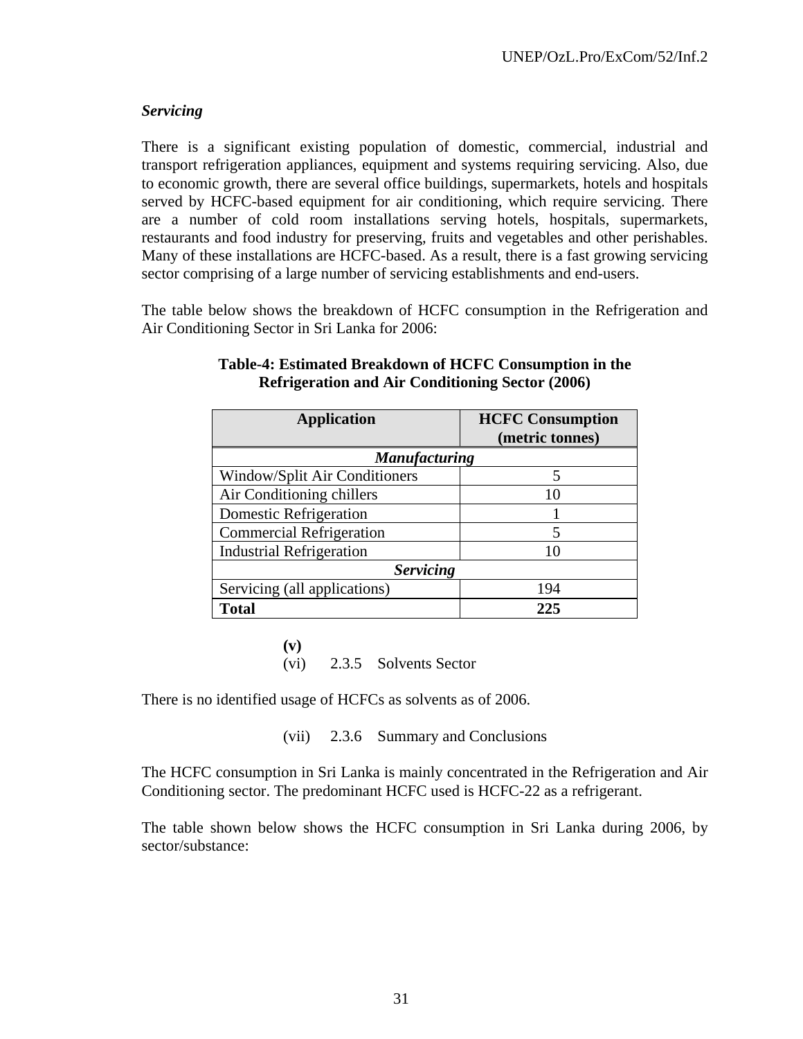*Servicing*

There is a significant existing population of domestic, commercial, industrial and transport refrigeration appliances, equipment and systems requiring servicing. Also, due to economic growth, there are several office buildings, supermarkets, hotels and hospitals served by HCFC-based equipment for air conditioning, which require servicing. There are a number of cold room installations serving hotels, hospitals, supermarkets, restaurants and food industry for preserving, fruits and vegetables and other perishables. Many of these installations are HCFC-based. As a result, there is a fast growing servicing sector comprising of a large number of servicing establishments and end-users.

The table below shows the breakdown of HCFC consumption in the Refrigeration and Air Conditioning Sector in Sri Lanka for 2006:

**Table-4: Estimated Breakdown of HCFC Consumption in the Refrigeration and Air Conditioning Sector (2006)**

| Application | HCFC Consumption (metric tonnes) |
|---|---|
| ***Manufacturing*** | |
| Window/Split Air Conditioners | 5 |
| Air Conditioning chillers | 10 |
| Domestic Refrigeration | 1 |
| Commercial Refrigeration | 5 |
| Industrial Refrigeration | 10 |
| ***Servicing*** | |
| Servicing (all applications) | 194 |
| **Total** | **225** |

**(v)**

(vi) 2.3.5 Solvents Sector

There is no identified usage of HCFCs as solvents as of 2006.

(vii) 2.3.6 Summary and Conclusions

The HCFC consumption in Sri Lanka is mainly concentrated in the Refrigeration and Air Conditioning sector. The predominant HCFC used is HCFC-22 as a refrigerant.

The table shown below shows the HCFC consumption in Sri Lanka during 2006, by sector/substance: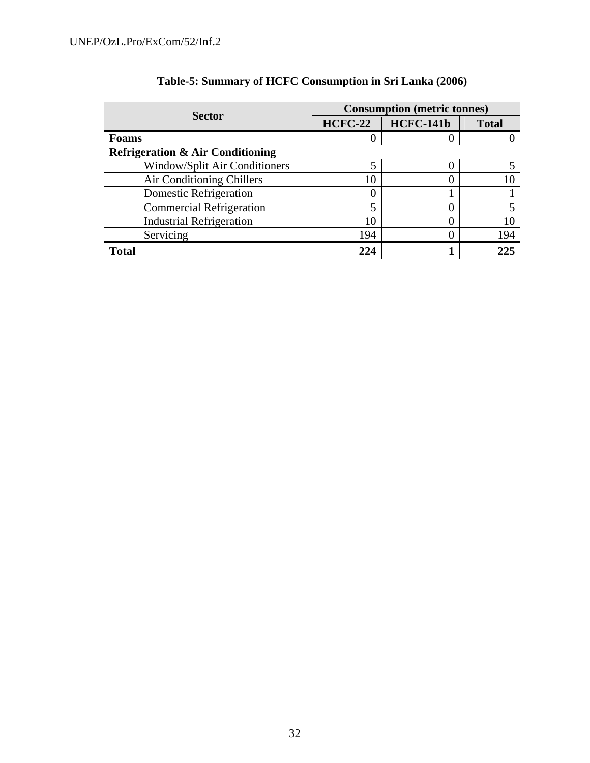**Table-5: Summary of HCFC Consumption in Sri Lanka (2006)**

| Sector | Consumption (metric tonnes) | | |
|---|---|---|---|
| | HCFC-22 | HCFC-141b | Total |
| **Foams** | 0 | 0 | 0 |
| **Refrigeration & Air Conditioning** | | | |
| Window/Split Air Conditioners | 5 | 0 | 5 |
| Air Conditioning Chillers | 10 | 0 | 10 |
| Domestic Refrigeration | 0 | 1 | 1 |
| Commercial Refrigeration | 5 | 0 | 5 |
| Industrial Refrigeration | 10 | 0 | 10 |
| Servicing | 194 | 0 | 194 |
| **Total** | **224** | **1** | **225** |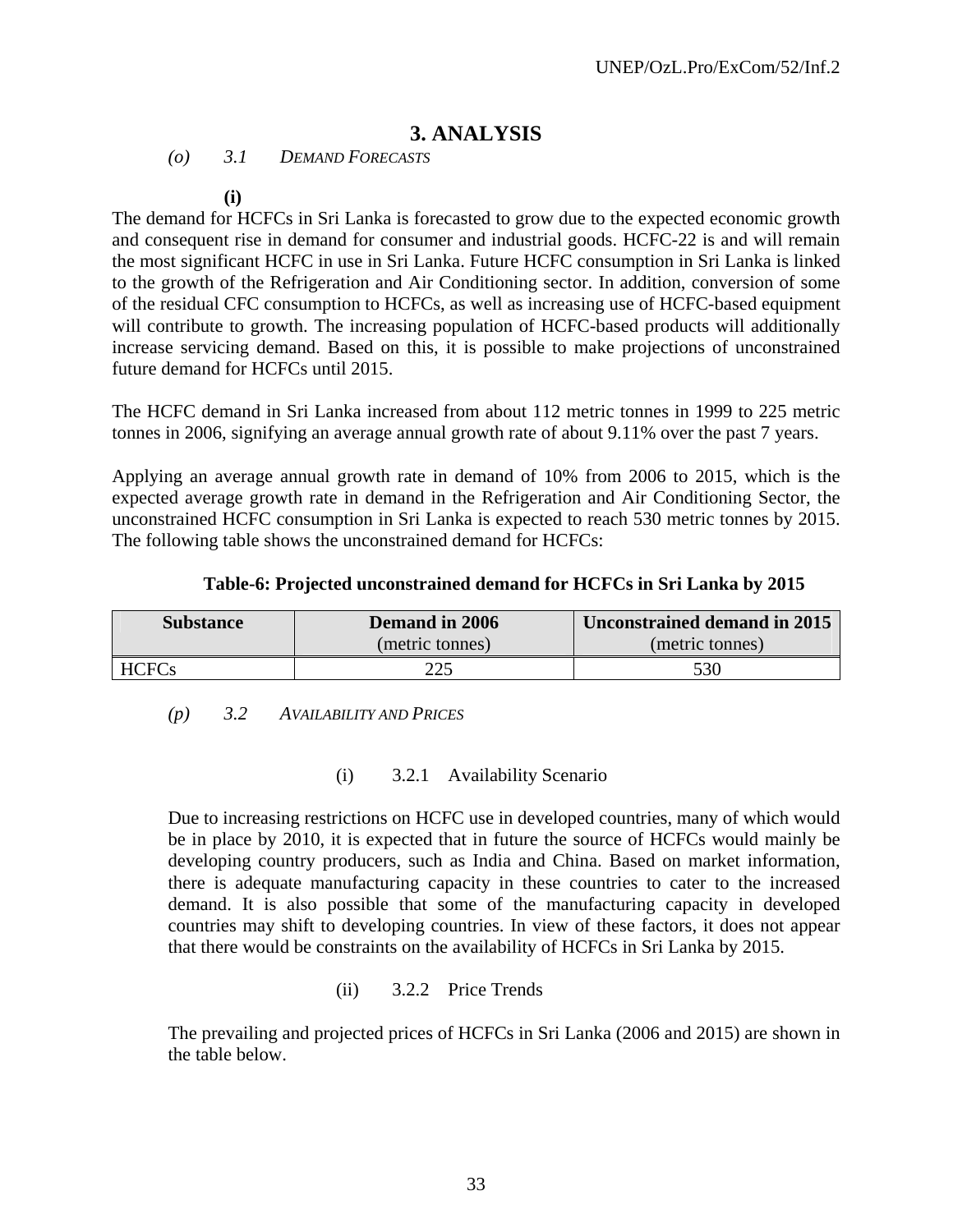# 3. ANALYSIS

*(o) 3.1 DEMAND FORECASTS*

**(i)**

The demand for HCFCs in Sri Lanka is forecasted to grow due to the expected economic growth and consequent rise in demand for consumer and industrial goods. HCFC-22 is and will remain the most significant HCFC in use in Sri Lanka. Future HCFC consumption in Sri Lanka is linked to the growth of the Refrigeration and Air Conditioning sector. In addition, conversion of some of the residual CFC consumption to HCFCs, as well as increasing use of HCFC-based equipment will contribute to growth. The increasing population of HCFC-based products will additionally increase servicing demand. Based on this, it is possible to make projections of unconstrained future demand for HCFCs until 2015.

The HCFC demand in Sri Lanka increased from about 112 metric tonnes in 1999 to 225 metric tonnes in 2006, signifying an average annual growth rate of about 9.11% over the past 7 years.

Applying an average annual growth rate in demand of 10% from 2006 to 2015, which is the expected average growth rate in demand in the Refrigeration and Air Conditioning Sector, the unconstrained HCFC consumption in Sri Lanka is expected to reach 530 metric tonnes by 2015. The following table shows the unconstrained demand for HCFCs:

**Table-6: Projected unconstrained demand for HCFCs in Sri Lanka by 2015**

| **Substance** | **Demand in 2006** (metric tonnes) | **Unconstrained demand in 2015** (metric tonnes) |
|---|---|---|
| HCFCs | 225 | 530 |

*(p) 3.2 AVAILABILITY AND PRICES*

(i) 3.2.1 Availability Scenario

Due to increasing restrictions on HCFC use in developed countries, many of which would be in place by 2010, it is expected that in future the source of HCFCs would mainly be developing country producers, such as India and China. Based on market information, there is adequate manufacturing capacity in these countries to cater to the increased demand. It is also possible that some of the manufacturing capacity in developed countries may shift to developing countries. In view of these factors, it does not appear that there would be constraints on the availability of HCFCs in Sri Lanka by 2015.

(ii) 3.2.2 Price Trends

The prevailing and projected prices of HCFCs in Sri Lanka (2006 and 2015) are shown in the table below.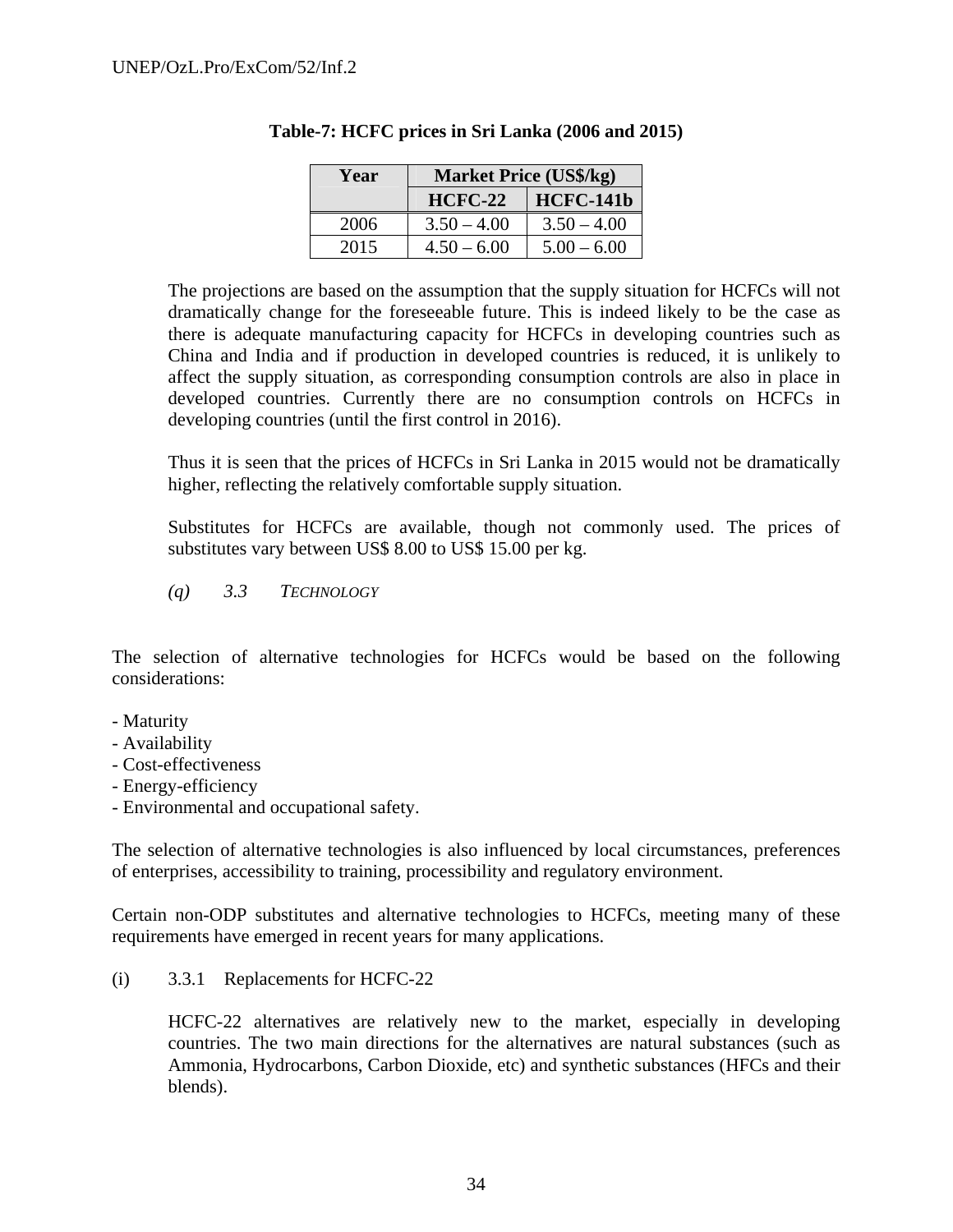**Table-7: HCFC prices in Sri Lanka (2006 and 2015)**

| Year | Market Price (US$/kg) | |
|---|---|---|
| | HCFC-22 | HCFC-141b |
| 2006 | 3.50 – 4.00 | 3.50 – 4.00 |
| 2015 | 4.50 – 6.00 | 5.00 – 6.00 |

The projections are based on the assumption that the supply situation for HCFCs will not dramatically change for the foreseeable future. This is indeed likely to be the case as there is adequate manufacturing capacity for HCFCs in developing countries such as China and India and if production in developed countries is reduced, it is unlikely to affect the supply situation, as corresponding consumption controls are also in place in developed countries. Currently there are no consumption controls on HCFCs in developing countries (until the first control in 2016).

Thus it is seen that the prices of HCFCs in Sri Lanka in 2015 would not be dramatically higher, reflecting the relatively comfortable supply situation.

Substitutes for HCFCs are available, though not commonly used. The prices of substitutes vary between US$ 8.00 to US$ 15.00 per kg.

*(q)* *3.3* *TECHNOLOGY*

The selection of alternative technologies for HCFCs would be based on the following considerations:

- Maturity
- Availability
- Cost-effectiveness
- Energy-efficiency
- Environmental and occupational safety.

The selection of alternative technologies is also influenced by local circumstances, preferences of enterprises, accessibility to training, processibility and regulatory environment.

Certain non-ODP substitutes and alternative technologies to HCFCs, meeting many of these requirements have emerged in recent years for many applications.

(i) 3.3.1 Replacements for HCFC-22

HCFC-22 alternatives are relatively new to the market, especially in developing countries. The two main directions for the alternatives are natural substances (such as Ammonia, Hydrocarbons, Carbon Dioxide, etc) and synthetic substances (HFCs and their blends).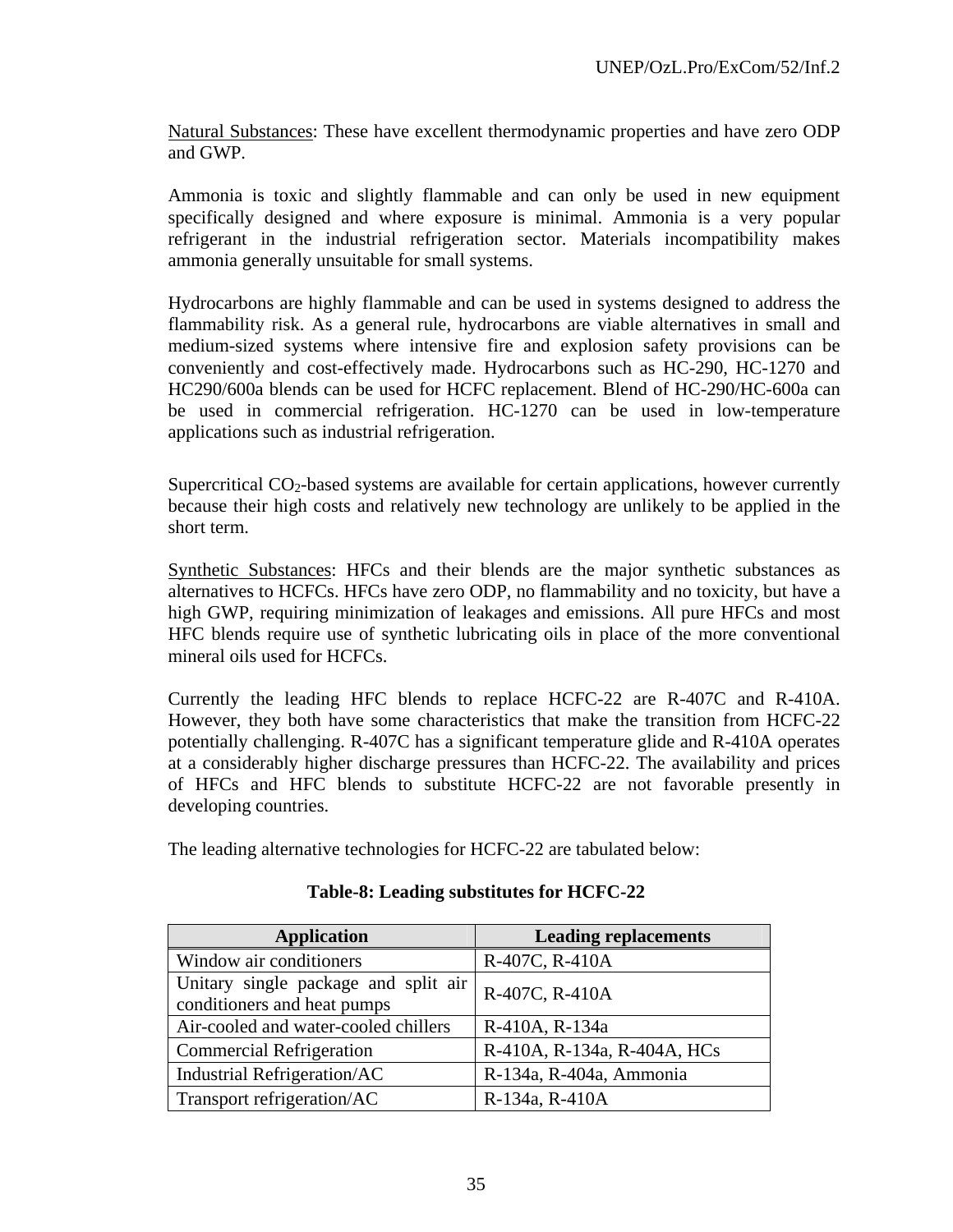Natural Substances: These have excellent thermodynamic properties and have zero ODP and GWP.

Ammonia is toxic and slightly flammable and can only be used in new equipment specifically designed and where exposure is minimal. Ammonia is a very popular refrigerant in the industrial refrigeration sector. Materials incompatibility makes ammonia generally unsuitable for small systems.

Hydrocarbons are highly flammable and can be used in systems designed to address the flammability risk. As a general rule, hydrocarbons are viable alternatives in small and medium-sized systems where intensive fire and explosion safety provisions can be conveniently and cost-effectively made. Hydrocarbons such as HC-290, HC-1270 and HC290/600a blends can be used for HCFC replacement. Blend of HC-290/HC-600a can be used in commercial refrigeration. HC-1270 can be used in low-temperature applications such as industrial refrigeration.

Supercritical $CO_2$-based systems are available for certain applications, however currently because their high costs and relatively new technology are unlikely to be applied in the short term.

Synthetic Substances: HFCs and their blends are the major synthetic substances as alternatives to HCFCs. HFCs have zero ODP, no flammability and no toxicity, but have a high GWP, requiring minimization of leakages and emissions. All pure HFCs and most HFC blends require use of synthetic lubricating oils in place of the more conventional mineral oils used for HCFCs.

Currently the leading HFC blends to replace HCFC-22 are R-407C and R-410A. However, they both have some characteristics that make the transition from HCFC-22 potentially challenging. R-407C has a significant temperature glide and R-410A operates at a considerably higher discharge pressures than HCFC-22. The availability and prices of HFCs and HFC blends to substitute HCFC-22 are not favorable presently in developing countries.

The leading alternative technologies for HCFC-22 are tabulated below:

**Table-8: Leading substitutes for HCFC-22**

| Application | Leading replacements |
|---|---|
| Window air conditioners | R-407C, R-410A |
| Unitary single package and split air conditioners and heat pumps | R-407C, R-410A |
| Air-cooled and water-cooled chillers | R-410A, R-134a |
| Commercial Refrigeration | R-410A, R-134a, R-404A, HCs |
| Industrial Refrigeration/AC | R-134a, R-404a, Ammonia |
| Transport refrigeration/AC | R-134a, R-410A |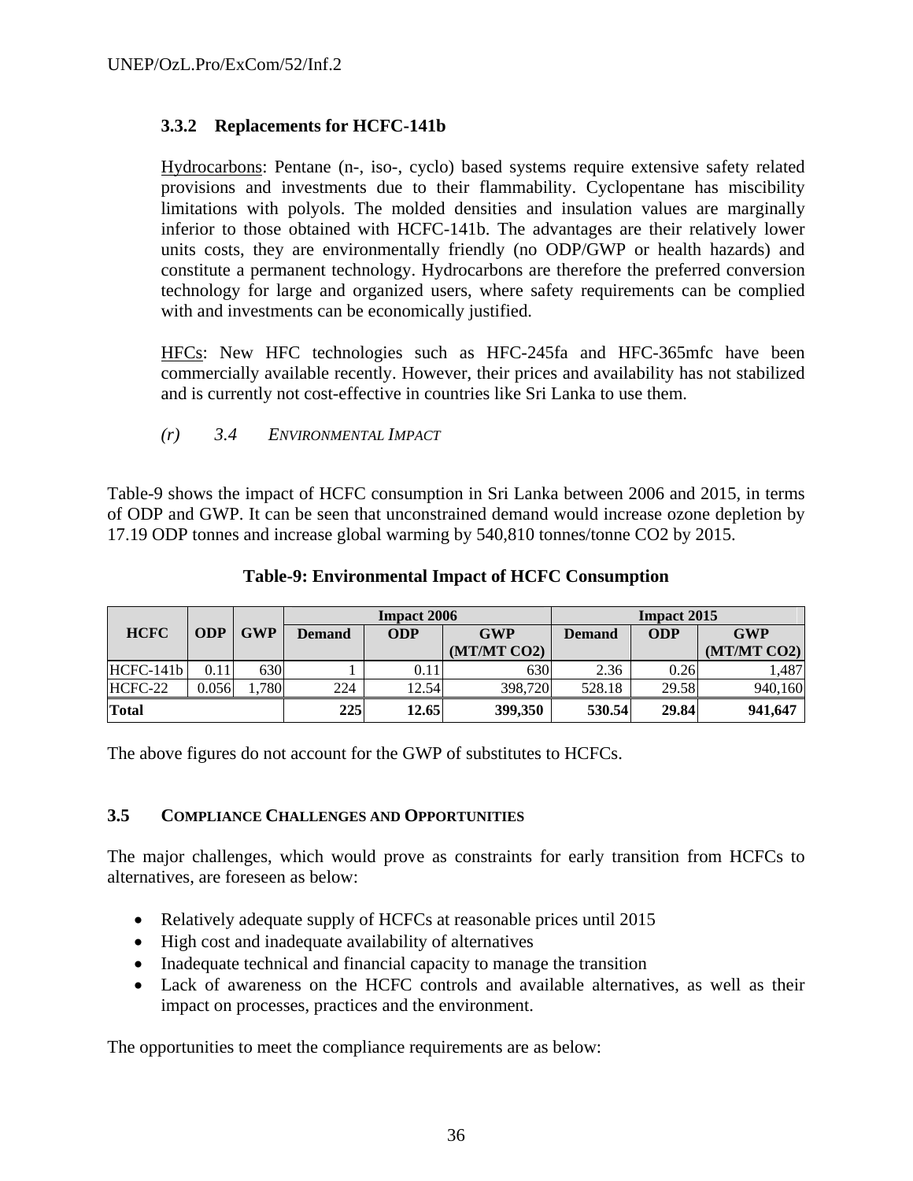### 3.3.2 Replacements for HCFC-141b

Hydrocarbons: Pentane (n-, iso-, cyclo) based systems require extensive safety related provisions and investments due to their flammability. Cyclopentane has miscibility limitations with polyols. The molded densities and insulation values are marginally inferior to those obtained with HCFC-141b. The advantages are their relatively lower units costs, they are environmentally friendly (no ODP/GWP or health hazards) and constitute a permanent technology. Hydrocarbons are therefore the preferred conversion technology for large and organized users, where safety requirements can be complied with and investments can be economically justified.

HFCs: New HFC technologies such as HFC-245fa and HFC-365mfc have been commercially available recently. However, their prices and availability has not stabilized and is currently not cost-effective in countries like Sri Lanka to use them.

*(r) 3.4 ENVIRONMENTAL IMPACT*

Table-9 shows the impact of HCFC consumption in Sri Lanka between 2006 and 2015, in terms of ODP and GWP. It can be seen that unconstrained demand would increase ozone depletion by 17.19 ODP tonnes and increase global warming by 540,810 tonnes/tonne CO2 by 2015.

**Table-9: Environmental Impact of HCFC Consumption**

| HCFC | ODP | GWP | Impact 2006 | | | Impact 2015 | | |
|---|---|---|---|---|---|---|---|---|
| | | | Demand | ODP | GWP (MT/MT CO2) | Demand | ODP | GWP (MT/MT CO2) |
| HCFC-141b | 0.11 | 630 | 1 | 0.11 | 630 | 2.36 | 0.26 | 1,487 |
| HCFC-22 | 0.056 | 1,780 | 224 | 12.54 | 398,720 | 528.18 | 29.58 | 940,160 |
| **Total** | | | **225** | **12.65** | **399,350** | **530.54** | **29.84** | **941,647** |

The above figures do not account for the GWP of substitutes to HCFCs.

### 3.5 COMPLIANCE CHALLENGES AND OPPORTUNITIES

The major challenges, which would prove as constraints for early transition from HCFCs to alternatives, are foreseen as below:

- Relatively adequate supply of HCFCs at reasonable prices until 2015
- High cost and inadequate availability of alternatives
- Inadequate technical and financial capacity to manage the transition
- Lack of awareness on the HCFC controls and available alternatives, as well as their impact on processes, practices and the environment.

The opportunities to meet the compliance requirements are as below: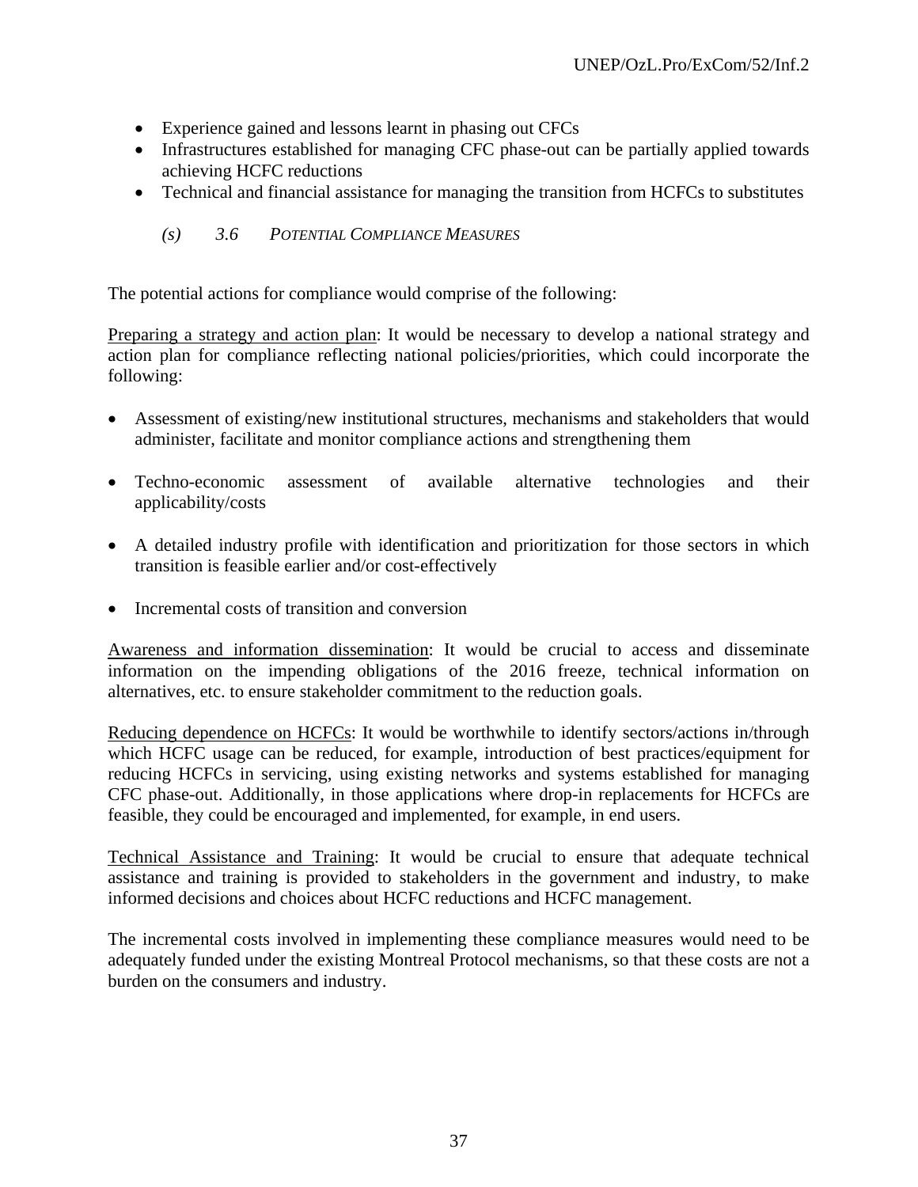- Experience gained and lessons learnt in phasing out CFCs
- Infrastructures established for managing CFC phase-out can be partially applied towards achieving HCFC reductions
- Technical and financial assistance for managing the transition from HCFCs to substitutes

### *(s) 3.6 Potential Compliance Measures*

The potential actions for compliance would comprise of the following:

Preparing a strategy and action plan: It would be necessary to develop a national strategy and action plan for compliance reflecting national policies/priorities, which could incorporate the following:

- Assessment of existing/new institutional structures, mechanisms and stakeholders that would administer, facilitate and monitor compliance actions and strengthening them
- Techno-economic assessment of available alternative technologies and their applicability/costs
- A detailed industry profile with identification and prioritization for those sectors in which transition is feasible earlier and/or cost-effectively
- Incremental costs of transition and conversion

Awareness and information dissemination: It would be crucial to access and disseminate information on the impending obligations of the 2016 freeze, technical information on alternatives, etc. to ensure stakeholder commitment to the reduction goals.

Reducing dependence on HCFCs: It would be worthwhile to identify sectors/actions in/through which HCFC usage can be reduced, for example, introduction of best practices/equipment for reducing HCFCs in servicing, using existing networks and systems established for managing CFC phase-out. Additionally, in those applications where drop-in replacements for HCFCs are feasible, they could be encouraged and implemented, for example, in end users.

Technical Assistance and Training: It would be crucial to ensure that adequate technical assistance and training is provided to stakeholders in the government and industry, to make informed decisions and choices about HCFC reductions and HCFC management.

The incremental costs involved in implementing these compliance measures would need to be adequately funded under the existing Montreal Protocol mechanisms, so that these costs are not a burden on the consumers and industry.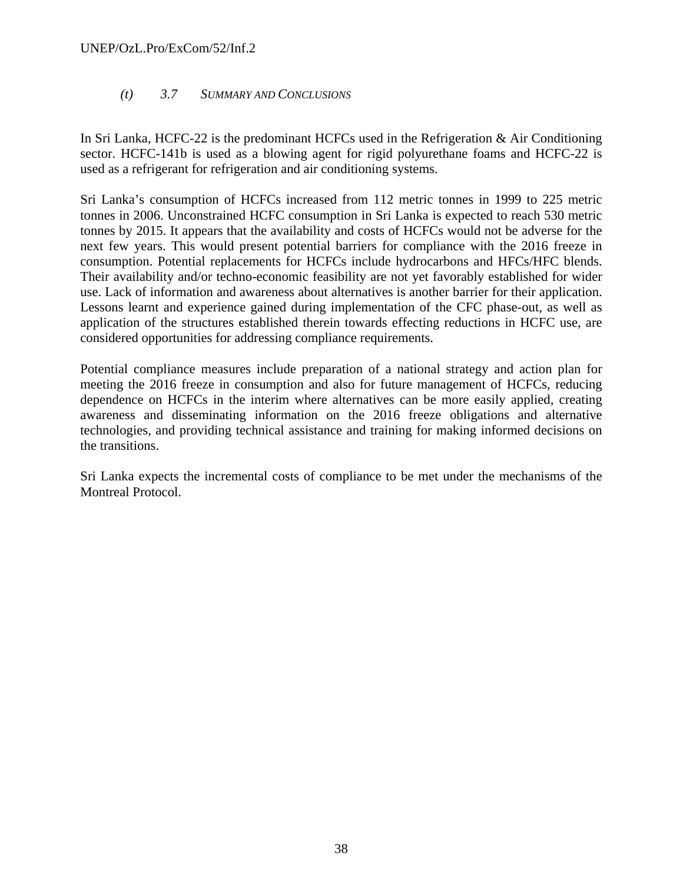### *(t)* 3.7 *SUMMARY AND CONCLUSIONS*

In Sri Lanka, HCFC-22 is the predominant HCFCs used in the Refrigeration & Air Conditioning sector. HCFC-141b is used as a blowing agent for rigid polyurethane foams and HCFC-22 is used as a refrigerant for refrigeration and air conditioning systems.

Sri Lanka's consumption of HCFCs increased from 112 metric tonnes in 1999 to 225 metric tonnes in 2006. Unconstrained HCFC consumption in Sri Lanka is expected to reach 530 metric tonnes by 2015. It appears that the availability and costs of HCFCs would not be adverse for the next few years. This would present potential barriers for compliance with the 2016 freeze in consumption. Potential replacements for HCFCs include hydrocarbons and HFCs/HFC blends. Their availability and/or techno-economic feasibility are not yet favorably established for wider use. Lack of information and awareness about alternatives is another barrier for their application. Lessons learnt and experience gained during implementation of the CFC phase-out, as well as application of the structures established therein towards effecting reductions in HCFC use, are considered opportunities for addressing compliance requirements.

Potential compliance measures include preparation of a national strategy and action plan for meeting the 2016 freeze in consumption and also for future management of HCFCs, reducing dependence on HCFCs in the interim where alternatives can be more easily applied, creating awareness and disseminating information on the 2016 freeze obligations and alternative technologies, and providing technical assistance and training for making informed decisions on the transitions.

Sri Lanka expects the incremental costs of compliance to be met under the mechanisms of the Montreal Protocol.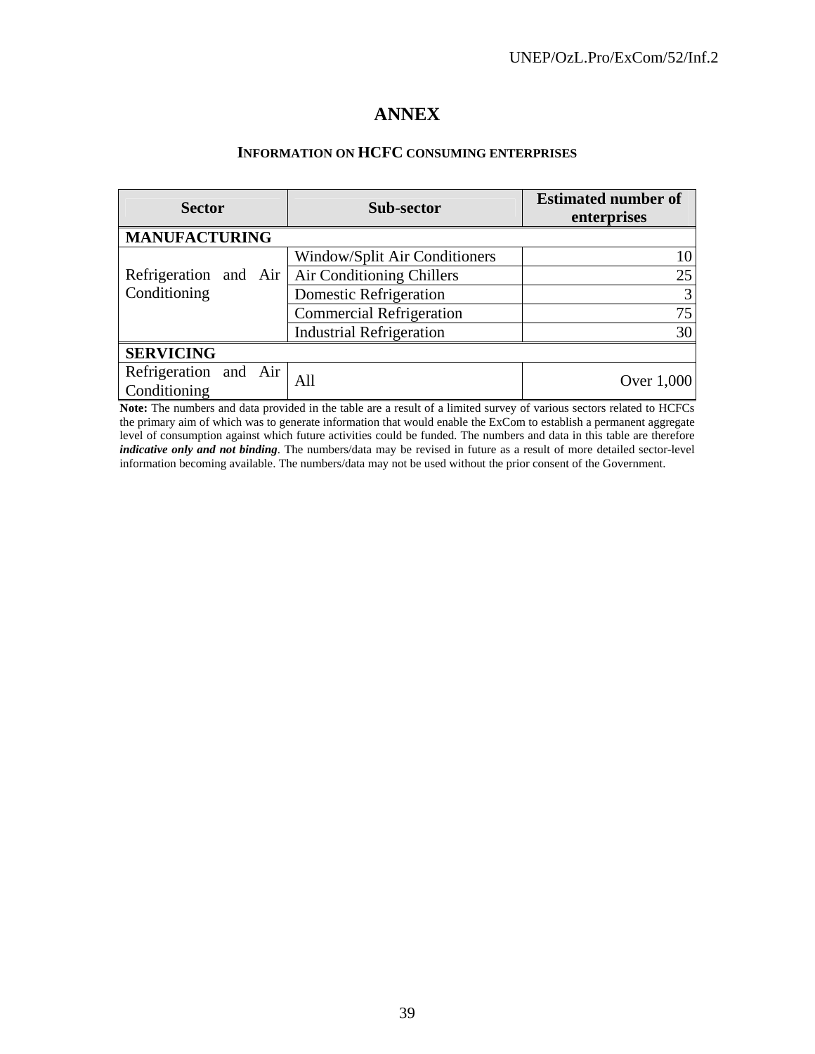# ANNEX

## INFORMATION ON HCFC CONSUMING ENTERPRISES

| Sector | Sub-sector | Estimated number of enterprises |
|---|---|---|
| **MANUFACTURING** | | |
| Refrigeration and Air Conditioning | Window/Split Air Conditioners | 10 |
| | Air Conditioning Chillers | 25 |
| | Domestic Refrigeration | 3 |
| | Commercial Refrigeration | 75 |
| | Industrial Refrigeration | 30 |
| **SERVICING** | | |
| Refrigeration and Air Conditioning | All | Over 1,000 |

**Note:** The numbers and data provided in the table are a result of a limited survey of various sectors related to HCFCs the primary aim of which was to generate information that would enable the ExCom to establish a permanent aggregate level of consumption against which future activities could be funded. The numbers and data in this table are therefore ***indicative only and not binding***. The numbers/data may be revised in future as a result of more detailed sector-level information becoming available. The numbers/data may not be used without the prior consent of the Government.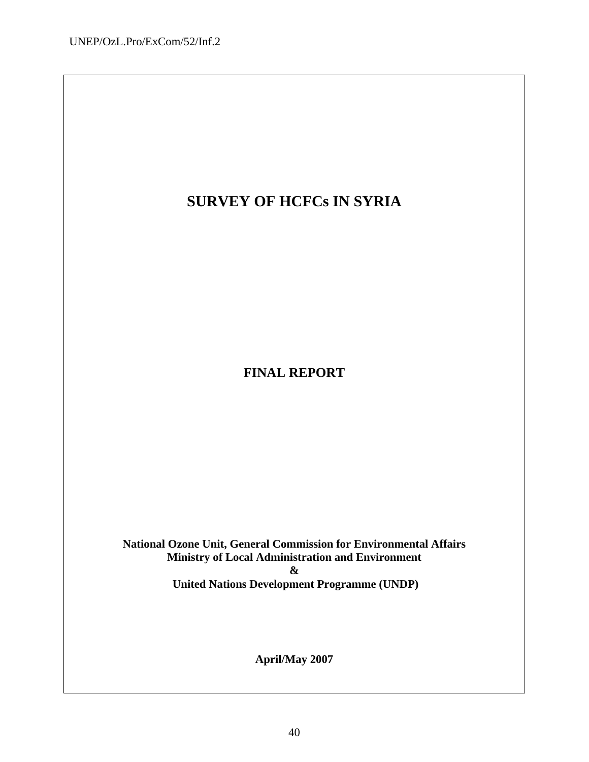# SURVEY OF HCFCs IN SYRIA

## FINAL REPORT

**National Ozone Unit, General Commission for Environmental Affairs**
**Ministry of Local Administration and Environment**
**&**
**United Nations Development Programme (UNDP)**

**April/May 2007**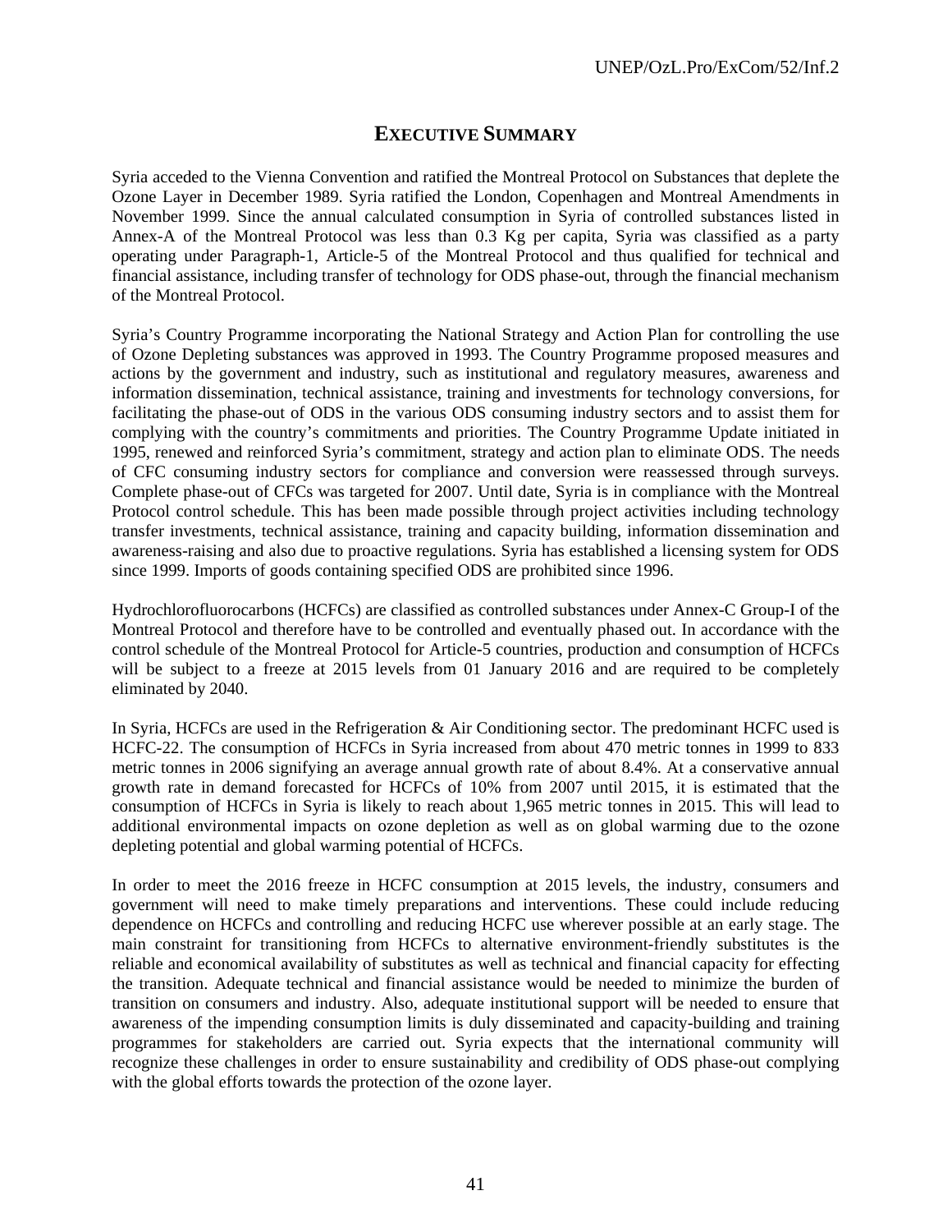# EXECUTIVE SUMMARY

Syria acceded to the Vienna Convention and ratified the Montreal Protocol on Substances that deplete the Ozone Layer in December 1989. Syria ratified the London, Copenhagen and Montreal Amendments in November 1999. Since the annual calculated consumption in Syria of controlled substances listed in Annex-A of the Montreal Protocol was less than 0.3 Kg per capita, Syria was classified as a party operating under Paragraph-1, Article-5 of the Montreal Protocol and thus qualified for technical and financial assistance, including transfer of technology for ODS phase-out, through the financial mechanism of the Montreal Protocol.

Syria's Country Programme incorporating the National Strategy and Action Plan for controlling the use of Ozone Depleting substances was approved in 1993. The Country Programme proposed measures and actions by the government and industry, such as institutional and regulatory measures, awareness and information dissemination, technical assistance, training and investments for technology conversions, for facilitating the phase-out of ODS in the various ODS consuming industry sectors and to assist them for complying with the country's commitments and priorities. The Country Programme Update initiated in 1995, renewed and reinforced Syria's commitment, strategy and action plan to eliminate ODS. The needs of CFC consuming industry sectors for compliance and conversion were reassessed through surveys. Complete phase-out of CFCs was targeted for 2007. Until date, Syria is in compliance with the Montreal Protocol control schedule. This has been made possible through project activities including technology transfer investments, technical assistance, training and capacity building, information dissemination and awareness-raising and also due to proactive regulations. Syria has established a licensing system for ODS since 1999. Imports of goods containing specified ODS are prohibited since 1996.

Hydrochlorofluorocarbons (HCFCs) are classified as controlled substances under Annex-C Group-I of the Montreal Protocol and therefore have to be controlled and eventually phased out. In accordance with the control schedule of the Montreal Protocol for Article-5 countries, production and consumption of HCFCs will be subject to a freeze at 2015 levels from 01 January 2016 and are required to be completely eliminated by 2040.

In Syria, HCFCs are used in the Refrigeration & Air Conditioning sector. The predominant HCFC used is HCFC-22. The consumption of HCFCs in Syria increased from about 470 metric tonnes in 1999 to 833 metric tonnes in 2006 signifying an average annual growth rate of about 8.4%. At a conservative annual growth rate in demand forecasted for HCFCs of 10% from 2007 until 2015, it is estimated that the consumption of HCFCs in Syria is likely to reach about 1,965 metric tonnes in 2015. This will lead to additional environmental impacts on ozone depletion as well as on global warming due to the ozone depleting potential and global warming potential of HCFCs.

In order to meet the 2016 freeze in HCFC consumption at 2015 levels, the industry, consumers and government will need to make timely preparations and interventions. These could include reducing dependence on HCFCs and controlling and reducing HCFC use wherever possible at an early stage. The main constraint for transitioning from HCFCs to alternative environment-friendly substitutes is the reliable and economical availability of substitutes as well as technical and financial capacity for effecting the transition. Adequate technical and financial assistance would be needed to minimize the burden of transition on consumers and industry. Also, adequate institutional support will be needed to ensure that awareness of the impending consumption limits is duly disseminated and capacity-building and training programmes for stakeholders are carried out. Syria expects that the international community will recognize these challenges in order to ensure sustainability and credibility of ODS phase-out complying with the global efforts towards the protection of the ozone layer.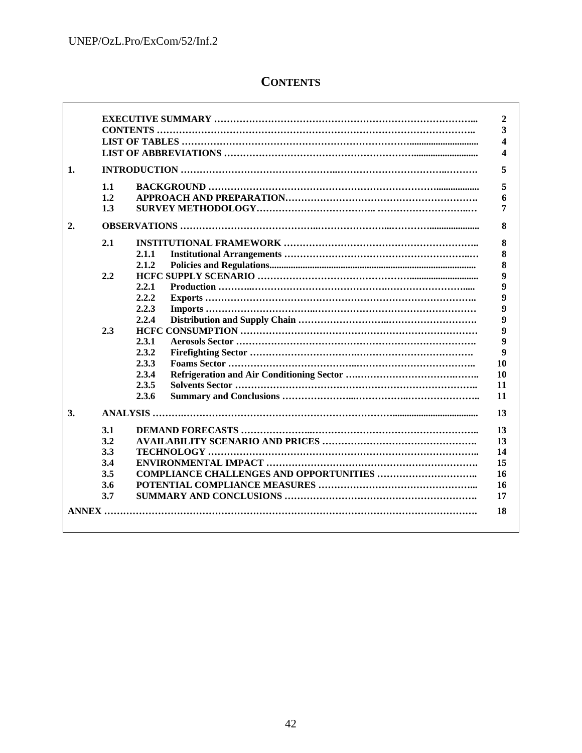# CONTENTS

| | | | | |
|---|---|---|---|---|
| | EXECUTIVE SUMMARY | | | 2 |
| | CONTENTS | | | 3 |
| | LIST OF TABLES | | | 4 |
| | LIST OF ABBREVIATIONS | | | 4 |
| 1. | INTRODUCTION | | | 5 |
| | 1.1 | BACKGROUND | | 5 |
| | 1.2 | APPROACH AND PREPARATION | | 6 |
| | 1.3 | SURVEY METHODOLOGY | | 7 |
| 2. | OBSERVATIONS | | | 8 |
| | 2.1 | INSTITUTIONAL FRAMEWORK | | 8 |
| | | 2.1.1 | Institutional Arrangements | 8 |
| | | 2.1.2 | Policies and Regulations | 8 |
| | 2.2 | HCFC SUPPLY SCENARIO | | 9 |
| | | 2.2.1 | Production | 9 |
| | | 2.2.2 | Exports | 9 |
| | | 2.2.3 | Imports | 9 |
| | | 2.2.4 | Distribution and Supply Chain | 9 |
| | 2.3 | HCFC CONSUMPTION | | 9 |
| | | 2.3.1 | Aerosols Sector | 9 |
| | | 2.3.2 | Firefighting Sector | 9 |
| | | 2.3.3 | Foams Sector | 10 |
| | | 2.3.4 | Refrigeration and Air Conditioning Sector | 10 |
| | | 2.3.5 | Solvents Sector | 11 |
| | | 2.3.6 | Summary and Conclusions | 11 |
| 3. | ANALYSIS | | | 13 |
| | 3.1 | DEMAND FORECASTS | | 13 |
| | 3.2 | AVAILABILITY SCENARIO AND PRICES | | 13 |
| | 3.3 | TECHNOLOGY | | 14 |
| | 3.4 | ENVIRONMENTAL IMPACT | | 15 |
| | 3.5 | COMPLIANCE CHALLENGES AND OPPORTUNITIES | | 16 |
| | 3.6 | POTENTIAL COMPLIANCE MEASURES | | 16 |
| | 3.7 | SUMMARY AND CONCLUSIONS | | 17 |
| ANNEX | | | | 18 |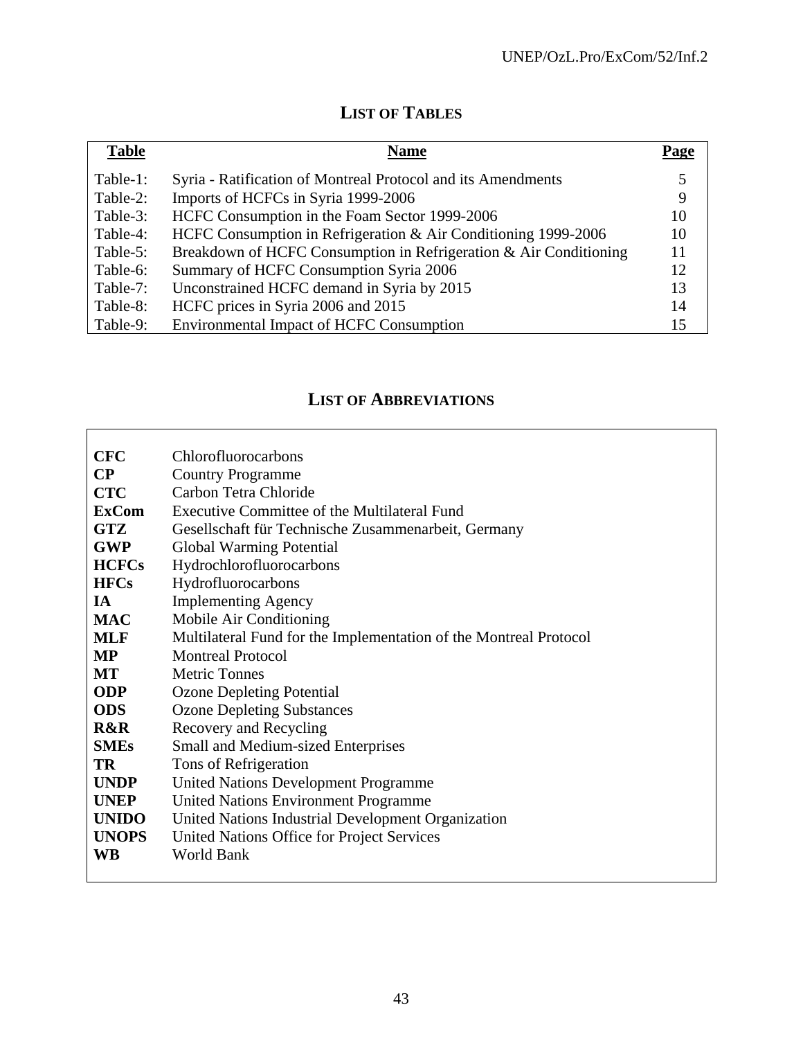## LIST OF TABLES

| Table | Name | Page |
|---|---|---|
| Table-1: | Syria - Ratification of Montreal Protocol and its Amendments | 5 |
| Table-2: | Imports of HCFCs in Syria 1999-2006 | 9 |
| Table-3: | HCFC Consumption in the Foam Sector 1999-2006 | 10 |
| Table-4: | HCFC Consumption in Refrigeration & Air Conditioning 1999-2006 | 10 |
| Table-5: | Breakdown of HCFC Consumption in Refrigeration & Air Conditioning | 11 |
| Table-6: | Summary of HCFC Consumption Syria 2006 | 12 |
| Table-7: | Unconstrained HCFC demand in Syria by 2015 | 13 |
| Table-8: | HCFC prices in Syria 2006 and 2015 | 14 |
| Table-9: | Environmental Impact of HCFC Consumption | 15 |

## LIST OF ABBREVIATIONS

| | |
|---|---|
| **CFC** | Chlorofluorocarbons |
| **CP** | Country Programme |
| **CTC** | Carbon Tetra Chloride |
| **ExCom** | Executive Committee of the Multilateral Fund |
| **GTZ** | Gesellschaft für Technische Zusammenarbeit, Germany |
| **GWP** | Global Warming Potential |
| **HCFCs** | Hydrochlorofluorocarbons |
| **HFCs** | Hydrofluorocarbons |
| **IA** | Implementing Agency |
| **MAC** | Mobile Air Conditioning |
| **MLF** | Multilateral Fund for the Implementation of the Montreal Protocol |
| **MP** | Montreal Protocol |
| **MT** | Metric Tonnes |
| **ODP** | Ozone Depleting Potential |
| **ODS** | Ozone Depleting Substances |
| **R&R** | Recovery and Recycling |
| **SMEs** | Small and Medium-sized Enterprises |
| **TR** | Tons of Refrigeration |
| **UNDP** | United Nations Development Programme |
| **UNEP** | United Nations Environment Programme |
| **UNIDO** | United Nations Industrial Development Organization |
| **UNOPS** | United Nations Office for Project Services |
| **WB** | World Bank |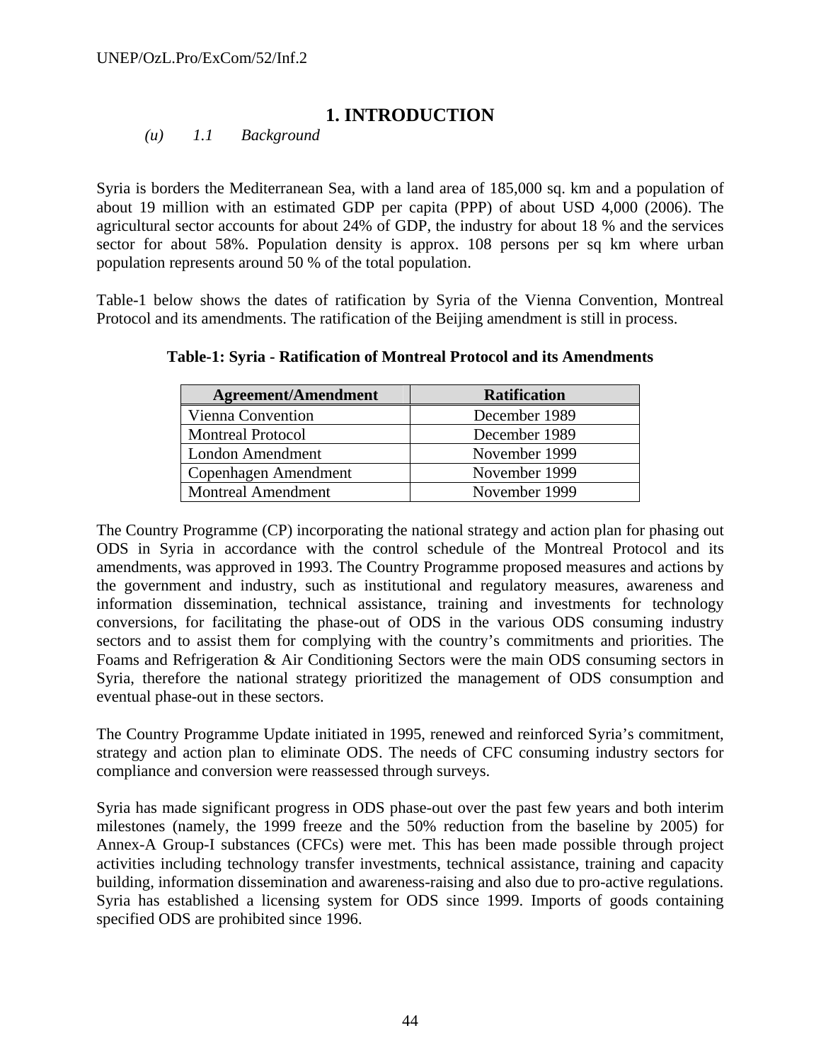# 1. INTRODUCTION

*(u) 1.1 Background*

Syria is borders the Mediterranean Sea, with a land area of 185,000 sq. km and a population of about 19 million with an estimated GDP per capita (PPP) of about USD 4,000 (2006). The agricultural sector accounts for about 24% of GDP, the industry for about 18 % and the services sector for about 58%. Population density is approx. 108 persons per sq km where urban population represents around 50 % of the total population.

Table-1 below shows the dates of ratification by Syria of the Vienna Convention, Montreal Protocol and its amendments. The ratification of the Beijing amendment is still in process.

**Table-1: Syria - Ratification of Montreal Protocol and its Amendments**

| Agreement/Amendment | Ratification |
|---|---|
| Vienna Convention | December 1989 |
| Montreal Protocol | December 1989 |
| London Amendment | November 1999 |
| Copenhagen Amendment | November 1999 |
| Montreal Amendment | November 1999 |

The Country Programme (CP) incorporating the national strategy and action plan for phasing out ODS in Syria in accordance with the control schedule of the Montreal Protocol and its amendments, was approved in 1993. The Country Programme proposed measures and actions by the government and industry, such as institutional and regulatory measures, awareness and information dissemination, technical assistance, training and investments for technology conversions, for facilitating the phase-out of ODS in the various ODS consuming industry sectors and to assist them for complying with the country's commitments and priorities. The Foams and Refrigeration & Air Conditioning Sectors were the main ODS consuming sectors in Syria, therefore the national strategy prioritized the management of ODS consumption and eventual phase-out in these sectors.

The Country Programme Update initiated in 1995, renewed and reinforced Syria's commitment, strategy and action plan to eliminate ODS. The needs of CFC consuming industry sectors for compliance and conversion were reassessed through surveys.

Syria has made significant progress in ODS phase-out over the past few years and both interim milestones (namely, the 1999 freeze and the 50% reduction from the baseline by 2005) for Annex-A Group-I substances (CFCs) were met. This has been made possible through project activities including technology transfer investments, technical assistance, training and capacity building, information dissemination and awareness-raising and also due to pro-active regulations. Syria has established a licensing system for ODS since 1999. Imports of goods containing specified ODS are prohibited since 1996.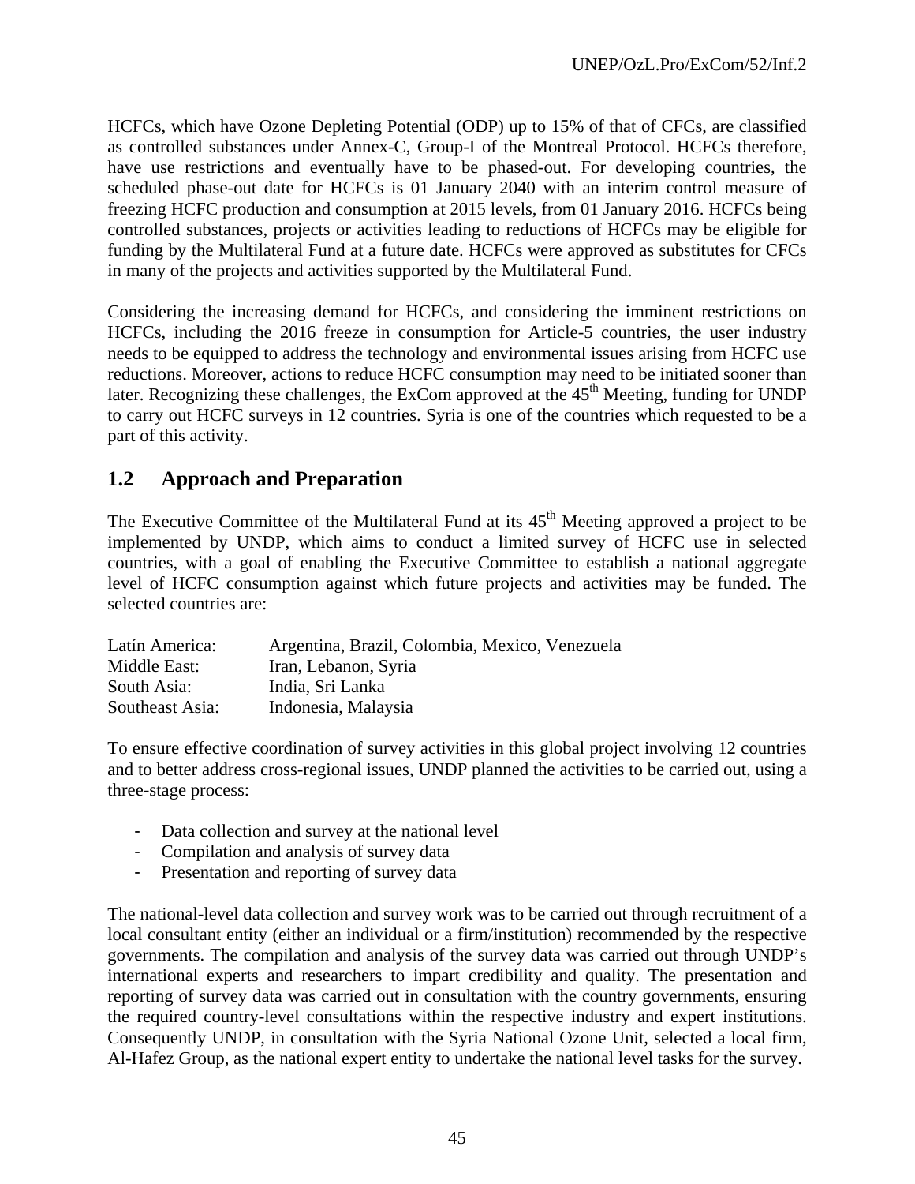HCFCs, which have Ozone Depleting Potential (ODP) up to 15% of that of CFCs, are classified as controlled substances under Annex-C, Group-I of the Montreal Protocol. HCFCs therefore, have use restrictions and eventually have to be phased-out. For developing countries, the scheduled phase-out date for HCFCs is 01 January 2040 with an interim control measure of freezing HCFC production and consumption at 2015 levels, from 01 January 2016. HCFCs being controlled substances, projects or activities leading to reductions of HCFCs may be eligible for funding by the Multilateral Fund at a future date. HCFCs were approved as substitutes for CFCs in many of the projects and activities supported by the Multilateral Fund.

Considering the increasing demand for HCFCs, and considering the imminent restrictions on HCFCs, including the 2016 freeze in consumption for Article-5 countries, the user industry needs to be equipped to address the technology and environmental issues arising from HCFC use reductions. Moreover, actions to reduce HCFC consumption may need to be initiated sooner than later. Recognizing these challenges, the ExCom approved at the 45th Meeting, funding for UNDP to carry out HCFC surveys in 12 countries. Syria is one of the countries which requested to be a part of this activity.

## 1.2 Approach and Preparation

The Executive Committee of the Multilateral Fund at its 45th Meeting approved a project to be implemented by UNDP, which aims to conduct a limited survey of HCFC use in selected countries, with a goal of enabling the Executive Committee to establish a national aggregate level of HCFC consumption against which future projects and activities may be funded. The selected countries are:

| | |
|---|---|
| Latín America: | Argentina, Brazil, Colombia, Mexico, Venezuela |
| Middle East: | Iran, Lebanon, Syria |
| South Asia: | India, Sri Lanka |
| Southeast Asia: | Indonesia, Malaysia |

To ensure effective coordination of survey activities in this global project involving 12 countries and to better address cross-regional issues, UNDP planned the activities to be carried out, using a three-stage process:

- Data collection and survey at the national level
- Compilation and analysis of survey data
- Presentation and reporting of survey data

The national-level data collection and survey work was to be carried out through recruitment of a local consultant entity (either an individual or a firm/institution) recommended by the respective governments. The compilation and analysis of the survey data was carried out through UNDP's international experts and researchers to impart credibility and quality. The presentation and reporting of survey data was carried out in consultation with the country governments, ensuring the required country-level consultations within the respective industry and expert institutions. Consequently UNDP, in consultation with the Syria National Ozone Unit, selected a local firm, Al-Hafez Group, as the national expert entity to undertake the national level tasks for the survey.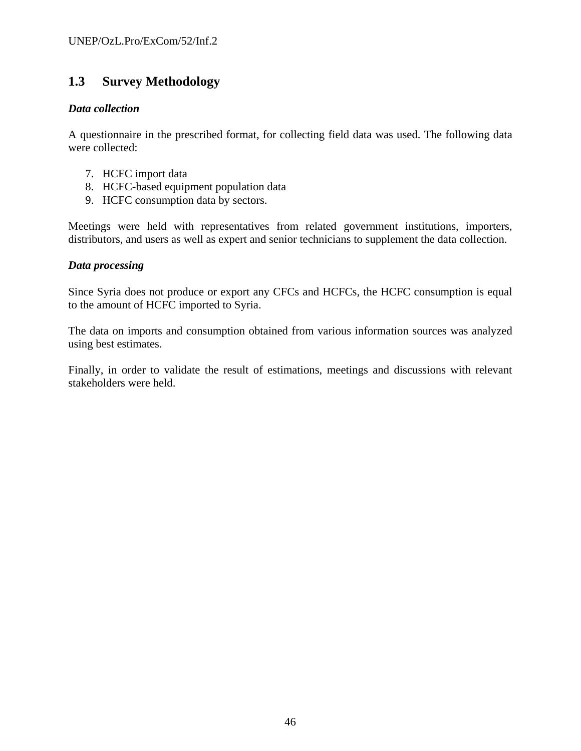## 1.3 Survey Methodology

***Data collection***

A questionnaire in the prescribed format, for collecting field data was used. The following data were collected:

7. HCFC import data
8. HCFC-based equipment population data
9. HCFC consumption data by sectors.

Meetings were held with representatives from related government institutions, importers, distributors, and users as well as expert and senior technicians to supplement the data collection.

***Data processing***

Since Syria does not produce or export any CFCs and HCFCs, the HCFC consumption is equal to the amount of HCFC imported to Syria.

The data on imports and consumption obtained from various information sources was analyzed using best estimates.

Finally, in order to validate the result of estimations, meetings and discussions with relevant stakeholders were held.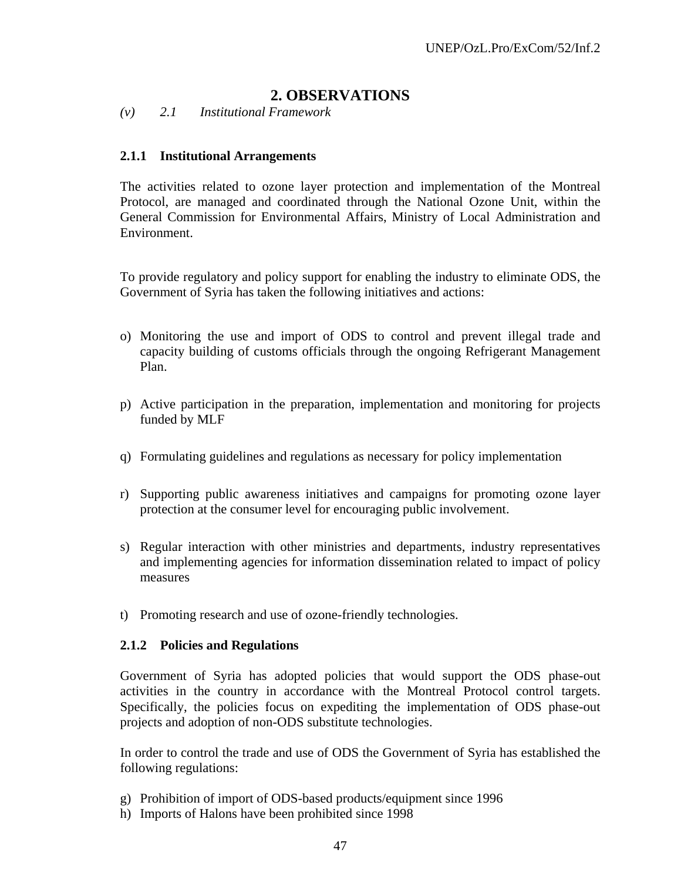## 2. OBSERVATIONS

*(v) 2.1 Institutional Framework*

### 2.1.1 Institutional Arrangements

The activities related to ozone layer protection and implementation of the Montreal Protocol, are managed and coordinated through the National Ozone Unit, within the General Commission for Environmental Affairs, Ministry of Local Administration and Environment.

To provide regulatory and policy support for enabling the industry to eliminate ODS, the Government of Syria has taken the following initiatives and actions:

o) Monitoring the use and import of ODS to control and prevent illegal trade and capacity building of customs officials through the ongoing Refrigerant Management Plan.

p) Active participation in the preparation, implementation and monitoring for projects funded by MLF

q) Formulating guidelines and regulations as necessary for policy implementation

r) Supporting public awareness initiatives and campaigns for promoting ozone layer protection at the consumer level for encouraging public involvement.

s) Regular interaction with other ministries and departments, industry representatives and implementing agencies for information dissemination related to impact of policy measures

t) Promoting research and use of ozone-friendly technologies.

### 2.1.2 Policies and Regulations

Government of Syria has adopted policies that would support the ODS phase-out activities in the country in accordance with the Montreal Protocol control targets. Specifically, the policies focus on expediting the implementation of ODS phase-out projects and adoption of non-ODS substitute technologies.

In order to control the trade and use of ODS the Government of Syria has established the following regulations:

g) Prohibition of import of ODS-based products/equipment since 1996
h) Imports of Halons have been prohibited since 1998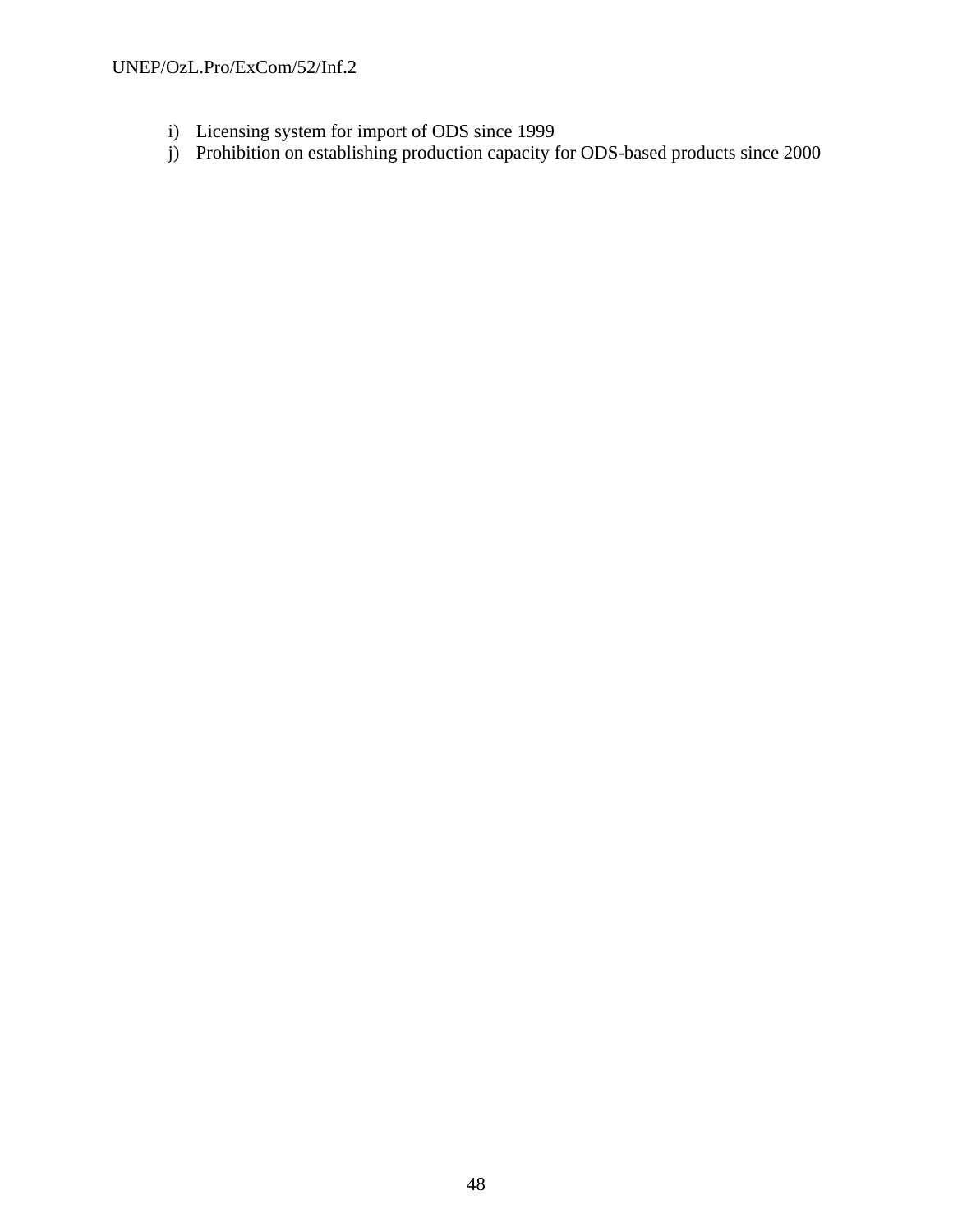i) Licensing system for import of ODS since 1999
j) Prohibition on establishing production capacity for ODS-based products since 2000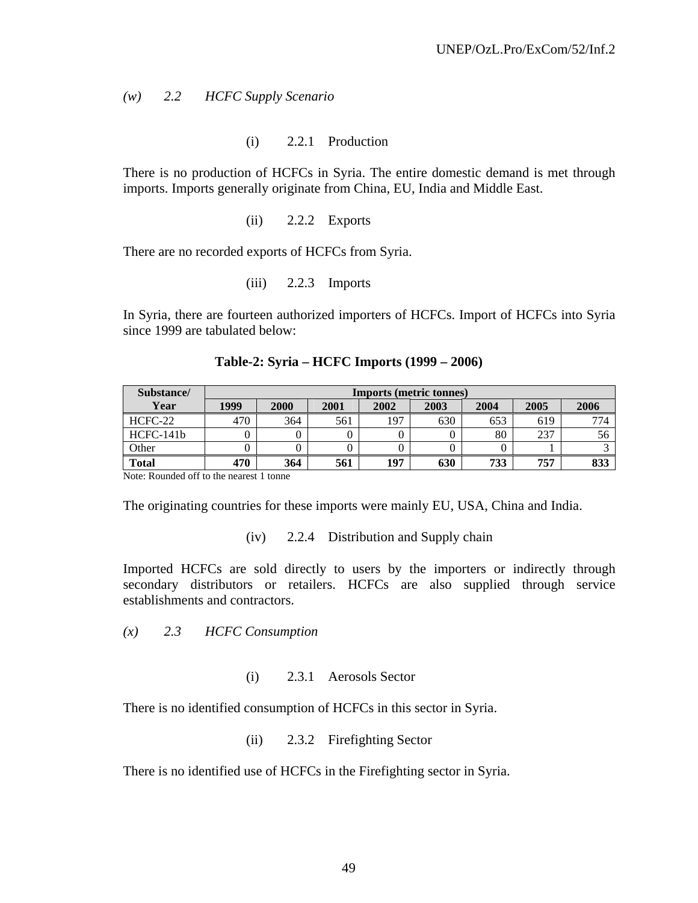*(w) 2.2 HCFC Supply Scenario*

(i) 2.2.1 Production

There is no production of HCFCs in Syria. The entire domestic demand is met through imports. Imports generally originate from China, EU, India and Middle East.

(ii) 2.2.2 Exports

There are no recorded exports of HCFCs from Syria.

(iii) 2.2.3 Imports

In Syria, there are fourteen authorized importers of HCFCs. Import of HCFCs into Syria since 1999 are tabulated below:

**Table-2: Syria – HCFC Imports (1999 – 2006)**

| Substance/ Year | Imports (metric tonnes) | | | | | | | |
|---|---|---|---|---|---|---|---|---|
| | 1999 | 2000 | 2001 | 2002 | 2003 | 2004 | 2005 | 2006 |
| HCFC-22 | 470 | 364 | 561 | 197 | 630 | 653 | 619 | 774 |
| HCFC-141b | 0 | 0 | 0 | 0 | 0 | 80 | 237 | 56 |
| Other | 0 | 0 | 0 | 0 | 0 | 0 | 1 | 3 |
| **Total** | **470** | **364** | **561** | **197** | **630** | **733** | **757** | **833** |

Note: Rounded off to the nearest 1 tonne

The originating countries for these imports were mainly EU, USA, China and India.

(iv) 2.2.4 Distribution and Supply chain

Imported HCFCs are sold directly to users by the importers or indirectly through secondary distributors or retailers. HCFCs are also supplied through service establishments and contractors.

*(x) 2.3 HCFC Consumption*

(i) 2.3.1 Aerosols Sector

There is no identified consumption of HCFCs in this sector in Syria.

(ii) 2.3.2 Firefighting Sector

There is no identified use of HCFCs in the Firefighting sector in Syria.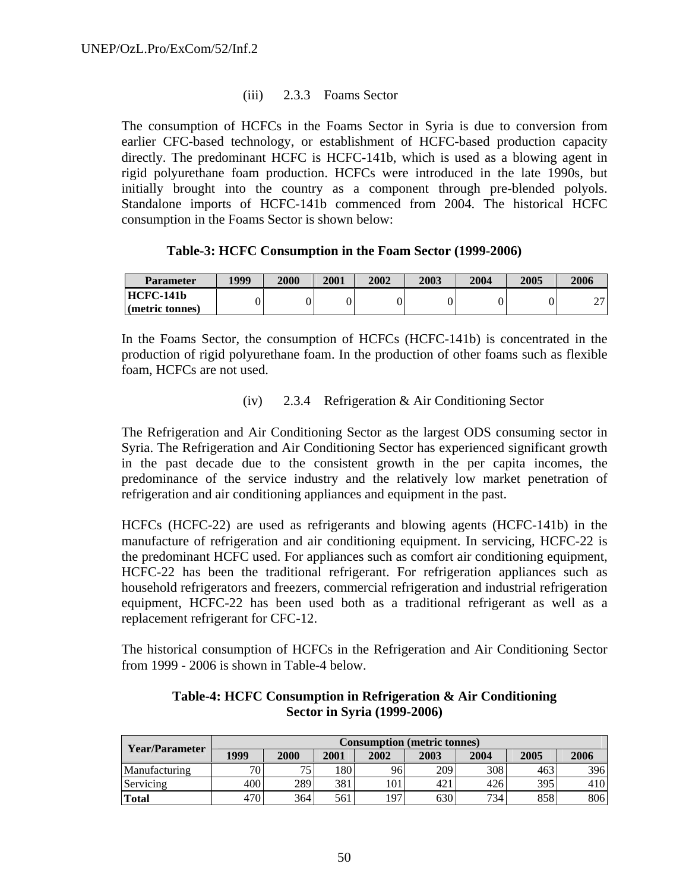### (iii) 2.3.3 Foams Sector

The consumption of HCFCs in the Foams Sector in Syria is due to conversion from earlier CFC-based technology, or establishment of HCFC-based production capacity directly. The predominant HCFC is HCFC-141b, which is used as a blowing agent in rigid polyurethane foam production. HCFCs were introduced in the late 1990s, but initially brought into the country as a component through pre-blended polyols. Standalone imports of HCFC-141b commenced from 2004. The historical HCFC consumption in the Foams Sector is shown below:

**Table-3: HCFC Consumption in the Foam Sector (1999-2006)**

| Parameter | 1999 | 2000 | 2001 | 2002 | 2003 | 2004 | 2005 | 2006 |
|---|---|---|---|---|---|---|---|---|
| **HCFC-141b (metric tonnes)** | 0 | 0 | 0 | 0 | 0 | 0 | 0 | 27 |

In the Foams Sector, the consumption of HCFCs (HCFC-141b) is concentrated in the production of rigid polyurethane foam. In the production of other foams such as flexible foam, HCFCs are not used.

### (iv) 2.3.4 Refrigeration & Air Conditioning Sector

The Refrigeration and Air Conditioning Sector as the largest ODS consuming sector in Syria. The Refrigeration and Air Conditioning Sector has experienced significant growth in the past decade due to the consistent growth in the per capita incomes, the predominance of the service industry and the relatively low market penetration of refrigeration and air conditioning appliances and equipment in the past.

HCFCs (HCFC-22) are used as refrigerants and blowing agents (HCFC-141b) in the manufacture of refrigeration and air conditioning equipment. In servicing, HCFC-22 is the predominant HCFC used. For appliances such as comfort air conditioning equipment, HCFC-22 has been the traditional refrigerant. For refrigeration appliances such as household refrigerators and freezers, commercial refrigeration and industrial refrigeration equipment, HCFC-22 has been used both as a traditional refrigerant as well as a replacement refrigerant for CFC-12.

The historical consumption of HCFCs in the Refrigeration and Air Conditioning Sector from 1999 - 2006 is shown in Table-4 below.

**Table-4: HCFC Consumption in Refrigeration & Air Conditioning Sector in Syria (1999-2006)**

| Year/Parameter | Consumption (metric tonnes) | | | | | | | |
|---|---|---|---|---|---|---|---|---|
| | 1999 | 2000 | 2001 | 2002 | 2003 | 2004 | 2005 | 2006 |
| Manufacturing | 70 | 75 | 180 | 96 | 209 | 308 | 463 | 396 |
| Servicing | 400 | 289 | 381 | 101 | 421 | 426 | 395 | 410 |
| **Total** | 470 | 364 | 561 | 197 | 630 | 734 | 858 | 806 |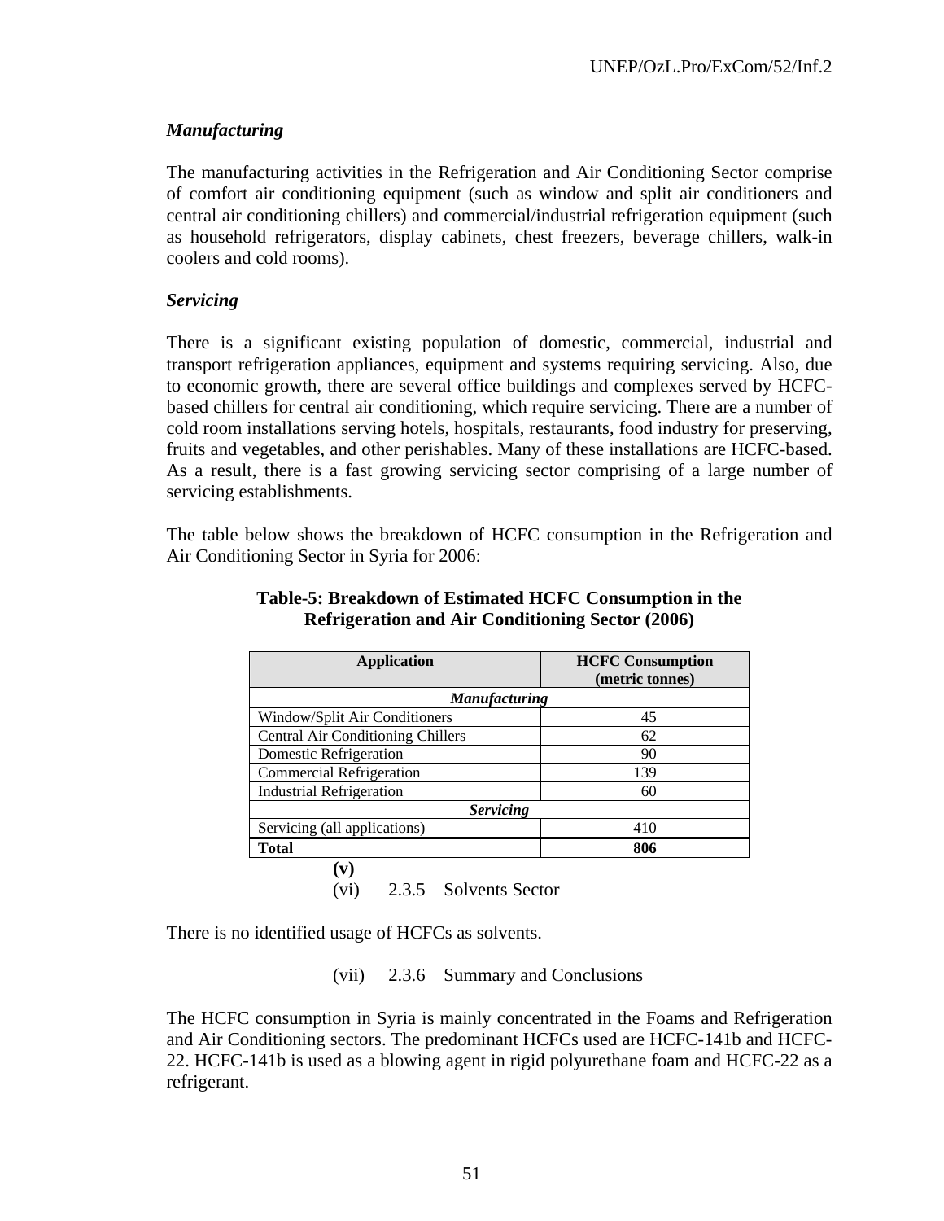### *Manufacturing*

The manufacturing activities in the Refrigeration and Air Conditioning Sector comprise of comfort air conditioning equipment (such as window and split air conditioners and central air conditioning chillers) and commercial/industrial refrigeration equipment (such as household refrigerators, display cabinets, chest freezers, beverage chillers, walk-in coolers and cold rooms).

### *Servicing*

There is a significant existing population of domestic, commercial, industrial and transport refrigeration appliances, equipment and systems requiring servicing. Also, due to economic growth, there are several office buildings and complexes served by HCFC-based chillers for central air conditioning, which require servicing. There are a number of cold room installations serving hotels, hospitals, restaurants, food industry for preserving, fruits and vegetables, and other perishables. Many of these installations are HCFC-based. As a result, there is a fast growing servicing sector comprising of a large number of servicing establishments.

The table below shows the breakdown of HCFC consumption in the Refrigeration and Air Conditioning Sector in Syria for 2006:

**Table-5: Breakdown of Estimated HCFC Consumption in the Refrigeration and Air Conditioning Sector (2006)**

| Application | HCFC Consumption (metric tonnes) |
|---|---|
| ***Manufacturing*** | |
| Window/Split Air Conditioners | 45 |
| Central Air Conditioning Chillers | 62 |
| Domestic Refrigeration | 90 |
| Commercial Refrigeration | 139 |
| Industrial Refrigeration | 60 |
| ***Servicing*** | |
| Servicing (all applications) | 410 |
| **Total** | **806** |

**(v)**

(vi) 2.3.5 Solvents Sector

There is no identified usage of HCFCs as solvents.

(vii) 2.3.6 Summary and Conclusions

The HCFC consumption in Syria is mainly concentrated in the Foams and Refrigeration and Air Conditioning sectors. The predominant HCFCs used are HCFC-141b and HCFC-22. HCFC-141b is used as a blowing agent in rigid polyurethane foam and HCFC-22 as a refrigerant.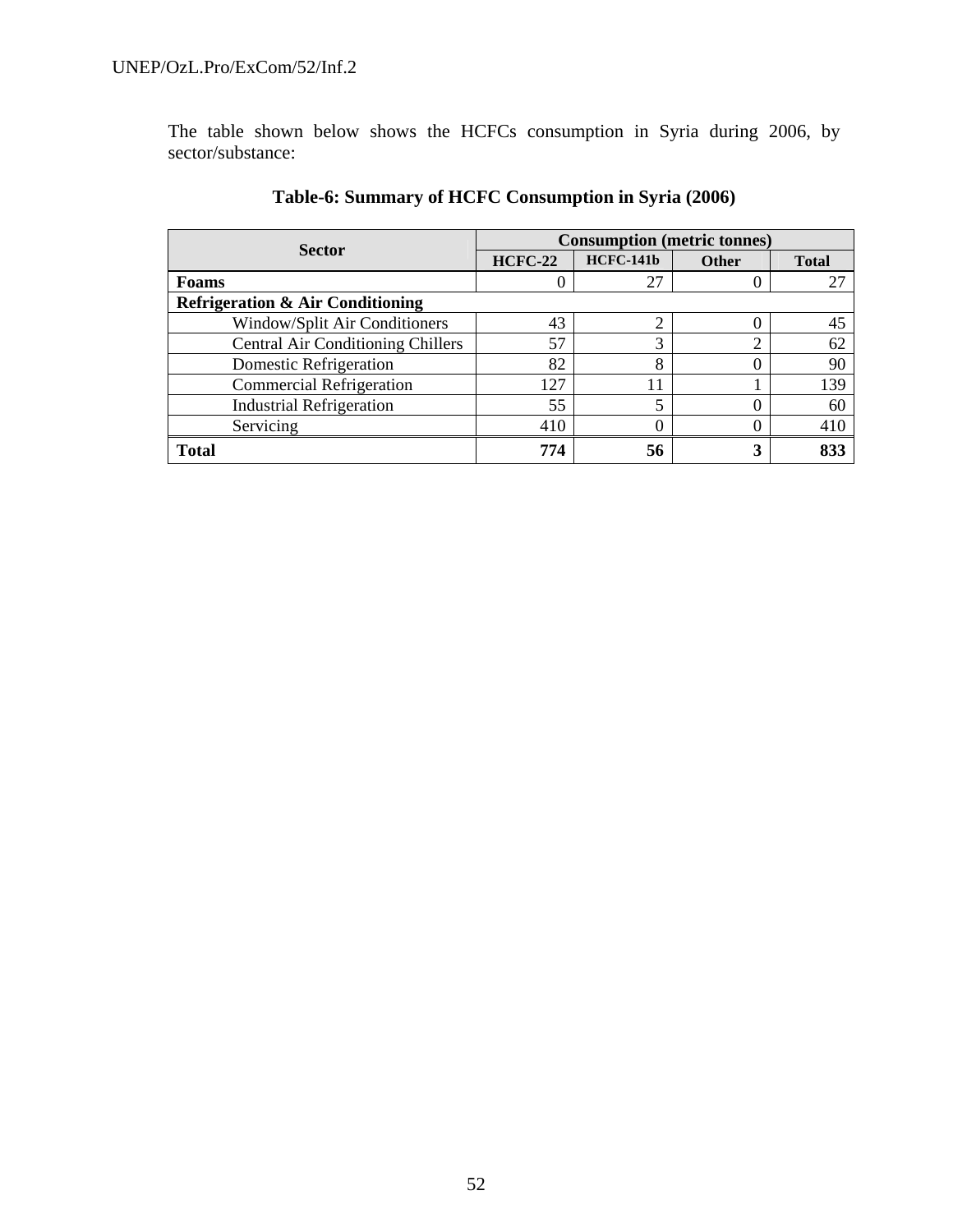The table shown below shows the HCFCs consumption in Syria during 2006, by sector/substance:

**Table-6: Summary of HCFC Consumption in Syria (2006)**

| Sector | Consumption (metric tonnes) | | | |
|---|---|---|---|---|
| | HCFC-22 | HCFC-141b | Other | Total |
| **Foams** | 0 | 27 | 0 | 27 |
| **Refrigeration & Air Conditioning** | | | | |
| Window/Split Air Conditioners | 43 | 2 | 0 | 45 |
| Central Air Conditioning Chillers | 57 | 3 | 2 | 62 |
| Domestic Refrigeration | 82 | 8 | 0 | 90 |
| Commercial Refrigeration | 127 | 11 | 1 | 139 |
| Industrial Refrigeration | 55 | 5 | 0 | 60 |
| Servicing | 410 | 0 | 0 | 410 |
| **Total** | **774** | **56** | **3** | **833** |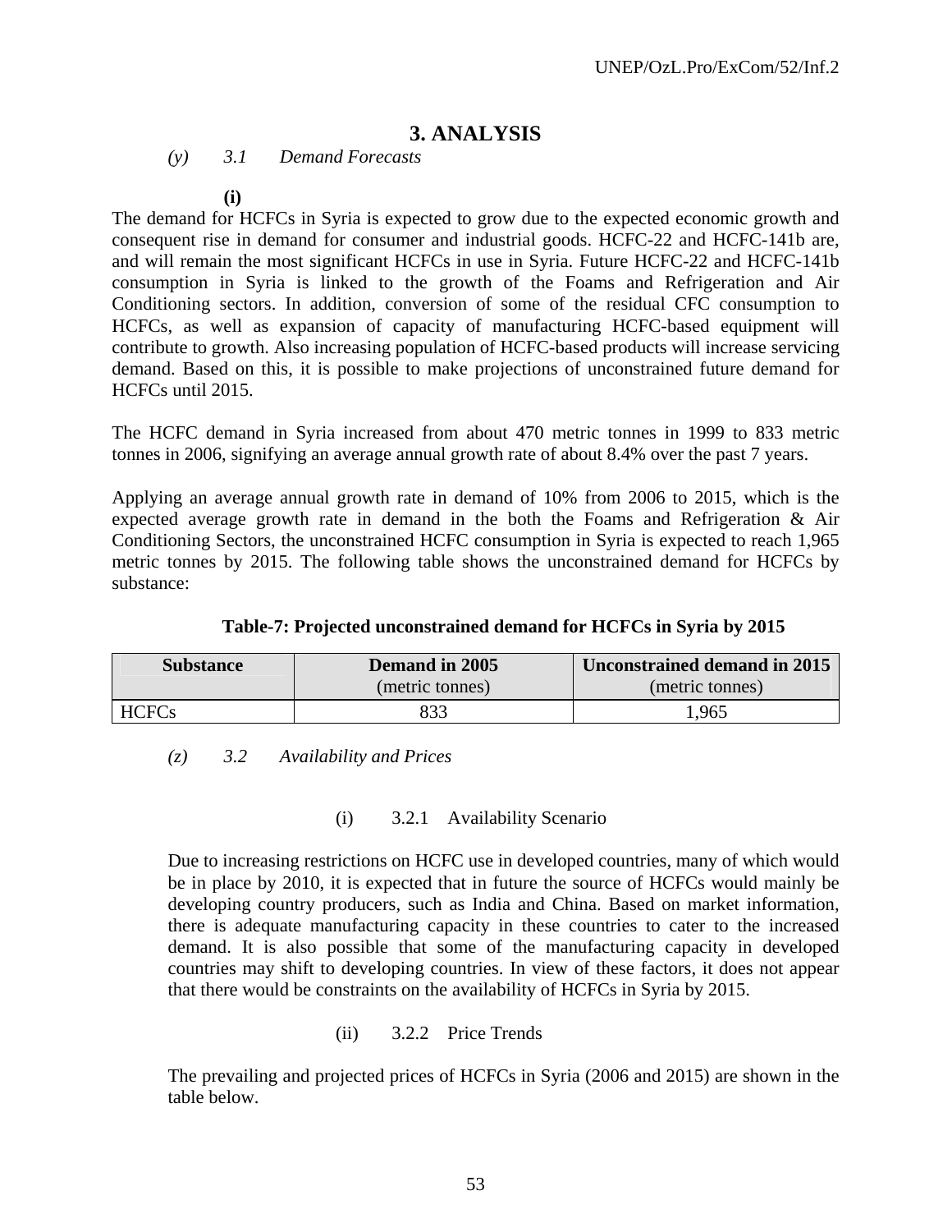# 3. ANALYSIS

*(y) 3.1 Demand Forecasts*

**(i)**

The demand for HCFCs in Syria is expected to grow due to the expected economic growth and consequent rise in demand for consumer and industrial goods. HCFC-22 and HCFC-141b are, and will remain the most significant HCFCs in use in Syria. Future HCFC-22 and HCFC-141b consumption in Syria is linked to the growth of the Foams and Refrigeration and Air Conditioning sectors. In addition, conversion of some of the residual CFC consumption to HCFCs, as well as expansion of capacity of manufacturing HCFC-based equipment will contribute to growth. Also increasing population of HCFC-based products will increase servicing demand. Based on this, it is possible to make projections of unconstrained future demand for HCFCs until 2015.

The HCFC demand in Syria increased from about 470 metric tonnes in 1999 to 833 metric tonnes in 2006, signifying an average annual growth rate of about 8.4% over the past 7 years.

Applying an average annual growth rate in demand of 10% from 2006 to 2015, which is the expected average growth rate in demand in the both the Foams and Refrigeration & Air Conditioning Sectors, the unconstrained HCFC consumption in Syria is expected to reach 1,965 metric tonnes by 2015. The following table shows the unconstrained demand for HCFCs by substance:

**Table-7: Projected unconstrained demand for HCFCs in Syria by 2015**

| Substance | Demand in 2005 (metric tonnes) | Unconstrained demand in 2015 (metric tonnes) |
|---|---|---|
| HCFCs | 833 | 1,965 |

*(z) 3.2 Availability and Prices*

(i) 3.2.1 Availability Scenario

Due to increasing restrictions on HCFC use in developed countries, many of which would be in place by 2010, it is expected that in future the source of HCFCs would mainly be developing country producers, such as India and China. Based on market information, there is adequate manufacturing capacity in these countries to cater to the increased demand. It is also possible that some of the manufacturing capacity in developed countries may shift to developing countries. In view of these factors, it does not appear that there would be constraints on the availability of HCFCs in Syria by 2015.

(ii) 3.2.2 Price Trends

The prevailing and projected prices of HCFCs in Syria (2006 and 2015) are shown in the table below.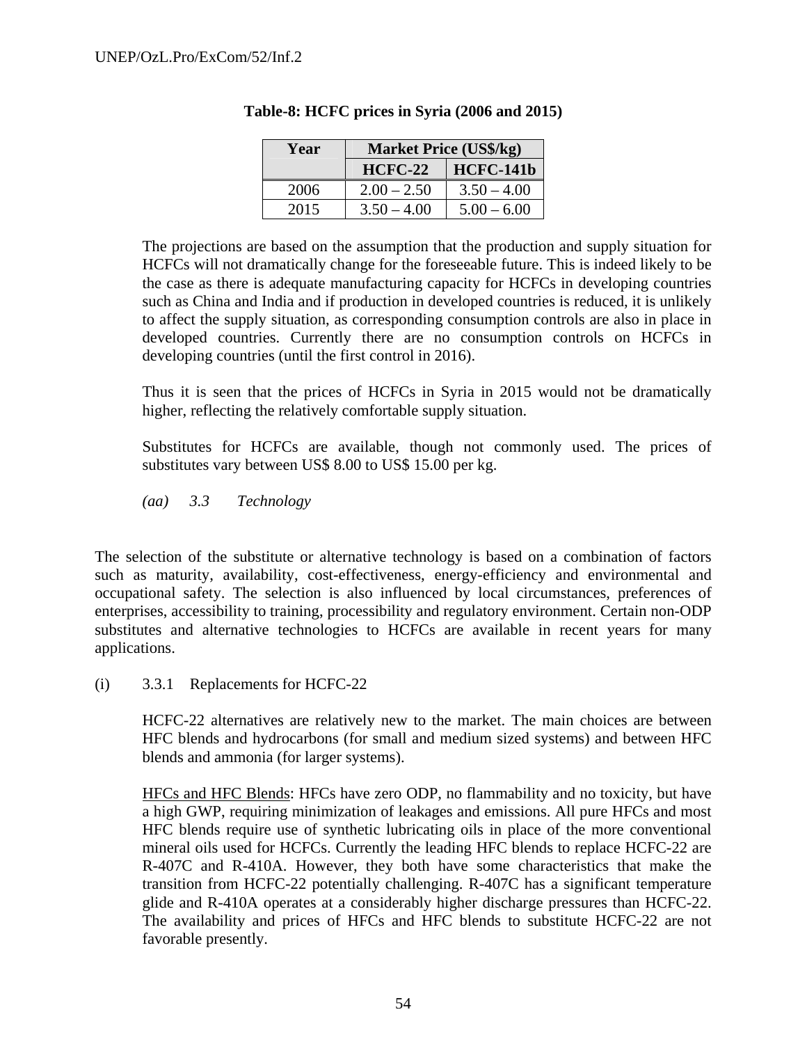**Table-8: HCFC prices in Syria (2006 and 2015)**

| Year | Market Price (US$/kg) | |
|---|---|---|
| | HCFC-22 | HCFC-141b |
| 2006 | 2.00 – 2.50 | 3.50 – 4.00 |
| 2015 | 3.50 – 4.00 | 5.00 – 6.00 |

The projections are based on the assumption that the production and supply situation for HCFCs will not dramatically change for the foreseeable future. This is indeed likely to be the case as there is adequate manufacturing capacity for HCFCs in developing countries such as China and India and if production in developed countries is reduced, it is unlikely to affect the supply situation, as corresponding consumption controls are also in place in developed countries. Currently there are no consumption controls on HCFCs in developing countries (until the first control in 2016).

Thus it is seen that the prices of HCFCs in Syria in 2015 would not be dramatically higher, reflecting the relatively comfortable supply situation.

Substitutes for HCFCs are available, though not commonly used. The prices of substitutes vary between US$ 8.00 to US$ 15.00 per kg.

### *(aa) 3.3 Technology*

The selection of the substitute or alternative technology is based on a combination of factors such as maturity, availability, cost-effectiveness, energy-efficiency and environmental and occupational safety. The selection is also influenced by local circumstances, preferences of enterprises, accessibility to training, processibility and regulatory environment. Certain non-ODP substitutes and alternative technologies to HCFCs are available in recent years for many applications.

#### (i) 3.3.1 Replacements for HCFC-22

HCFC-22 alternatives are relatively new to the market. The main choices are between HFC blends and hydrocarbons (for small and medium sized systems) and between HFC blends and ammonia (for larger systems).

HFCs and HFC Blends: HFCs have zero ODP, no flammability and no toxicity, but have a high GWP, requiring minimization of leakages and emissions. All pure HFCs and most HFC blends require use of synthetic lubricating oils in place of the more conventional mineral oils used for HCFCs. Currently the leading HFC blends to replace HCFC-22 are R-407C and R-410A. However, they both have some characteristics that make the transition from HCFC-22 potentially challenging. R-407C has a significant temperature glide and R-410A operates at a considerably higher discharge pressures than HCFC-22. The availability and prices of HFCs and HFC blends to substitute HCFC-22 are not favorable presently.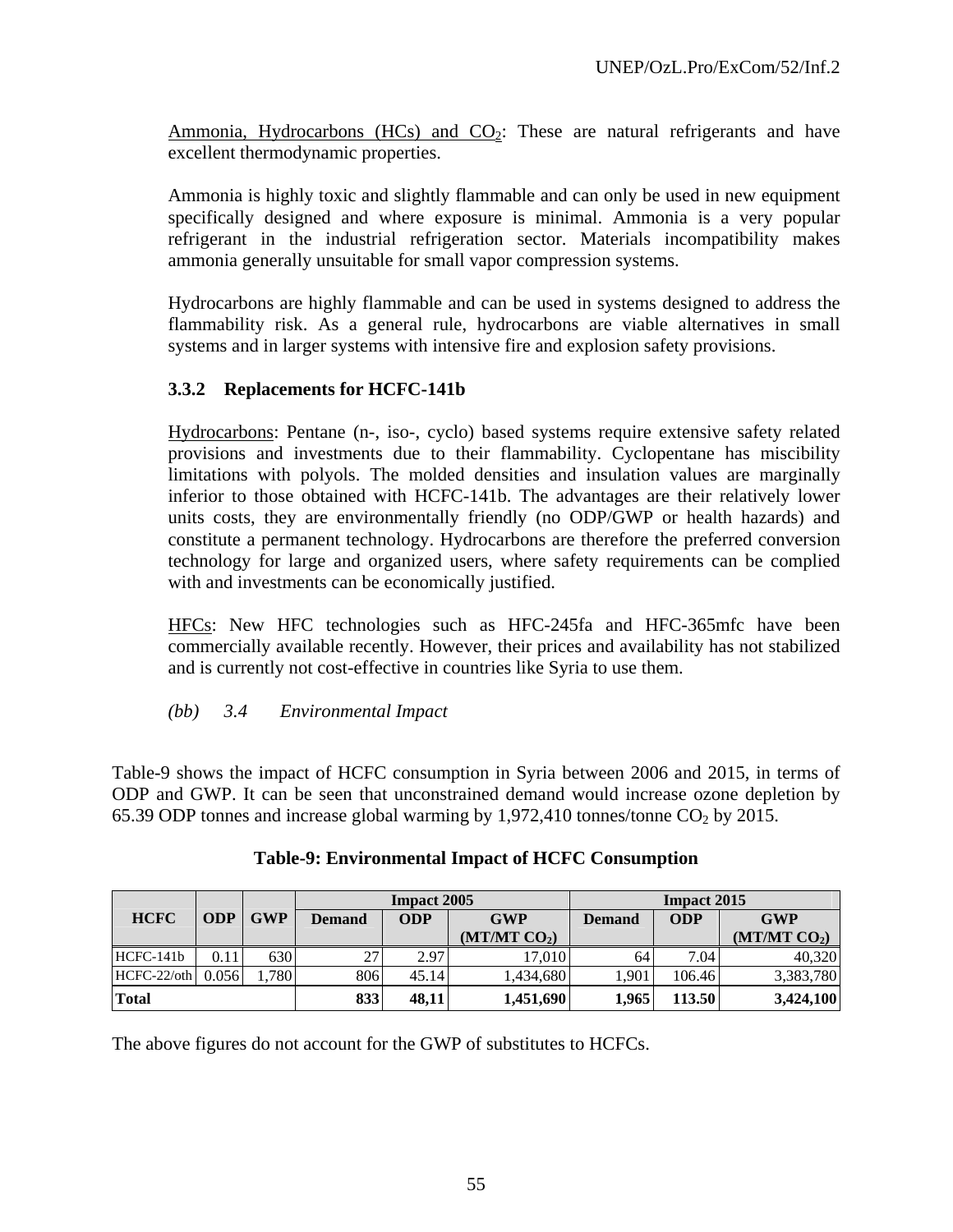Ammonia, Hydrocarbons (HCs) and $CO_2$: These are natural refrigerants and have excellent thermodynamic properties.

Ammonia is highly toxic and slightly flammable and can only be used in new equipment specifically designed and where exposure is minimal. Ammonia is a very popular refrigerant in the industrial refrigeration sector. Materials incompatibility makes ammonia generally unsuitable for small vapor compression systems.

Hydrocarbons are highly flammable and can be used in systems designed to address the flammability risk. As a general rule, hydrocarbons are viable alternatives in small systems and in larger systems with intensive fire and explosion safety provisions.

### 3.3.2 Replacements for HCFC-141b

Hydrocarbons: Pentane (n-, iso-, cyclo) based systems require extensive safety related provisions and investments due to their flammability. Cyclopentane has miscibility limitations with polyols. The molded densities and insulation values are marginally inferior to those obtained with HCFC-141b. The advantages are their relatively lower units costs, they are environmentally friendly (no ODP/GWP or health hazards) and constitute a permanent technology. Hydrocarbons are therefore the preferred conversion technology for large and organized users, where safety requirements can be complied with and investments can be economically justified.

HFCs: New HFC technologies such as HFC-245fa and HFC-365mfc have been commercially available recently. However, their prices and availability has not stabilized and is currently not cost-effective in countries like Syria to use them.

*(bb) 3.4 Environmental Impact*

Table-9 shows the impact of HCFC consumption in Syria between 2006 and 2015, in terms of ODP and GWP. It can be seen that unconstrained demand would increase ozone depletion by 65.39 ODP tonnes and increase global warming by 1,972,410 tonnes/tonne $CO_2$ by 2015.

**Table-9: Environmental Impact of HCFC Consumption**

| HCFC | ODP | GWP | Impact 2005 | | | Impact 2015 | | |
|---|---|---|---|---|---|---|---|---|
| | | | Demand | ODP | GWP (MT/MT $CO_2$) | Demand | ODP | GWP (MT/MT $CO_2$) |
| HCFC-141b | 0.11 | 630 | 27 | 2.97 | 17,010 | 64 | 7.04 | 40,320 |
| HCFC-22/oth | 0.056 | 1,780 | 806 | 45.14 | 1,434,680 | 1,901 | 106.46 | 3,383,780 |
| **Total** | | | **833** | **48,11** | **1,451,690** | **1,965** | **113.50** | **3,424,100** |

The above figures do not account for the GWP of substitutes to HCFCs.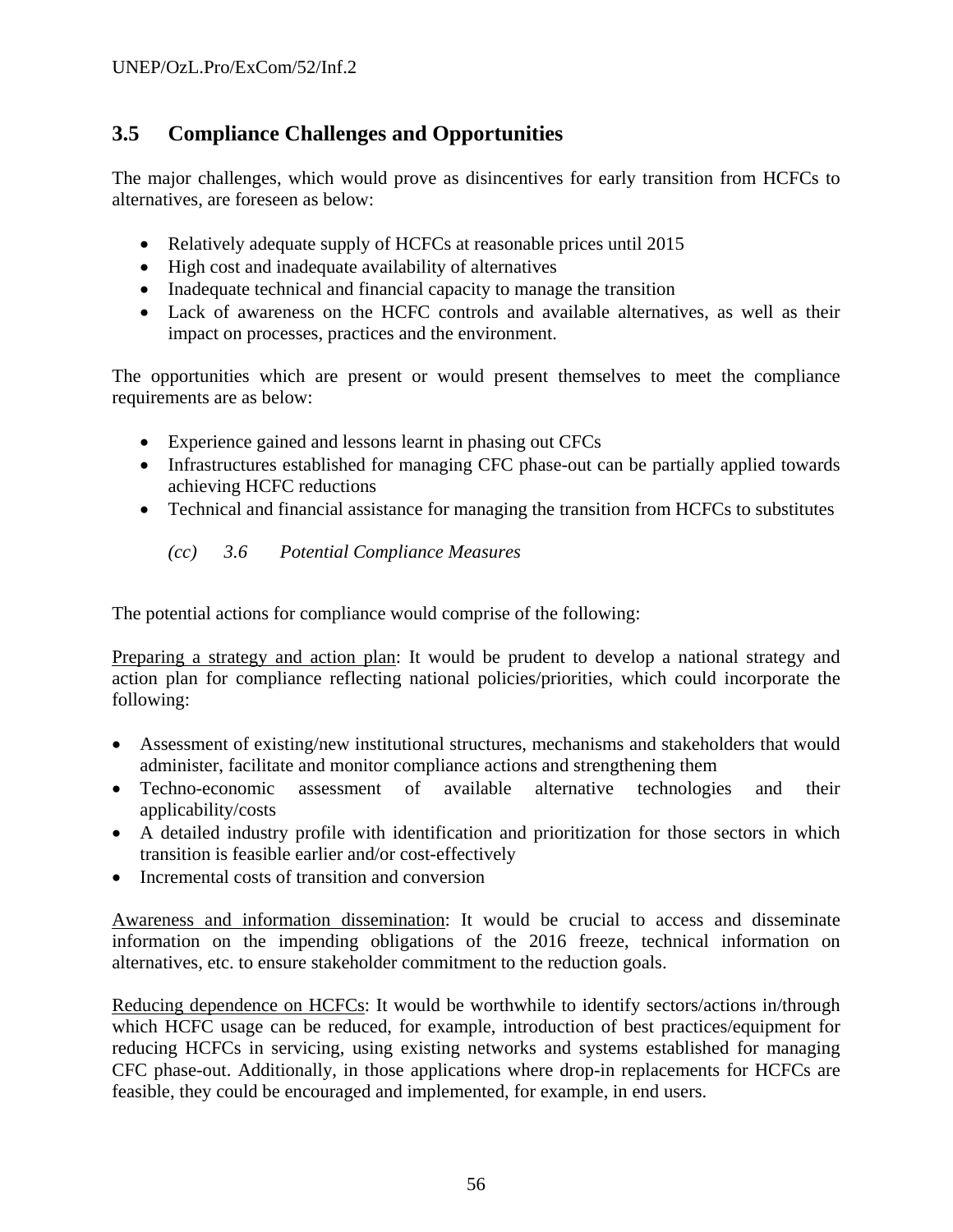## 3.5 Compliance Challenges and Opportunities

The major challenges, which would prove as disincentives for early transition from HCFCs to alternatives, are foreseen as below:

- Relatively adequate supply of HCFCs at reasonable prices until 2015
- High cost and inadequate availability of alternatives
- Inadequate technical and financial capacity to manage the transition
- Lack of awareness on the HCFC controls and available alternatives, as well as their impact on processes, practices and the environment.

The opportunities which are present or would present themselves to meet the compliance requirements are as below:

- Experience gained and lessons learnt in phasing out CFCs
- Infrastructures established for managing CFC phase-out can be partially applied towards achieving HCFC reductions
- Technical and financial assistance for managing the transition from HCFCs to substitutes

*(cc) 3.6 Potential Compliance Measures*

The potential actions for compliance would comprise of the following:

<u>Preparing a strategy and action plan</u>: It would be prudent to develop a national strategy and action plan for compliance reflecting national policies/priorities, which could incorporate the following:

- Assessment of existing/new institutional structures, mechanisms and stakeholders that would administer, facilitate and monitor compliance actions and strengthening them
- Techno-economic assessment of available alternative technologies and their applicability/costs
- A detailed industry profile with identification and prioritization for those sectors in which transition is feasible earlier and/or cost-effectively
- Incremental costs of transition and conversion

<u>Awareness and information dissemination</u>: It would be crucial to access and disseminate information on the impending obligations of the 2016 freeze, technical information on alternatives, etc. to ensure stakeholder commitment to the reduction goals.

<u>Reducing dependence on HCFCs</u>: It would be worthwhile to identify sectors/actions in/through which HCFC usage can be reduced, for example, introduction of best practices/equipment for reducing HCFCs in servicing, using existing networks and systems established for managing CFC phase-out. Additionally, in those applications where drop-in replacements for HCFCs are feasible, they could be encouraged and implemented, for example, in end users.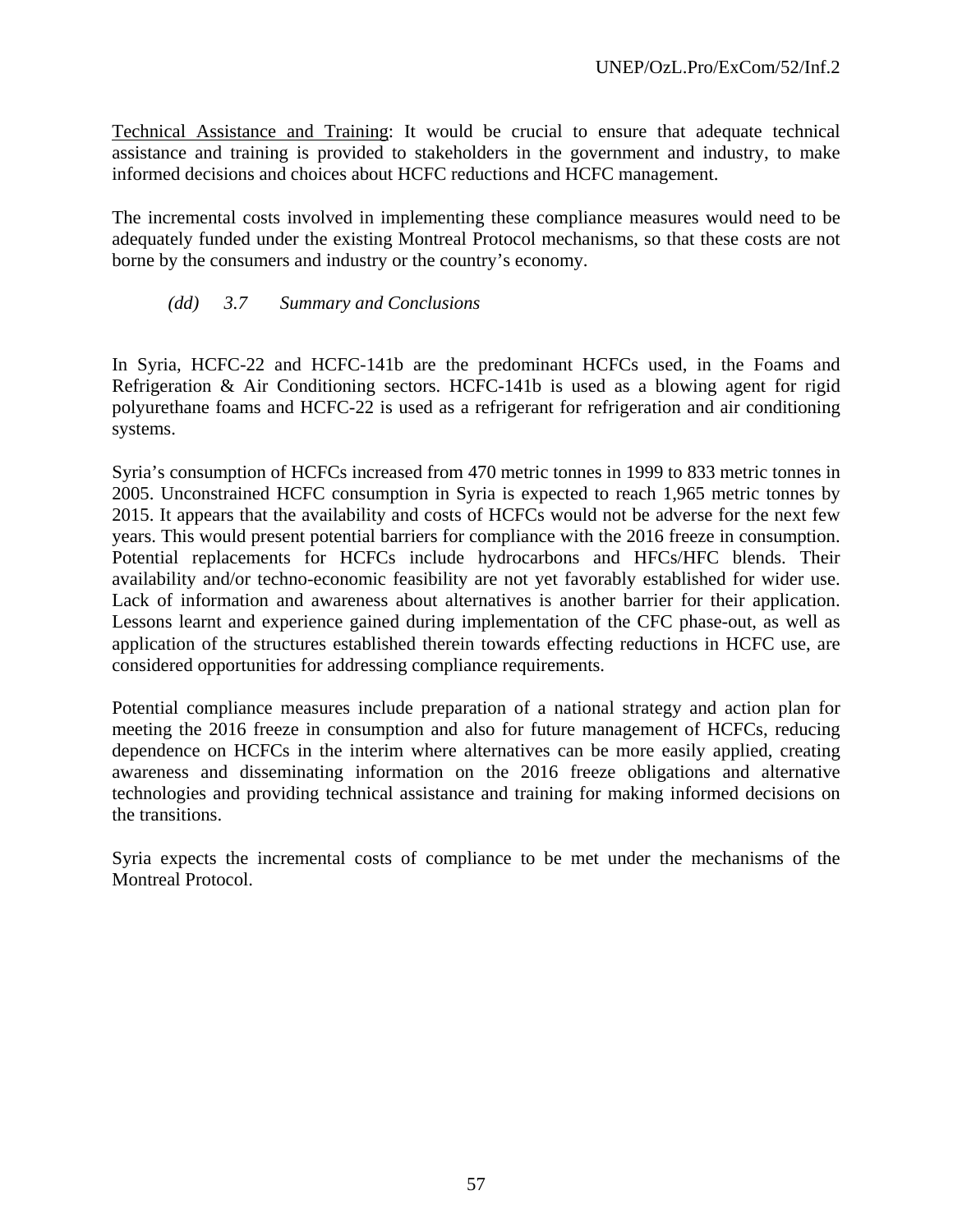Technical Assistance and Training: It would be crucial to ensure that adequate technical assistance and training is provided to stakeholders in the government and industry, to make informed decisions and choices about HCFC reductions and HCFC management.

The incremental costs involved in implementing these compliance measures would need to be adequately funded under the existing Montreal Protocol mechanisms, so that these costs are not borne by the consumers and industry or the country's economy.

### *(dd) 3.7 Summary and Conclusions*

In Syria, HCFC-22 and HCFC-141b are the predominant HCFCs used, in the Foams and Refrigeration & Air Conditioning sectors. HCFC-141b is used as a blowing agent for rigid polyurethane foams and HCFC-22 is used as a refrigerant for refrigeration and air conditioning systems.

Syria's consumption of HCFCs increased from 470 metric tonnes in 1999 to 833 metric tonnes in 2005. Unconstrained HCFC consumption in Syria is expected to reach 1,965 metric tonnes by 2015. It appears that the availability and costs of HCFCs would not be adverse for the next few years. This would present potential barriers for compliance with the 2016 freeze in consumption. Potential replacements for HCFCs include hydrocarbons and HFCs/HFC blends. Their availability and/or techno-economic feasibility are not yet favorably established for wider use. Lack of information and awareness about alternatives is another barrier for their application. Lessons learnt and experience gained during implementation of the CFC phase-out, as well as application of the structures established therein towards effecting reductions in HCFC use, are considered opportunities for addressing compliance requirements.

Potential compliance measures include preparation of a national strategy and action plan for meeting the 2016 freeze in consumption and also for future management of HCFCs, reducing dependence on HCFCs in the interim where alternatives can be more easily applied, creating awareness and disseminating information on the 2016 freeze obligations and alternative technologies and providing technical assistance and training for making informed decisions on the transitions.

Syria expects the incremental costs of compliance to be met under the mechanisms of the Montreal Protocol.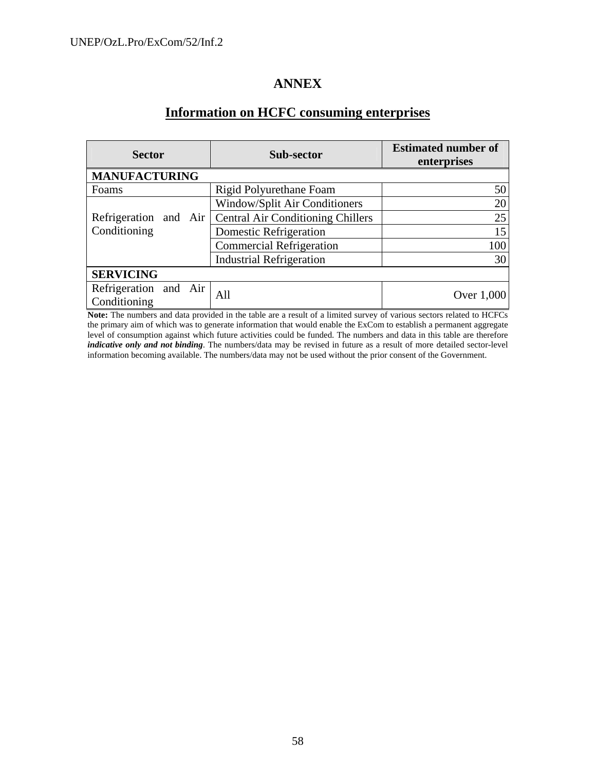# ANNEX

## Information on HCFC consuming enterprises

| Sector | Sub-sector | Estimated number of enterprises |
|---|---|---|
| **MANUFACTURING** | | |
| Foams | Rigid Polyurethane Foam | 50 |
| Refrigeration and Air Conditioning | Window/Split Air Conditioners | 20 |
| | Central Air Conditioning Chillers | 25 |
| | Domestic Refrigeration | 15 |
| | Commercial Refrigeration | 100 |
| | Industrial Refrigeration | 30 |
| **SERVICING** | | |
| Refrigeration and Air Conditioning | All | Over 1,000 |

**Note:** The numbers and data provided in the table are a result of a limited survey of various sectors related to HCFCs the primary aim of which was to generate information that would enable the ExCom to establish a permanent aggregate level of consumption against which future activities could be funded. The numbers and data in this table are therefore ***indicative only and not binding***. The numbers/data may be revised in future as a result of more detailed sector-level information becoming available. The numbers/data may not be used without the prior consent of the Government.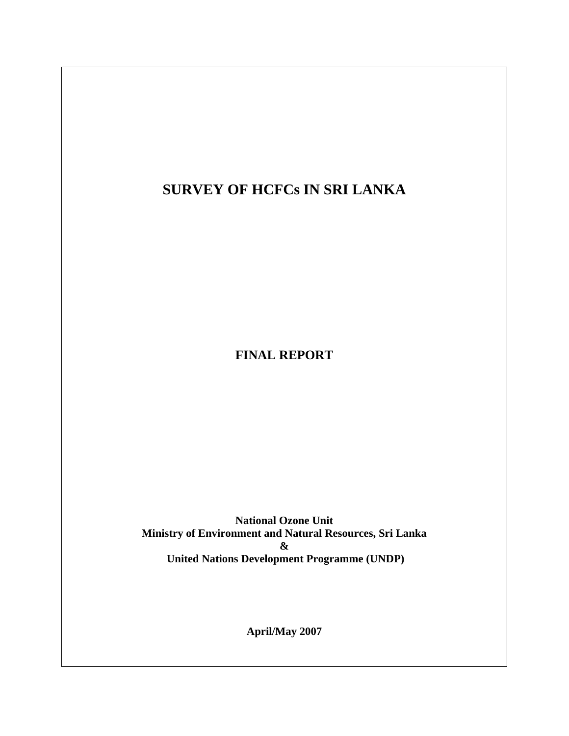# SURVEY OF HCFCs IN SRI LANKA

## FINAL REPORT

**National Ozone Unit**
**Ministry of Environment and Natural Resources, Sri Lanka**
**&**
**United Nations Development Programme (UNDP)**

**April/May 2007**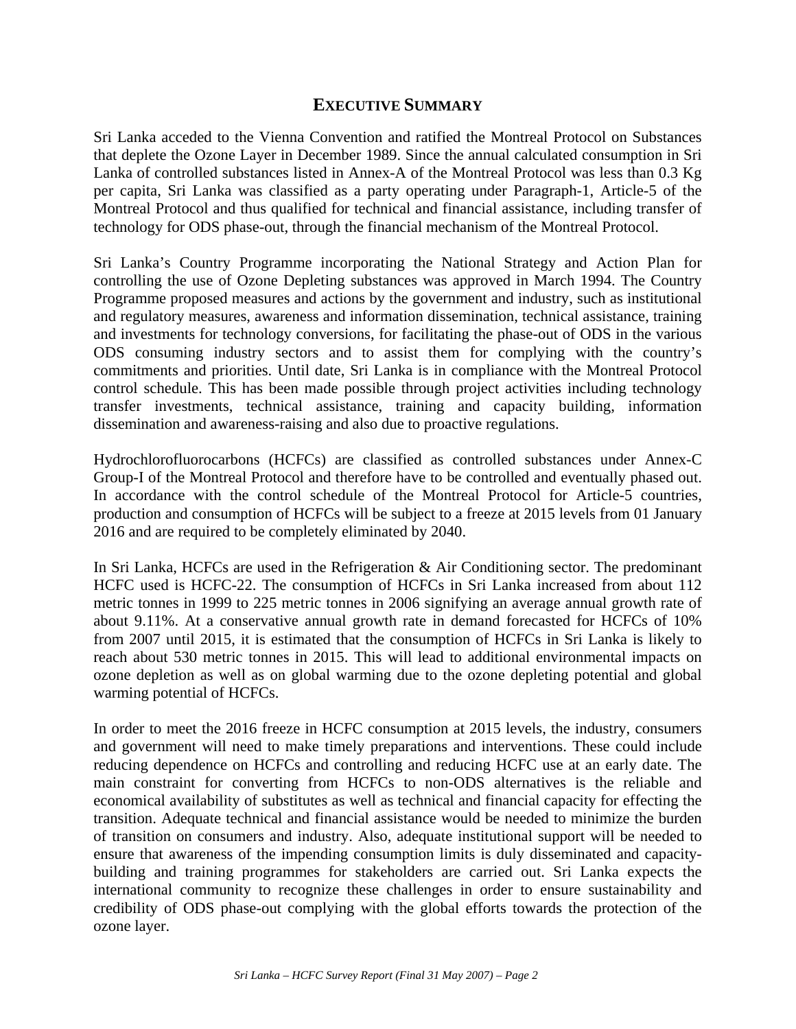# EXECUTIVE SUMMARY

Sri Lanka acceded to the Vienna Convention and ratified the Montreal Protocol on Substances that deplete the Ozone Layer in December 1989. Since the annual calculated consumption in Sri Lanka of controlled substances listed in Annex-A of the Montreal Protocol was less than 0.3 Kg per capita, Sri Lanka was classified as a party operating under Paragraph-1, Article-5 of the Montreal Protocol and thus qualified for technical and financial assistance, including transfer of technology for ODS phase-out, through the financial mechanism of the Montreal Protocol.

Sri Lanka's Country Programme incorporating the National Strategy and Action Plan for controlling the use of Ozone Depleting substances was approved in March 1994. The Country Programme proposed measures and actions by the government and industry, such as institutional and regulatory measures, awareness and information dissemination, technical assistance, training and investments for technology conversions, for facilitating the phase-out of ODS in the various ODS consuming industry sectors and to assist them for complying with the country's commitments and priorities. Until date, Sri Lanka is in compliance with the Montreal Protocol control schedule. This has been made possible through project activities including technology transfer investments, technical assistance, training and capacity building, information dissemination and awareness-raising and also due to proactive regulations.

Hydrochlorofluorocarbons (HCFCs) are classified as controlled substances under Annex-C Group-I of the Montreal Protocol and therefore have to be controlled and eventually phased out. In accordance with the control schedule of the Montreal Protocol for Article-5 countries, production and consumption of HCFCs will be subject to a freeze at 2015 levels from 01 January 2016 and are required to be completely eliminated by 2040.

In Sri Lanka, HCFCs are used in the Refrigeration & Air Conditioning sector. The predominant HCFC used is HCFC-22. The consumption of HCFCs in Sri Lanka increased from about 112 metric tonnes in 1999 to 225 metric tonnes in 2006 signifying an average annual growth rate of about 9.11%. At a conservative annual growth rate in demand forecasted for HCFCs of 10% from 2007 until 2015, it is estimated that the consumption of HCFCs in Sri Lanka is likely to reach about 530 metric tonnes in 2015. This will lead to additional environmental impacts on ozone depletion as well as on global warming due to the ozone depleting potential and global warming potential of HCFCs.

In order to meet the 2016 freeze in HCFC consumption at 2015 levels, the industry, consumers and government will need to make timely preparations and interventions. These could include reducing dependence on HCFCs and controlling and reducing HCFC use at an early date. The main constraint for converting from HCFCs to non-ODS alternatives is the reliable and economical availability of substitutes as well as technical and financial capacity for effecting the transition. Adequate technical and financial assistance would be needed to minimize the burden of transition on consumers and industry. Also, adequate institutional support will be needed to ensure that awareness of the impending consumption limits is duly disseminated and capacity-building and training programmes for stakeholders are carried out. Sri Lanka expects the international community to recognize these challenges in order to ensure sustainability and credibility of ODS phase-out complying with the global efforts towards the protection of the ozone layer.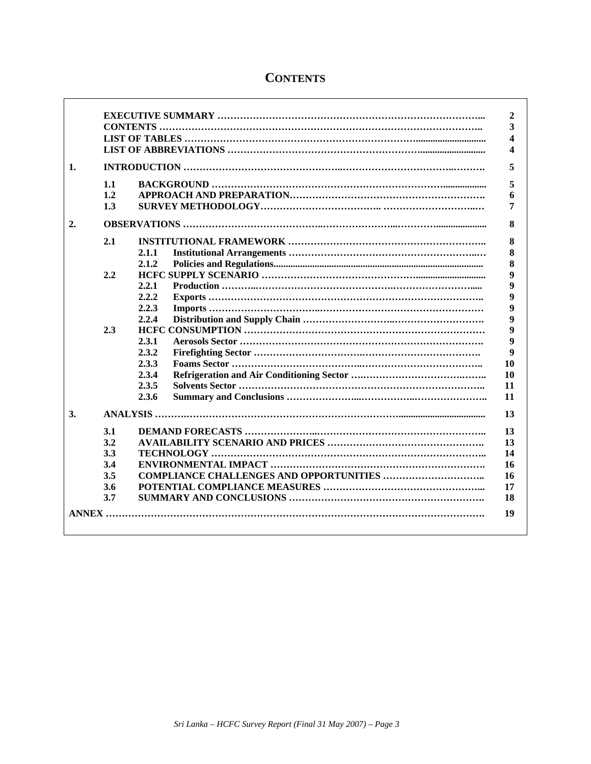# CONTENTS

| | | | | |
|---|---|---|---|---|
| | **EXECUTIVE SUMMARY** | | | **2** |
| | **CONTENTS** | | | **3** |
| | **LIST OF TABLES** | | | **4** |
| | **LIST OF ABBREVIATIONS** | | | **4** |
| **1.** | **INTRODUCTION** | | | **5** |
| | **1.1** | **BACKGROUND** | | **5** |
| | **1.2** | **APPROACH AND PREPARATION** | | **6** |
| | **1.3** | **SURVEY METHODOLOGY** | | **7** |
| **2.** | **OBSERVATIONS** | | | **8** |
| | **2.1** | **INSTITUTIONAL FRAMEWORK** | | **8** |
| | | **2.1.1** | **Institutional Arrangements** | **8** |
| | | **2.1.2** | **Policies and Regulations** | **8** |
| | **2.2** | **HCFC SUPPLY SCENARIO** | | **9** |
| | | **2.2.1** | **Production** | **9** |
| | | **2.2.2** | **Exports** | **9** |
| | | **2.2.3** | **Imports** | **9** |
| | | **2.2.4** | **Distribution and Supply Chain** | **9** |
| | **2.3** | **HCFC CONSUMPTION** | | **9** |
| | | **2.3.1** | **Aerosols Sector** | **9** |
| | | **2.3.2** | **Firefighting Sector** | **9** |
| | | **2.3.3** | **Foams Sector** | **10** |
| | | **2.3.4** | **Refrigeration and Air Conditioning Sector** | **10** |
| | | **2.3.5** | **Solvents Sector** | **11** |
| | | **2.3.6** | **Summary and Conclusions** | **11** |
| **3.** | **ANALYSIS** | | | **13** |
| | **3.1** | **DEMAND FORECASTS** | | **13** |
| | **3.2** | **AVAILABILITY SCENARIO AND PRICES** | | **13** |
| | **3.3** | **TECHNOLOGY** | | **14** |
| | **3.4** | **ENVIRONMENTAL IMPACT** | | **16** |
| | **3.5** | **COMPLIANCE CHALLENGES AND OPPORTUNITIES** | | **16** |
| | **3.6** | **POTENTIAL COMPLIANCE MEASURES** | | **17** |
| | **3.7** | **SUMMARY AND CONCLUSIONS** | | **18** |
| **ANNEX** | | | | **19** |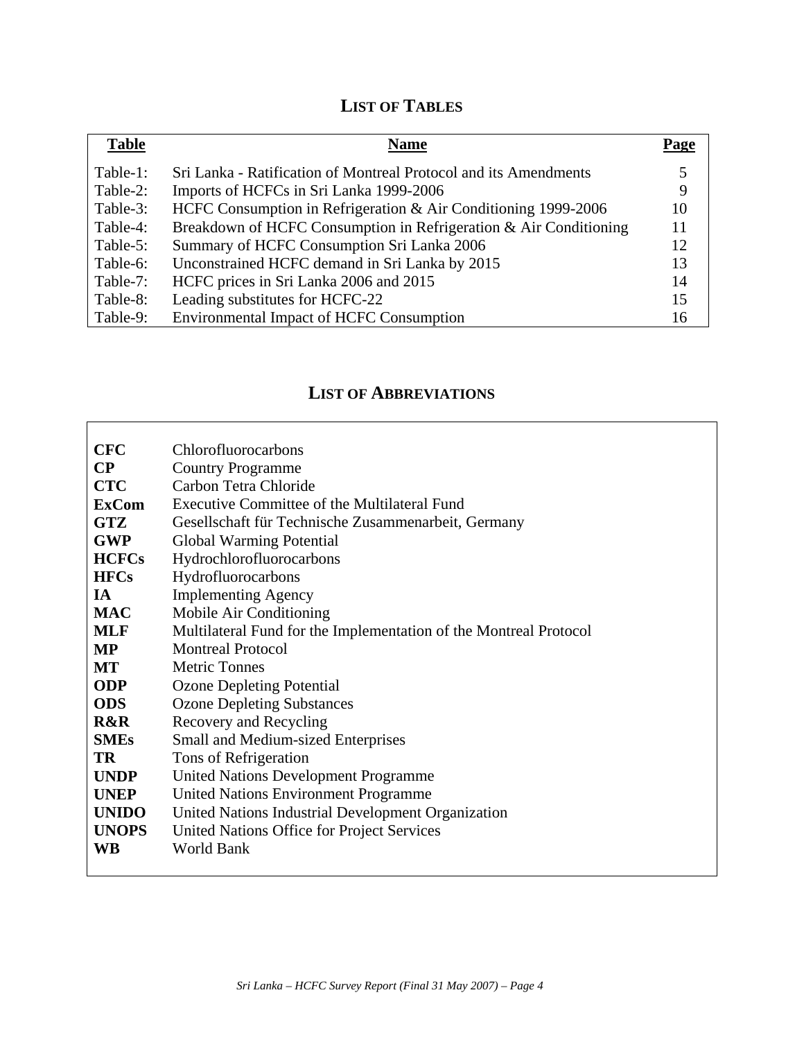## LIST OF TABLES

| Table | Name | Page |
|---|---|---|
| Table-1: | Sri Lanka - Ratification of Montreal Protocol and its Amendments | 5 |
| Table-2: | Imports of HCFCs in Sri Lanka 1999-2006 | 9 |
| Table-3: | HCFC Consumption in Refrigeration & Air Conditioning 1999-2006 | 10 |
| Table-4: | Breakdown of HCFC Consumption in Refrigeration & Air Conditioning | 11 |
| Table-5: | Summary of HCFC Consumption Sri Lanka 2006 | 12 |
| Table-6: | Unconstrained HCFC demand in Sri Lanka by 2015 | 13 |
| Table-7: | HCFC prices in Sri Lanka 2006 and 2015 | 14 |
| Table-8: | Leading substitutes for HCFC-22 | 15 |
| Table-9: | Environmental Impact of HCFC Consumption | 16 |

## LIST OF ABBREVIATIONS

| | |
|---|---|
| **CFC** | Chlorofluorocarbons |
| **CP** | Country Programme |
| **CTC** | Carbon Tetra Chloride |
| **ExCom** | Executive Committee of the Multilateral Fund |
| **GTZ** | Gesellschaft für Technische Zusammenarbeit, Germany |
| **GWP** | Global Warming Potential |
| **HCFCs** | Hydrochlorofluorocarbons |
| **HFCs** | Hydrofluorocarbons |
| **IA** | Implementing Agency |
| **MAC** | Mobile Air Conditioning |
| **MLF** | Multilateral Fund for the Implementation of the Montreal Protocol |
| **MP** | Montreal Protocol |
| **MT** | Metric Tonnes |
| **ODP** | Ozone Depleting Potential |
| **ODS** | Ozone Depleting Substances |
| **R&R** | Recovery and Recycling |
| **SMEs** | Small and Medium-sized Enterprises |
| **TR** | Tons of Refrigeration |
| **UNDP** | United Nations Development Programme |
| **UNEP** | United Nations Environment Programme |
| **UNIDO** | United Nations Industrial Development Organization |
| **UNOPS** | United Nations Office for Project Services |
| **WB** | World Bank |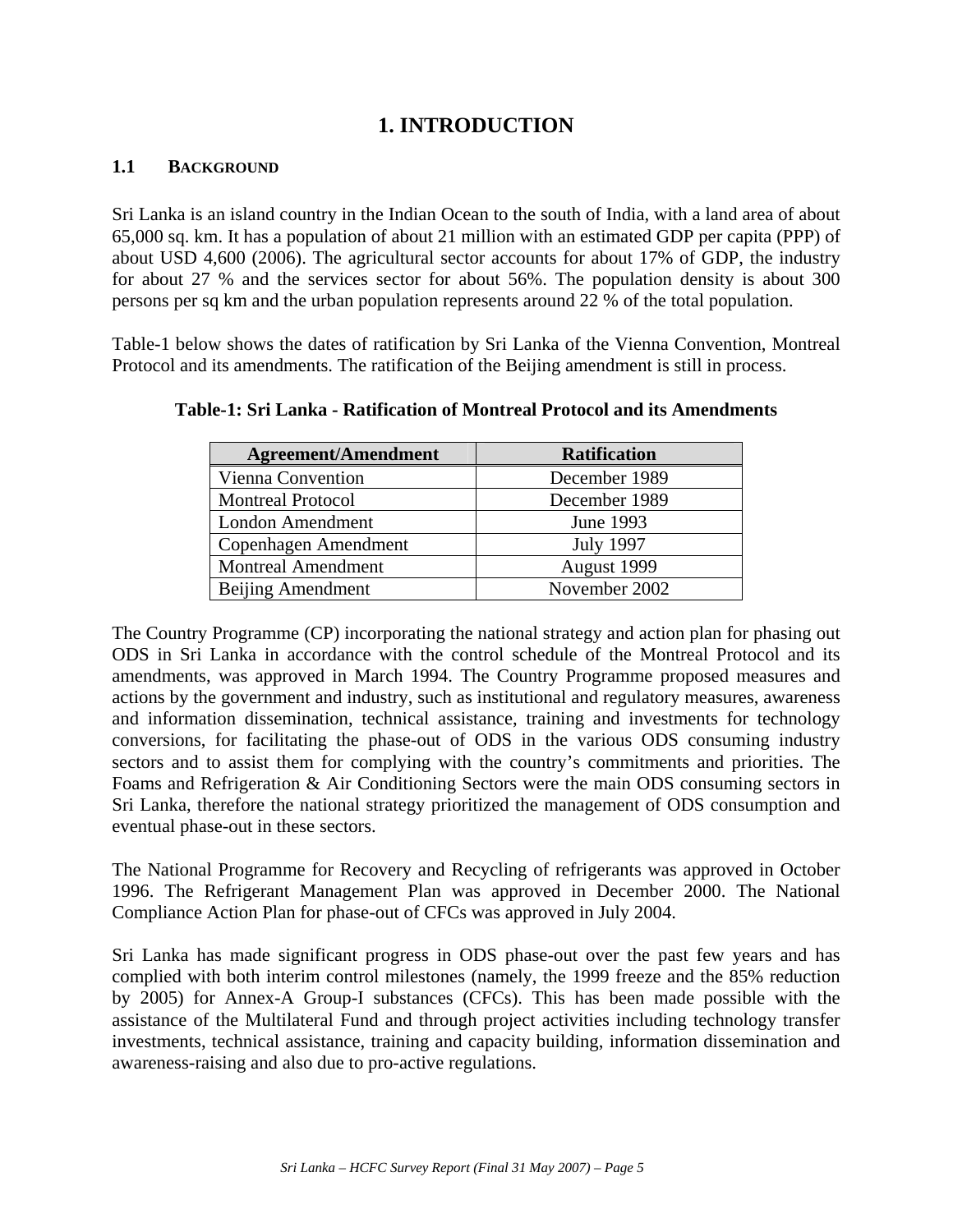# 1. INTRODUCTION

## 1.1 BACKGROUND

Sri Lanka is an island country in the Indian Ocean to the south of India, with a land area of about 65,000 sq. km. It has a population of about 21 million with an estimated GDP per capita (PPP) of about USD 4,600 (2006). The agricultural sector accounts for about 17% of GDP, the industry for about 27 % and the services sector for about 56%. The population density is about 300 persons per sq km and the urban population represents around 22 % of the total population.

Table-1 below shows the dates of ratification by Sri Lanka of the Vienna Convention, Montreal Protocol and its amendments. The ratification of the Beijing amendment is still in process.

**Table-1: Sri Lanka - Ratification of Montreal Protocol and its Amendments**

| Agreement/Amendment | Ratification |
|---|---|
| Vienna Convention | December 1989 |
| Montreal Protocol | December 1989 |
| London Amendment | June 1993 |
| Copenhagen Amendment | July 1997 |
| Montreal Amendment | August 1999 |
| Beijing Amendment | November 2002 |

The Country Programme (CP) incorporating the national strategy and action plan for phasing out ODS in Sri Lanka in accordance with the control schedule of the Montreal Protocol and its amendments, was approved in March 1994. The Country Programme proposed measures and actions by the government and industry, such as institutional and regulatory measures, awareness and information dissemination, technical assistance, training and investments for technology conversions, for facilitating the phase-out of ODS in the various ODS consuming industry sectors and to assist them for complying with the country's commitments and priorities. The Foams and Refrigeration & Air Conditioning Sectors were the main ODS consuming sectors in Sri Lanka, therefore the national strategy prioritized the management of ODS consumption and eventual phase-out in these sectors.

The National Programme for Recovery and Recycling of refrigerants was approved in October 1996. The Refrigerant Management Plan was approved in December 2000. The National Compliance Action Plan for phase-out of CFCs was approved in July 2004.

Sri Lanka has made significant progress in ODS phase-out over the past few years and has complied with both interim control milestones (namely, the 1999 freeze and the 85% reduction by 2005) for Annex-A Group-I substances (CFCs). This has been made possible with the assistance of the Multilateral Fund and through project activities including technology transfer investments, technical assistance, training and capacity building, information dissemination and awareness-raising and also due to pro-active regulations.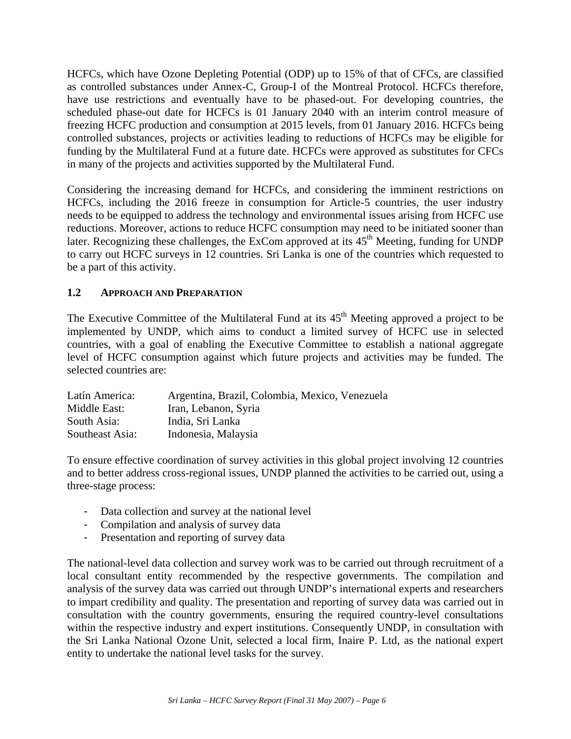HCFCs, which have Ozone Depleting Potential (ODP) up to 15% of that of CFCs, are classified as controlled substances under Annex-C, Group-I of the Montreal Protocol. HCFCs therefore, have use restrictions and eventually have to be phased-out. For developing countries, the scheduled phase-out date for HCFCs is 01 January 2040 with an interim control measure of freezing HCFC production and consumption at 2015 levels, from 01 January 2016. HCFCs being controlled substances, projects or activities leading to reductions of HCFCs may be eligible for funding by the Multilateral Fund at a future date. HCFCs were approved as substitutes for CFCs in many of the projects and activities supported by the Multilateral Fund.

Considering the increasing demand for HCFCs, and considering the imminent restrictions on HCFCs, including the 2016 freeze in consumption for Article-5 countries, the user industry needs to be equipped to address the technology and environmental issues arising from HCFC use reductions. Moreover, actions to reduce HCFC consumption may need to be initiated sooner than later. Recognizing these challenges, the ExCom approved at its 45th Meeting, funding for UNDP to carry out HCFC surveys in 12 countries. Sri Lanka is one of the countries which requested to be a part of this activity.

### 1.2 APPROACH AND PREPARATION

The Executive Committee of the Multilateral Fund at its 45th Meeting approved a project to be implemented by UNDP, which aims to conduct a limited survey of HCFC use in selected countries, with a goal of enabling the Executive Committee to establish a national aggregate level of HCFC consumption against which future projects and activities may be funded. The selected countries are:

| | |
|---|---|
| Latín America: | Argentina, Brazil, Colombia, Mexico, Venezuela |
| Middle East: | Iran, Lebanon, Syria |
| South Asia: | India, Sri Lanka |
| Southeast Asia: | Indonesia, Malaysia |

To ensure effective coordination of survey activities in this global project involving 12 countries and to better address cross-regional issues, UNDP planned the activities to be carried out, using a three-stage process:

- Data collection and survey at the national level
- Compilation and analysis of survey data
- Presentation and reporting of survey data

The national-level data collection and survey work was to be carried out through recruitment of a local consultant entity recommended by the respective governments. The compilation and analysis of the survey data was carried out through UNDP's international experts and researchers to impart credibility and quality. The presentation and reporting of survey data was carried out in consultation with the country governments, ensuring the required country-level consultations within the respective industry and expert institutions. Consequently UNDP, in consultation with the Sri Lanka National Ozone Unit, selected a local firm, Inaire P. Ltd, as the national expert entity to undertake the national level tasks for the survey.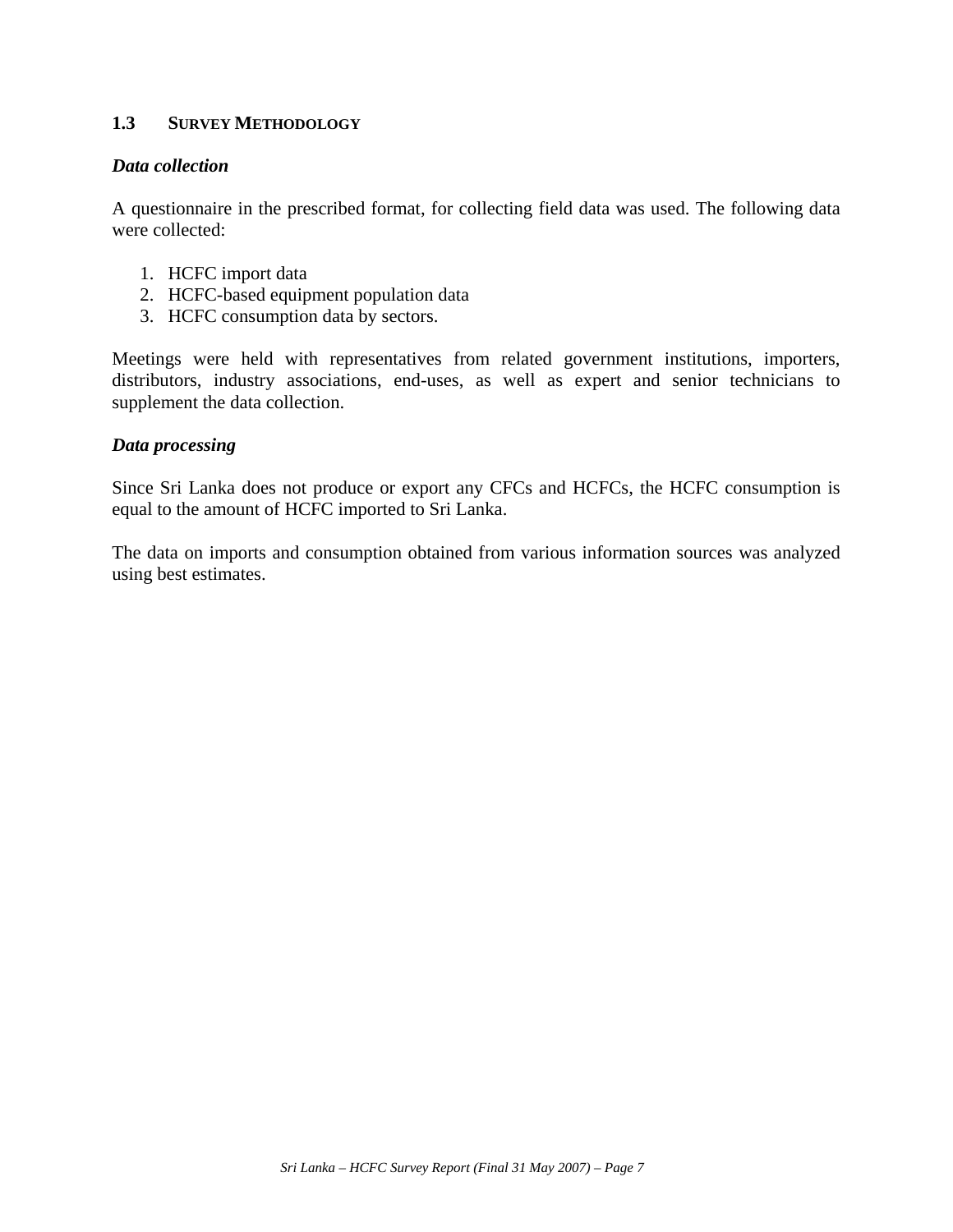### 1.3 Survey Methodology

***Data collection***

A questionnaire in the prescribed format, for collecting field data was used. The following data were collected:

1. HCFC import data
2. HCFC-based equipment population data
3. HCFC consumption data by sectors.

Meetings were held with representatives from related government institutions, importers, distributors, industry associations, end-uses, as well as expert and senior technicians to supplement the data collection.

***Data processing***

Since Sri Lanka does not produce or export any CFCs and HCFCs, the HCFC consumption is equal to the amount of HCFC imported to Sri Lanka.

The data on imports and consumption obtained from various information sources was analyzed using best estimates.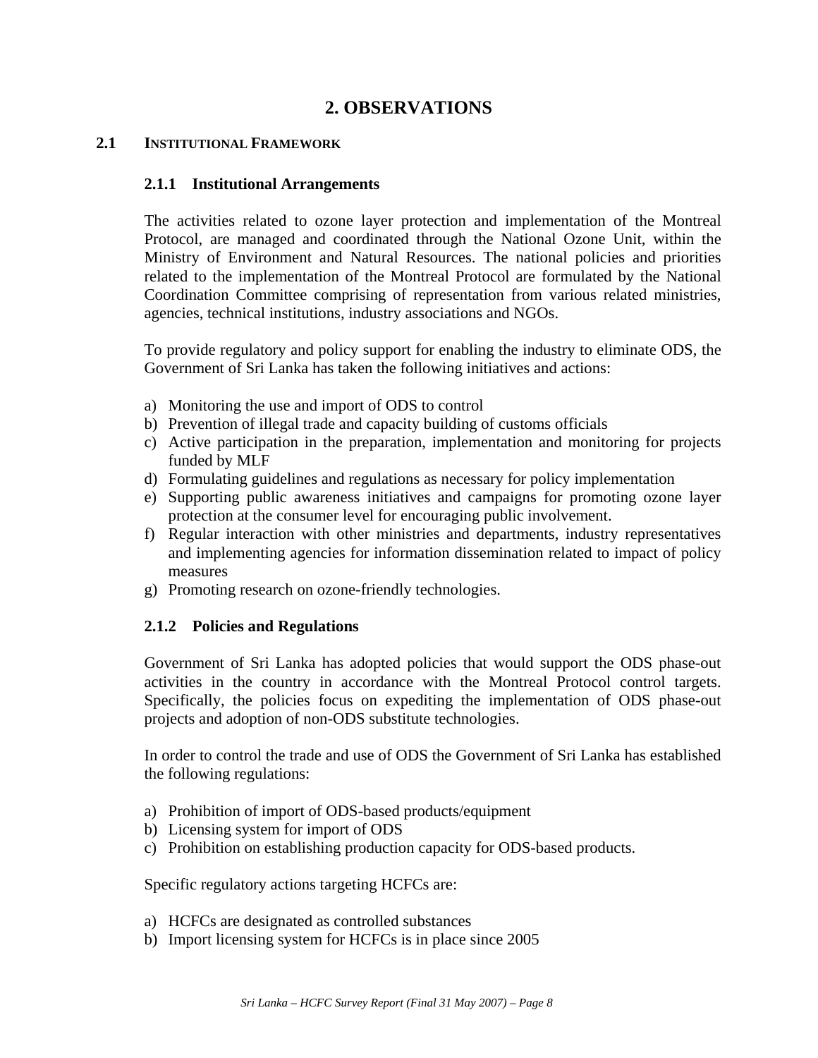# 2. OBSERVATIONS

## 2.1 INSTITUTIONAL FRAMEWORK

### 2.1.1 Institutional Arrangements

The activities related to ozone layer protection and implementation of the Montreal Protocol, are managed and coordinated through the National Ozone Unit, within the Ministry of Environment and Natural Resources. The national policies and priorities related to the implementation of the Montreal Protocol are formulated by the National Coordination Committee comprising of representation from various related ministries, agencies, technical institutions, industry associations and NGOs.

To provide regulatory and policy support for enabling the industry to eliminate ODS, the Government of Sri Lanka has taken the following initiatives and actions:

a) Monitoring the use and import of ODS to control
b) Prevention of illegal trade and capacity building of customs officials
c) Active participation in the preparation, implementation and monitoring for projects funded by MLF
d) Formulating guidelines and regulations as necessary for policy implementation
e) Supporting public awareness initiatives and campaigns for promoting ozone layer protection at the consumer level for encouraging public involvement.
f) Regular interaction with other ministries and departments, industry representatives and implementing agencies for information dissemination related to impact of policy measures
g) Promoting research on ozone-friendly technologies.

### 2.1.2 Policies and Regulations

Government of Sri Lanka has adopted policies that would support the ODS phase-out activities in the country in accordance with the Montreal Protocol control targets. Specifically, the policies focus on expediting the implementation of ODS phase-out projects and adoption of non-ODS substitute technologies.

In order to control the trade and use of ODS the Government of Sri Lanka has established the following regulations:

a) Prohibition of import of ODS-based products/equipment
b) Licensing system for import of ODS
c) Prohibition on establishing production capacity for ODS-based products.

Specific regulatory actions targeting HCFCs are:

a) HCFCs are designated as controlled substances
b) Import licensing system for HCFCs is in place since 2005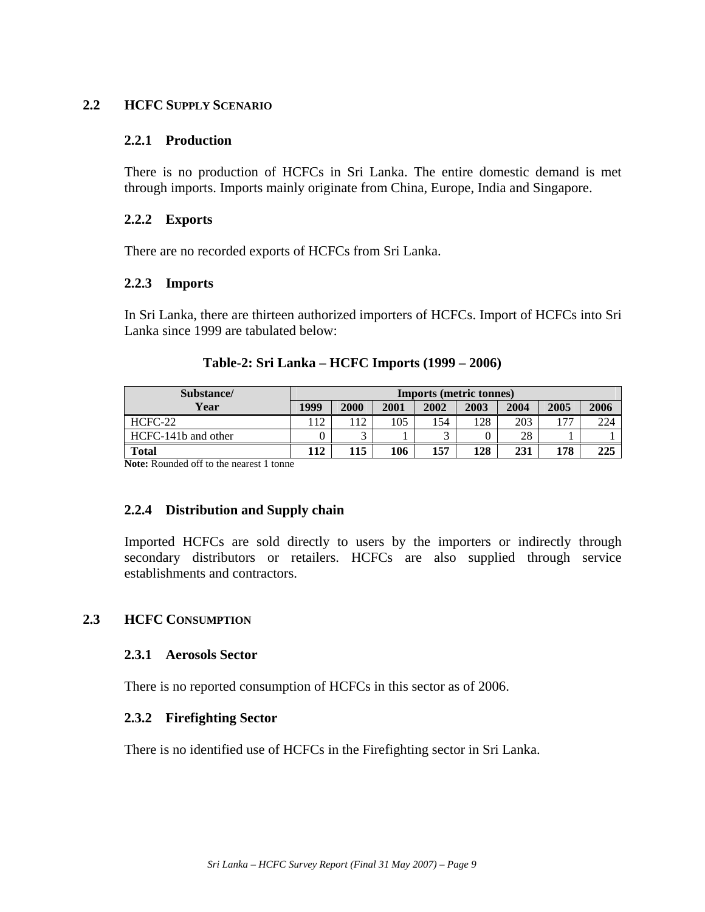## 2.2 HCFC SUPPLY SCENARIO

### 2.2.1 Production

There is no production of HCFCs in Sri Lanka. The entire domestic demand is met through imports. Imports mainly originate from China, Europe, India and Singapore.

### 2.2.2 Exports

There are no recorded exports of HCFCs from Sri Lanka.

### 2.2.3 Imports

In Sri Lanka, there are thirteen authorized importers of HCFCs. Import of HCFCs into Sri Lanka since 1999 are tabulated below:

**Table-2: Sri Lanka – HCFC Imports (1999 – 2006)**

| Substance/ Year | Imports (metric tonnes) | | | | | | | |
|---|---|---|---|---|---|---|---|---|
| | 1999 | 2000 | 2001 | 2002 | 2003 | 2004 | 2005 | 2006 |
| HCFC-22 | 112 | 112 | 105 | 154 | 128 | 203 | 177 | 224 |
| HCFC-141b and other | 0 | 3 | 1 | 3 | 0 | 28 | 1 | 1 |
| **Total** | **112** | **115** | **106** | **157** | **128** | **231** | **178** | **225** |

**Note:** Rounded off to the nearest 1 tonne

### 2.2.4 Distribution and Supply chain

Imported HCFCs are sold directly to users by the importers or indirectly through secondary distributors or retailers. HCFCs are also supplied through service establishments and contractors.

## 2.3 HCFC CONSUMPTION

### 2.3.1 Aerosols Sector

There is no reported consumption of HCFCs in this sector as of 2006.

### 2.3.2 Firefighting Sector

There is no identified use of HCFCs in the Firefighting sector in Sri Lanka.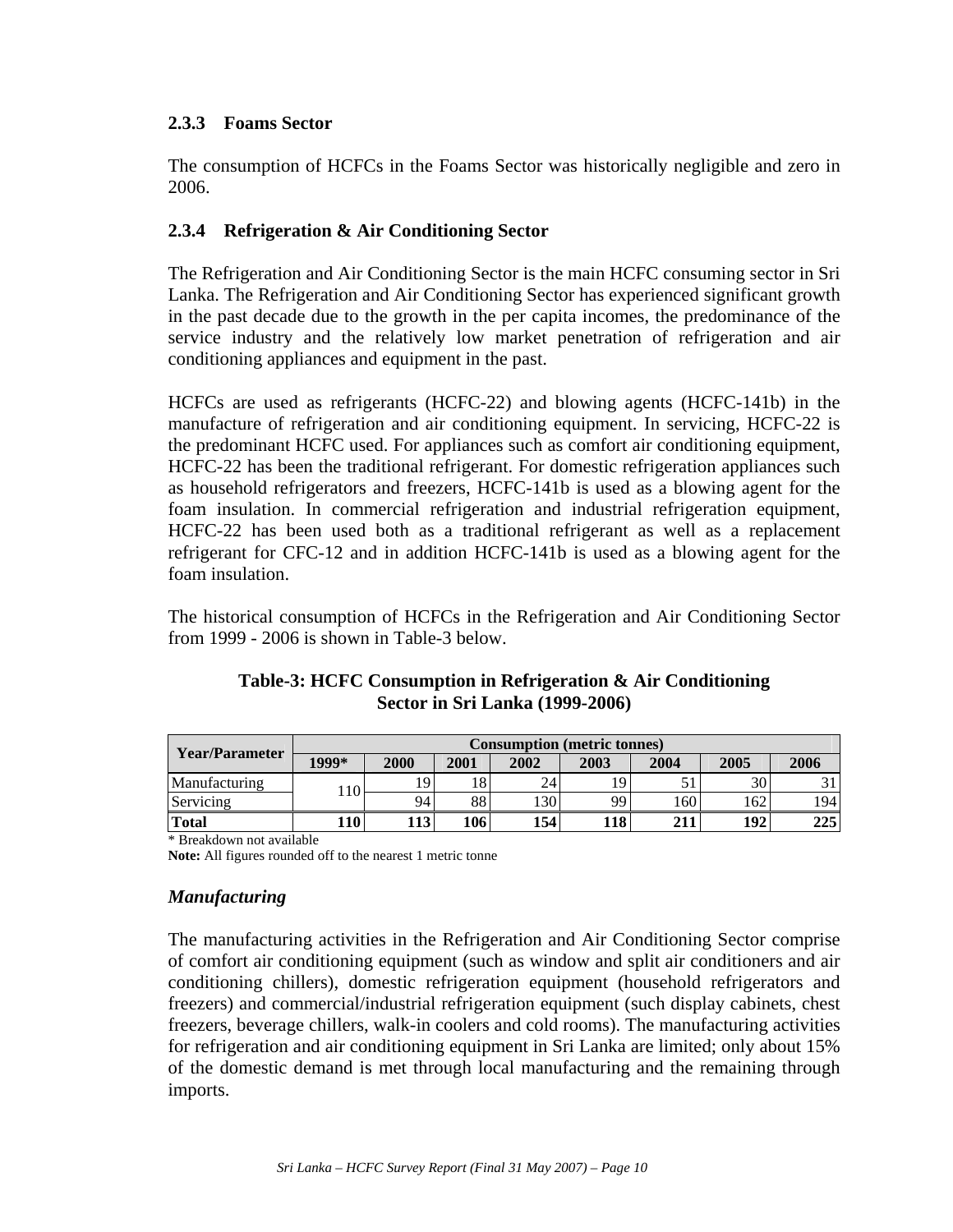### 2.3.3 Foams Sector

The consumption of HCFCs in the Foams Sector was historically negligible and zero in 2006.

### 2.3.4 Refrigeration & Air Conditioning Sector

The Refrigeration and Air Conditioning Sector is the main HCFC consuming sector in Sri Lanka. The Refrigeration and Air Conditioning Sector has experienced significant growth in the past decade due to the growth in the per capita incomes, the predominance of the service industry and the relatively low market penetration of refrigeration and air conditioning appliances and equipment in the past.

HCFCs are used as refrigerants (HCFC-22) and blowing agents (HCFC-141b) in the manufacture of refrigeration and air conditioning equipment. In servicing, HCFC-22 is the predominant HCFC used. For appliances such as comfort air conditioning equipment, HCFC-22 has been the traditional refrigerant. For domestic refrigeration appliances such as household refrigerators and freezers, HCFC-141b is used as a blowing agent for the foam insulation. In commercial refrigeration and industrial refrigeration equipment, HCFC-22 has been used both as a traditional refrigerant as well as a replacement refrigerant for CFC-12 and in addition HCFC-141b is used as a blowing agent for the foam insulation.

The historical consumption of HCFCs in the Refrigeration and Air Conditioning Sector from 1999 - 2006 is shown in Table-3 below.

**Table-3: HCFC Consumption in Refrigeration & Air Conditioning Sector in Sri Lanka (1999-2006)**

| Year/Parameter | Consumption (metric tonnes) | | | | | | | |
|---|---|---|---|---|---|---|---|---|
| | 1999* | 2000 | 2001 | 2002 | 2003 | 2004 | 2005 | 2006 |
| Manufacturing | 110 | 19 | 18 | 24 | 19 | 51 | 30 | 31 |
| Servicing | | 94 | 88 | 130 | 99 | 160 | 162 | 194 |
| **Total** | **110** | **113** | **106** | **154** | **118** | **211** | **192** | **225** |

\* Breakdown not available

**Note:** All figures rounded off to the nearest 1 metric tonne

### *Manufacturing*

The manufacturing activities in the Refrigeration and Air Conditioning Sector comprise of comfort air conditioning equipment (such as window and split air conditioners and air conditioning chillers), domestic refrigeration equipment (household refrigerators and freezers) and commercial/industrial refrigeration equipment (such display cabinets, chest freezers, beverage chillers, walk-in coolers and cold rooms). The manufacturing activities for refrigeration and air conditioning equipment in Sri Lanka are limited; only about 15% of the domestic demand is met through local manufacturing and the remaining through imports.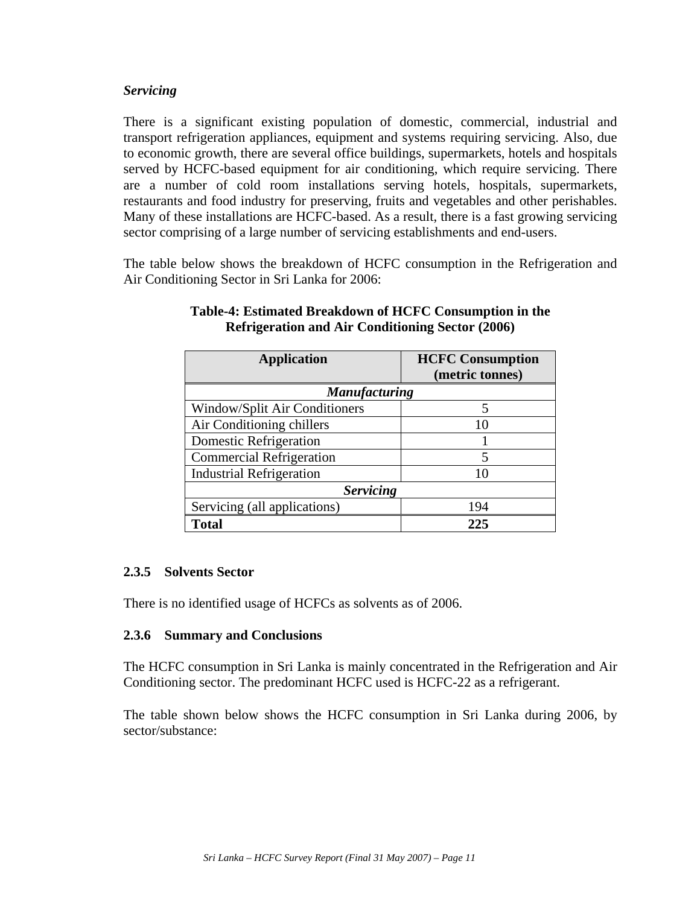*Servicing*

There is a significant existing population of domestic, commercial, industrial and transport refrigeration appliances, equipment and systems requiring servicing. Also, due to economic growth, there are several office buildings, supermarkets, hotels and hospitals served by HCFC-based equipment for air conditioning, which require servicing. There are a number of cold room installations serving hotels, hospitals, supermarkets, restaurants and food industry for preserving, fruits and vegetables and other perishables. Many of these installations are HCFC-based. As a result, there is a fast growing servicing sector comprising of a large number of servicing establishments and end-users.

The table below shows the breakdown of HCFC consumption in the Refrigeration and Air Conditioning Sector in Sri Lanka for 2006:

**Table-4: Estimated Breakdown of HCFC Consumption in the Refrigeration and Air Conditioning Sector (2006)**

| Application | HCFC Consumption (metric tonnes) |
|---|---|
| ***Manufacturing*** | |
| Window/Split Air Conditioners | 5 |
| Air Conditioning chillers | 10 |
| Domestic Refrigeration | 1 |
| Commercial Refrigeration | 5 |
| Industrial Refrigeration | 10 |
| ***Servicing*** | |
| Servicing (all applications) | 194 |
| **Total** | **225** |

### 2.3.5 Solvents Sector

There is no identified usage of HCFCs as solvents as of 2006.

### 2.3.6 Summary and Conclusions

The HCFC consumption in Sri Lanka is mainly concentrated in the Refrigeration and Air Conditioning sector. The predominant HCFC used is HCFC-22 as a refrigerant.

The table shown below shows the HCFC consumption in Sri Lanka during 2006, by sector/substance: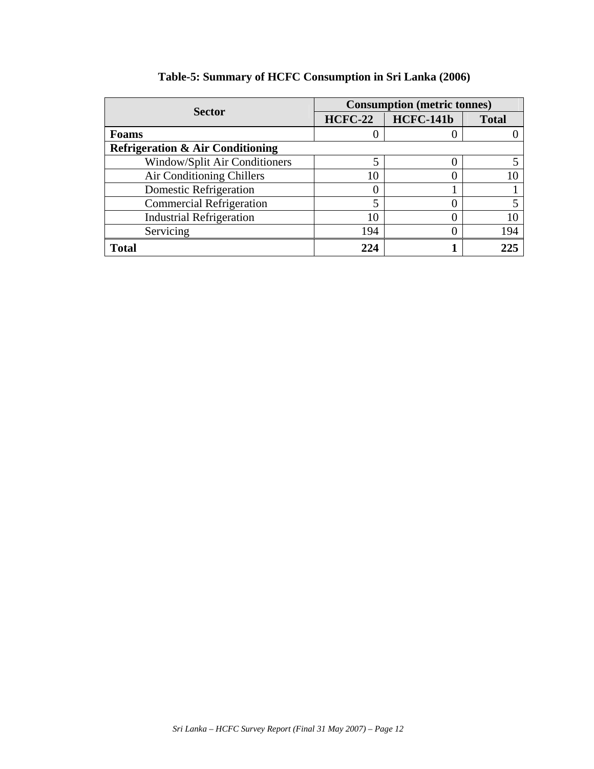**Table-5: Summary of HCFC Consumption in Sri Lanka (2006)**

| Sector | Consumption (metric tonnes) | | |
|---|---|---|---|
| | HCFC-22 | HCFC-141b | Total |
| **Foams** | 0 | 0 | 0 |
| **Refrigeration & Air Conditioning** | | | |
| Window/Split Air Conditioners | 5 | 0 | 5 |
| Air Conditioning Chillers | 10 | 0 | 10 |
| Domestic Refrigeration | 0 | 1 | 1 |
| Commercial Refrigeration | 5 | 0 | 5 |
| Industrial Refrigeration | 10 | 0 | 10 |
| Servicing | 194 | 0 | 194 |
| **Total** | **224** | **1** | **225** |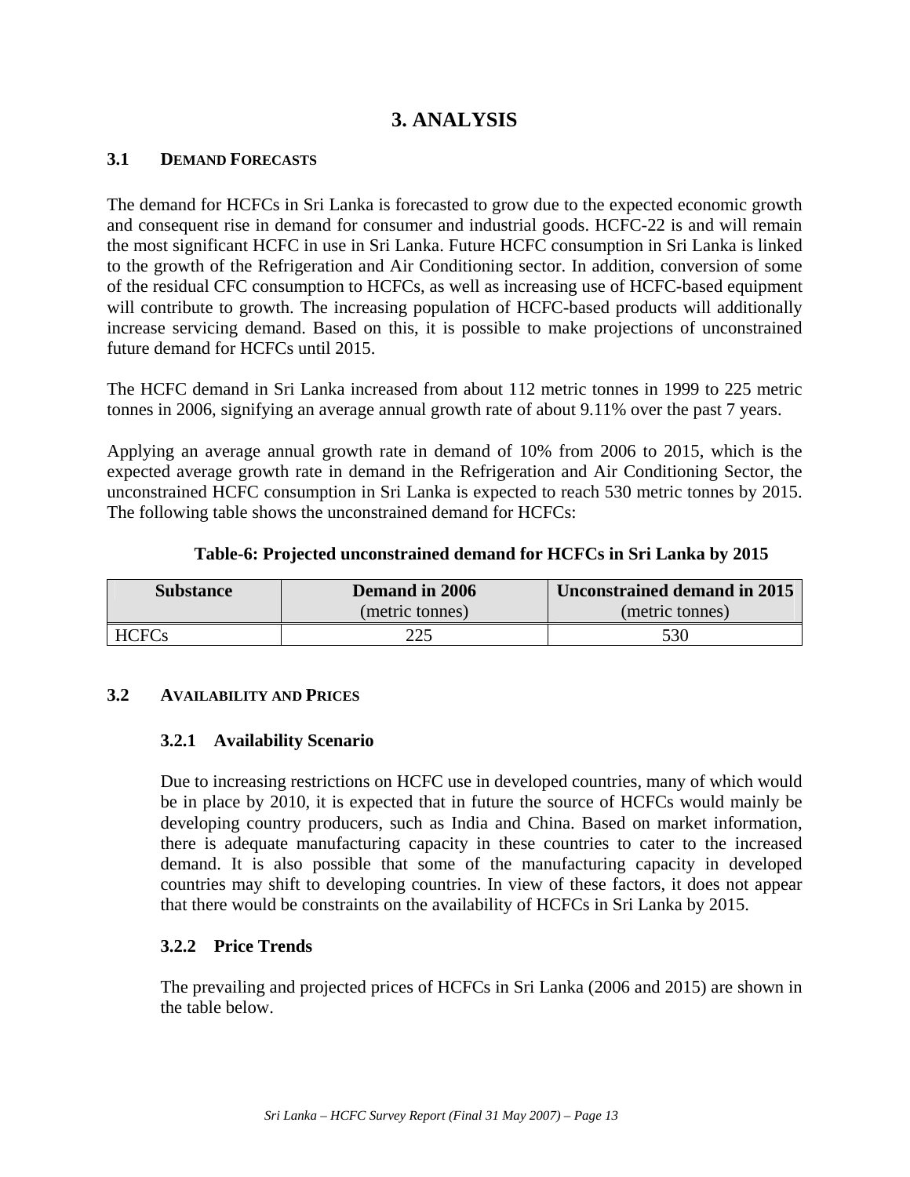# 3. ANALYSIS

## 3.1 DEMAND FORECASTS

The demand for HCFCs in Sri Lanka is forecasted to grow due to the expected economic growth and consequent rise in demand for consumer and industrial goods. HCFC-22 is and will remain the most significant HCFC in use in Sri Lanka. Future HCFC consumption in Sri Lanka is linked to the growth of the Refrigeration and Air Conditioning sector. In addition, conversion of some of the residual CFC consumption to HCFCs, as well as increasing use of HCFC-based equipment will contribute to growth. The increasing population of HCFC-based products will additionally increase servicing demand. Based on this, it is possible to make projections of unconstrained future demand for HCFCs until 2015.

The HCFC demand in Sri Lanka increased from about 112 metric tonnes in 1999 to 225 metric tonnes in 2006, signifying an average annual growth rate of about 9.11% over the past 7 years.

Applying an average annual growth rate in demand of 10% from 2006 to 2015, which is the expected average growth rate in demand in the Refrigeration and Air Conditioning Sector, the unconstrained HCFC consumption in Sri Lanka is expected to reach 530 metric tonnes by 2015. The following table shows the unconstrained demand for HCFCs:

**Table-6: Projected unconstrained demand for HCFCs in Sri Lanka by 2015**

| Substance | Demand in 2006 (metric tonnes) | Unconstrained demand in 2015 (metric tonnes) |
|---|---|---|
| HCFCs | 225 | 530 |

## 3.2 AVAILABILITY AND PRICES

### 3.2.1 Availability Scenario

Due to increasing restrictions on HCFC use in developed countries, many of which would be in place by 2010, it is expected that in future the source of HCFCs would mainly be developing country producers, such as India and China. Based on market information, there is adequate manufacturing capacity in these countries to cater to the increased demand. It is also possible that some of the manufacturing capacity in developed countries may shift to developing countries. In view of these factors, it does not appear that there would be constraints on the availability of HCFCs in Sri Lanka by 2015.

### 3.2.2 Price Trends

The prevailing and projected prices of HCFCs in Sri Lanka (2006 and 2015) are shown in the table below.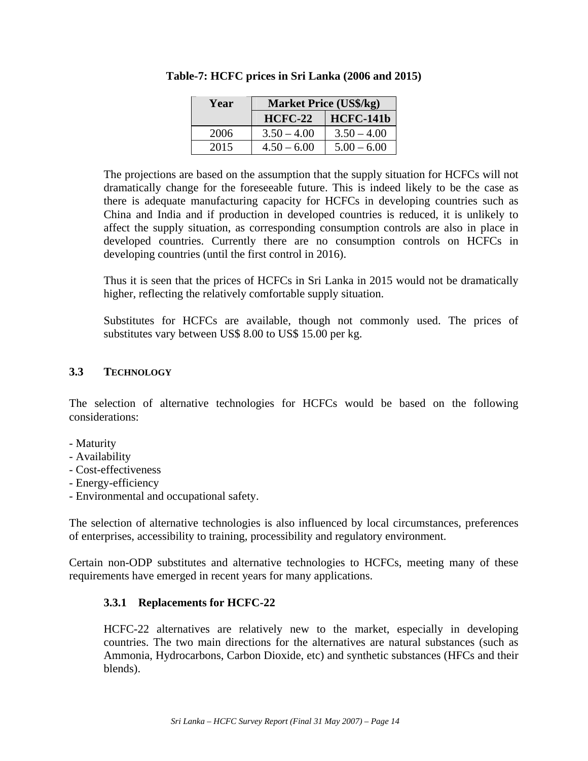**Table-7: HCFC prices in Sri Lanka (2006 and 2015)**

| Year | Market Price (US$/kg) | |
|---|---|---|
| | HCFC-22 | HCFC-141b |
| 2006 | 3.50 – 4.00 | 3.50 – 4.00 |
| 2015 | 4.50 – 6.00 | 5.00 – 6.00 |

The projections are based on the assumption that the supply situation for HCFCs will not dramatically change for the foreseeable future. This is indeed likely to be the case as there is adequate manufacturing capacity for HCFCs in developing countries such as China and India and if production in developed countries is reduced, it is unlikely to affect the supply situation, as corresponding consumption controls are also in place in developed countries. Currently there are no consumption controls on HCFCs in developing countries (until the first control in 2016).

Thus it is seen that the prices of HCFCs in Sri Lanka in 2015 would not be dramatically higher, reflecting the relatively comfortable supply situation.

Substitutes for HCFCs are available, though not commonly used. The prices of substitutes vary between US$ 8.00 to US$ 15.00 per kg.

### 3.3 TECHNOLOGY

The selection of alternative technologies for HCFCs would be based on the following considerations:

- Maturity
- Availability
- Cost-effectiveness
- Energy-efficiency
- Environmental and occupational safety.

The selection of alternative technologies is also influenced by local circumstances, preferences of enterprises, accessibility to training, processibility and regulatory environment.

Certain non-ODP substitutes and alternative technologies to HCFCs, meeting many of these requirements have emerged in recent years for many applications.

#### 3.3.1 Replacements for HCFC-22

HCFC-22 alternatives are relatively new to the market, especially in developing countries. The two main directions for the alternatives are natural substances (such as Ammonia, Hydrocarbons, Carbon Dioxide, etc) and synthetic substances (HFCs and their blends).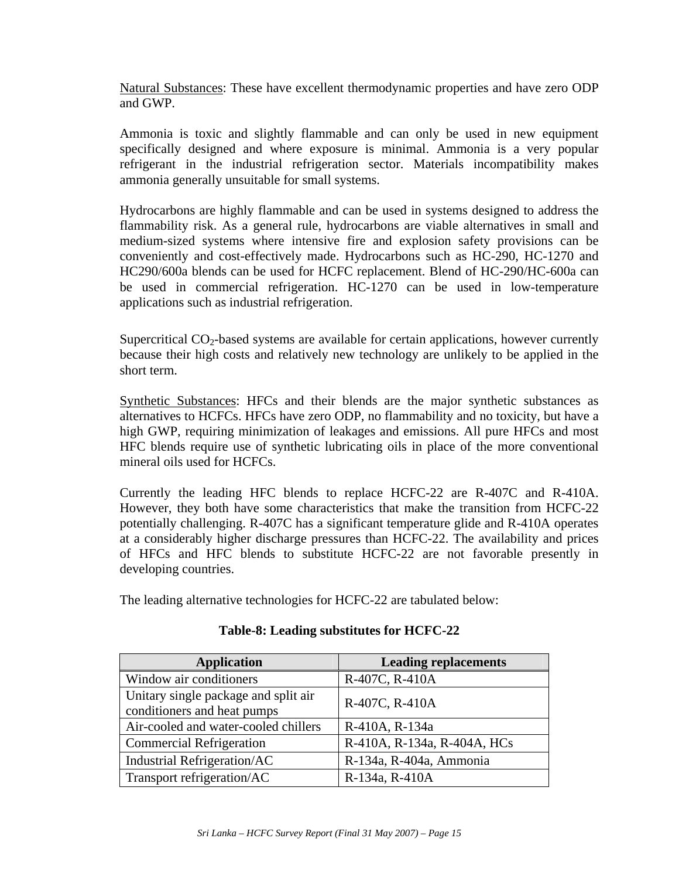Natural Substances: These have excellent thermodynamic properties and have zero ODP and GWP.

Ammonia is toxic and slightly flammable and can only be used in new equipment specifically designed and where exposure is minimal. Ammonia is a very popular refrigerant in the industrial refrigeration sector. Materials incompatibility makes ammonia generally unsuitable for small systems.

Hydrocarbons are highly flammable and can be used in systems designed to address the flammability risk. As a general rule, hydrocarbons are viable alternatives in small and medium-sized systems where intensive fire and explosion safety provisions can be conveniently and cost-effectively made. Hydrocarbons such as HC-290, HC-1270 and HC290/600a blends can be used for HCFC replacement. Blend of HC-290/HC-600a can be used in commercial refrigeration. HC-1270 can be used in low-temperature applications such as industrial refrigeration.

Supercritical $CO_2$-based systems are available for certain applications, however currently because their high costs and relatively new technology are unlikely to be applied in the short term.

Synthetic Substances: HFCs and their blends are the major synthetic substances as alternatives to HCFCs. HFCs have zero ODP, no flammability and no toxicity, but have a high GWP, requiring minimization of leakages and emissions. All pure HFCs and most HFC blends require use of synthetic lubricating oils in place of the more conventional mineral oils used for HCFCs.

Currently the leading HFC blends to replace HCFC-22 are R-407C and R-410A. However, they both have some characteristics that make the transition from HCFC-22 potentially challenging. R-407C has a significant temperature glide and R-410A operates at a considerably higher discharge pressures than HCFC-22. The availability and prices of HFCs and HFC blends to substitute HCFC-22 are not favorable presently in developing countries.

The leading alternative technologies for HCFC-22 are tabulated below:

**Table-8: Leading substitutes for HCFC-22**

| Application | Leading replacements |
| --- | --- |
| Window air conditioners | R-407C, R-410A |
| Unitary single package and split air conditioners and heat pumps | R-407C, R-410A |
| Air-cooled and water-cooled chillers | R-410A, R-134a |
| Commercial Refrigeration | R-410A, R-134a, R-404A, HCs |
| Industrial Refrigeration/AC | R-134a, R-404a, Ammonia |
| Transport refrigeration/AC | R-134a, R-410A |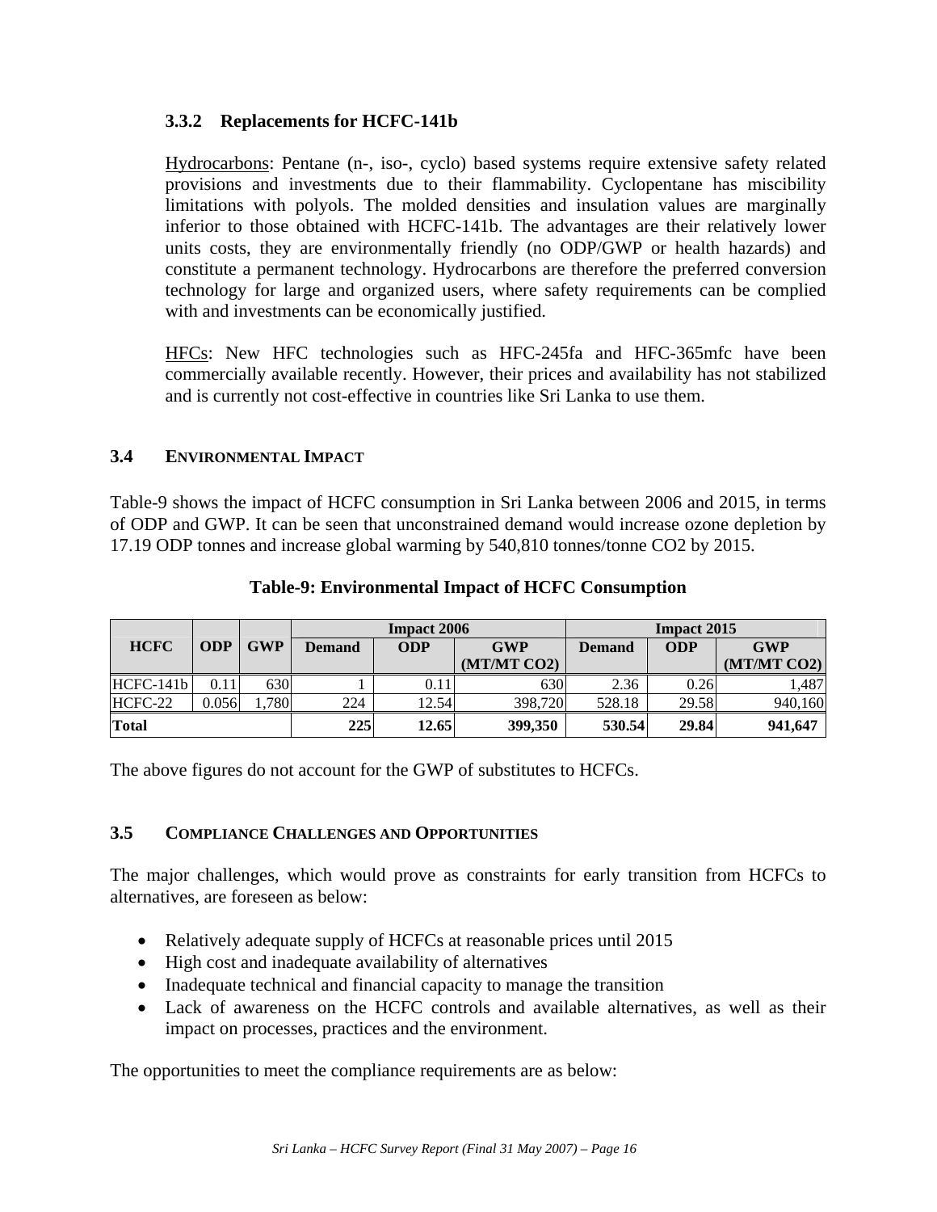### 3.3.2 Replacements for HCFC-141b

Hydrocarbons: Pentane (n-, iso-, cyclo) based systems require extensive safety related provisions and investments due to their flammability. Cyclopentane has miscibility limitations with polyols. The molded densities and insulation values are marginally inferior to those obtained with HCFC-141b. The advantages are their relatively lower units costs, they are environmentally friendly (no ODP/GWP or health hazards) and constitute a permanent technology. Hydrocarbons are therefore the preferred conversion technology for large and organized users, where safety requirements can be complied with and investments can be economically justified.

HFCs: New HFC technologies such as HFC-245fa and HFC-365mfc have been commercially available recently. However, their prices and availability has not stabilized and is currently not cost-effective in countries like Sri Lanka to use them.

## 3.4 ENVIRONMENTAL IMPACT

Table-9 shows the impact of HCFC consumption in Sri Lanka between 2006 and 2015, in terms of ODP and GWP. It can be seen that unconstrained demand would increase ozone depletion by 17.19 ODP tonnes and increase global warming by 540,810 tonnes/tonne CO2 by 2015.

**Table-9: Environmental Impact of HCFC Consumption**

| HCFC | ODP | GWP | Impact 2006 | | | Impact 2015 | | |
|---|---|---|---|---|---|---|---|---|
| | | | Demand | ODP | GWP (MT/MT CO2) | Demand | ODP | GWP (MT/MT CO2) |
| HCFC-141b | 0.11 | 630 | 1 | 0.11 | 630 | 2.36 | 0.26 | 1,487 |
| HCFC-22 | 0.056 | 1,780 | 224 | 12.54 | 398,720 | 528.18 | 29.58 | 940,160 |
| **Total** | | | **225** | **12.65** | **399,350** | **530.54** | **29.84** | **941,647** |

The above figures do not account for the GWP of substitutes to HCFCs.

## 3.5 COMPLIANCE CHALLENGES AND OPPORTUNITIES

The major challenges, which would prove as constraints for early transition from HCFCs to alternatives, are foreseen as below:

- Relatively adequate supply of HCFCs at reasonable prices until 2015
- High cost and inadequate availability of alternatives
- Inadequate technical and financial capacity to manage the transition
- Lack of awareness on the HCFC controls and available alternatives, as well as their impact on processes, practices and the environment.

The opportunities to meet the compliance requirements are as below: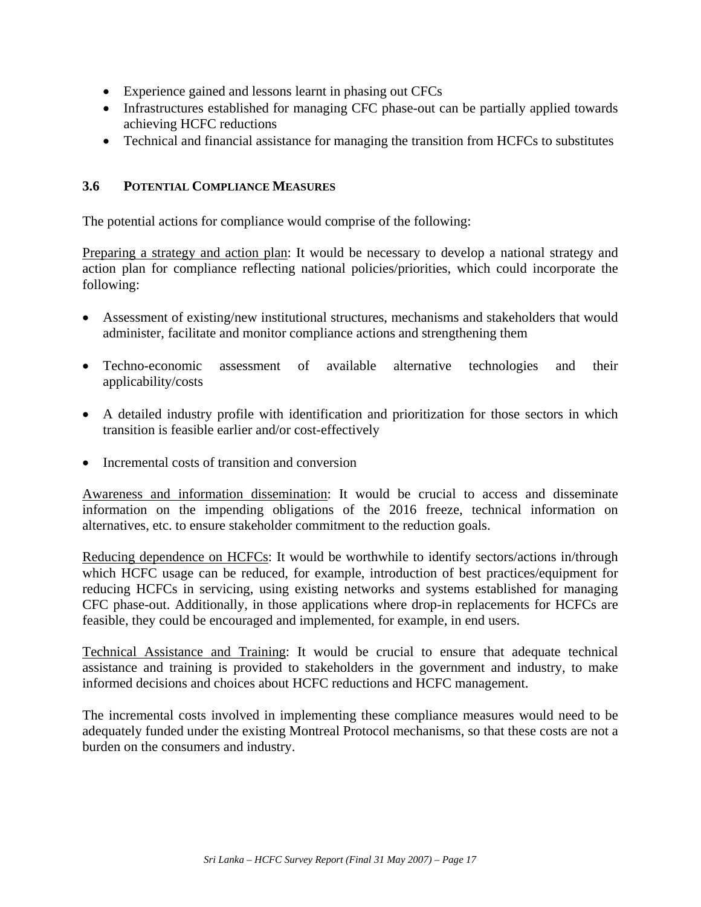- Experience gained and lessons learnt in phasing out CFCs
- Infrastructures established for managing CFC phase-out can be partially applied towards achieving HCFC reductions
- Technical and financial assistance for managing the transition from HCFCs to substitutes

### 3.6 POTENTIAL COMPLIANCE MEASURES

The potential actions for compliance would comprise of the following:

Preparing a strategy and action plan: It would be necessary to develop a national strategy and action plan for compliance reflecting national policies/priorities, which could incorporate the following:

- Assessment of existing/new institutional structures, mechanisms and stakeholders that would administer, facilitate and monitor compliance actions and strengthening them

- Techno-economic assessment of available alternative technologies and their applicability/costs

- A detailed industry profile with identification and prioritization for those sectors in which transition is feasible earlier and/or cost-effectively

- Incremental costs of transition and conversion

Awareness and information dissemination: It would be crucial to access and disseminate information on the impending obligations of the 2016 freeze, technical information on alternatives, etc. to ensure stakeholder commitment to the reduction goals.

Reducing dependence on HCFCs: It would be worthwhile to identify sectors/actions in/through which HCFC usage can be reduced, for example, introduction of best practices/equipment for reducing HCFCs in servicing, using existing networks and systems established for managing CFC phase-out. Additionally, in those applications where drop-in replacements for HCFCs are feasible, they could be encouraged and implemented, for example, in end users.

Technical Assistance and Training: It would be crucial to ensure that adequate technical assistance and training is provided to stakeholders in the government and industry, to make informed decisions and choices about HCFC reductions and HCFC management.

The incremental costs involved in implementing these compliance measures would need to be adequately funded under the existing Montreal Protocol mechanisms, so that these costs are not a burden on the consumers and industry.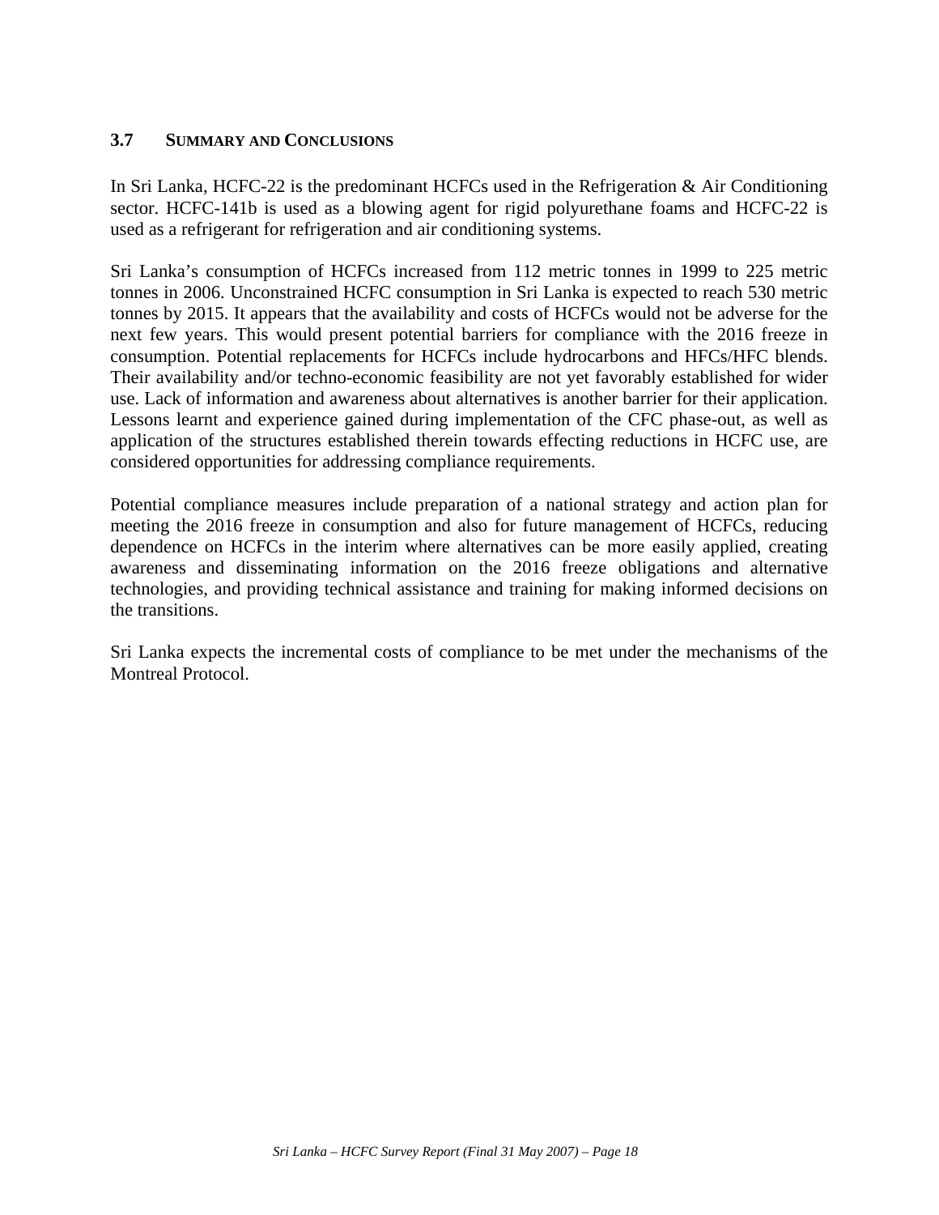### 3.7 Summary and Conclusions

In Sri Lanka, HCFC-22 is the predominant HCFCs used in the Refrigeration & Air Conditioning sector. HCFC-141b is used as a blowing agent for rigid polyurethane foams and HCFC-22 is used as a refrigerant for refrigeration and air conditioning systems.

Sri Lanka's consumption of HCFCs increased from 112 metric tonnes in 1999 to 225 metric tonnes in 2006. Unconstrained HCFC consumption in Sri Lanka is expected to reach 530 metric tonnes by 2015. It appears that the availability and costs of HCFCs would not be adverse for the next few years. This would present potential barriers for compliance with the 2016 freeze in consumption. Potential replacements for HCFCs include hydrocarbons and HFCs/HFC blends. Their availability and/or techno-economic feasibility are not yet favorably established for wider use. Lack of information and awareness about alternatives is another barrier for their application. Lessons learnt and experience gained during implementation of the CFC phase-out, as well as application of the structures established therein towards effecting reductions in HCFC use, are considered opportunities for addressing compliance requirements.

Potential compliance measures include preparation of a national strategy and action plan for meeting the 2016 freeze in consumption and also for future management of HCFCs, reducing dependence on HCFCs in the interim where alternatives can be more easily applied, creating awareness and disseminating information on the 2016 freeze obligations and alternative technologies, and providing technical assistance and training for making informed decisions on the transitions.

Sri Lanka expects the incremental costs of compliance to be met under the mechanisms of the Montreal Protocol.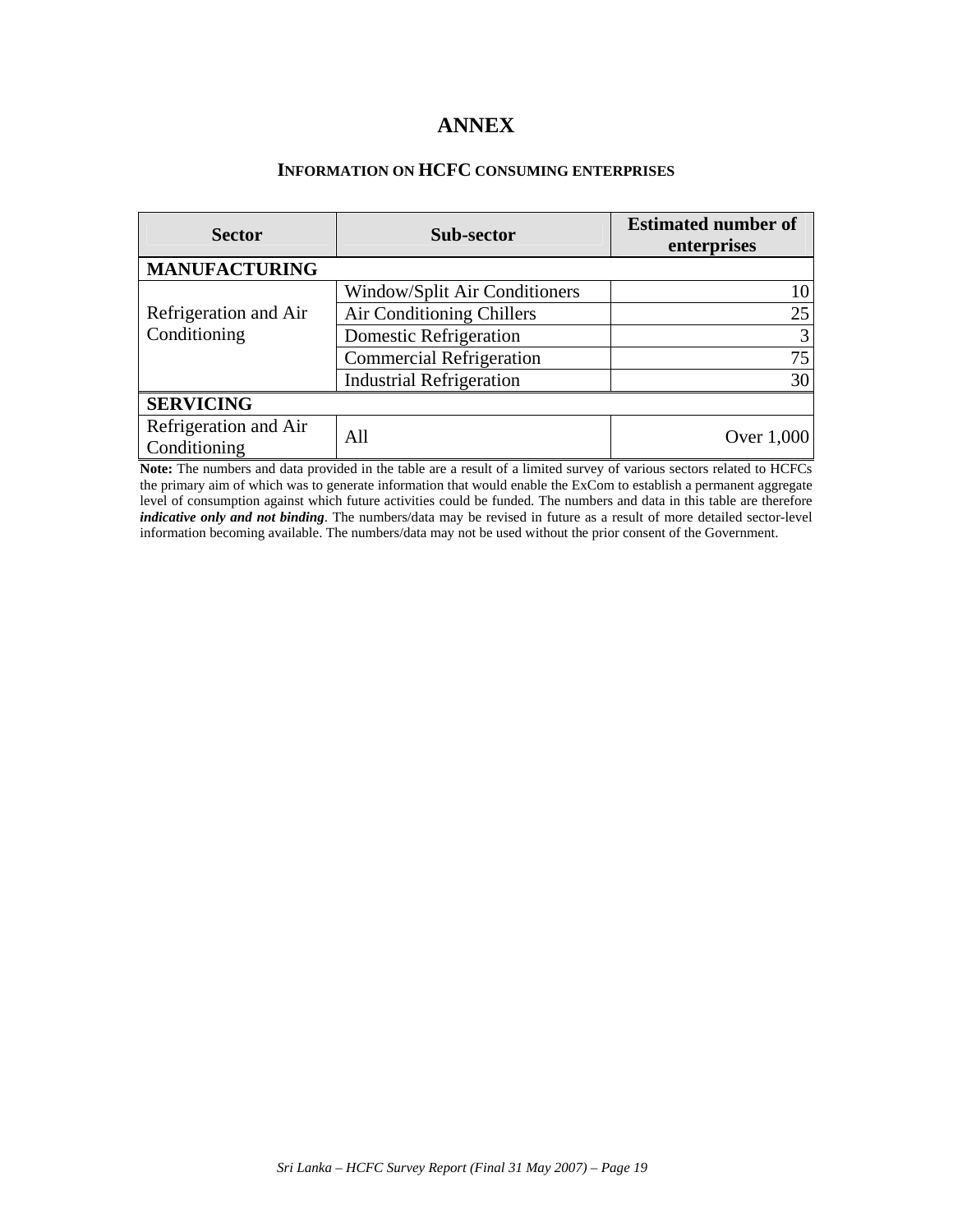# ANNEX

## INFORMATION ON HCFC CONSUMING ENTERPRISES

| Sector | Sub-sector | Estimated number of enterprises |
|---|---|---|
| **MANUFACTURING** | | |
| Refrigeration and Air Conditioning | Window/Split Air Conditioners | 10 |
| | Air Conditioning Chillers | 25 |
| | Domestic Refrigeration | 3 |
| | Commercial Refrigeration | 75 |
| | Industrial Refrigeration | 30 |
| **SERVICING** | | |
| Refrigeration and Air Conditioning | All | Over 1,000 |

**Note:** The numbers and data provided in the table are a result of a limited survey of various sectors related to HCFCs the primary aim of which was to generate information that would enable the ExCom to establish a permanent aggregate level of consumption against which future activities could be funded. The numbers and data in this table are therefore ***indicative only and not binding***. The numbers/data may be revised in future as a result of more detailed sector-level information becoming available. The numbers/data may not be used without the prior consent of the Government.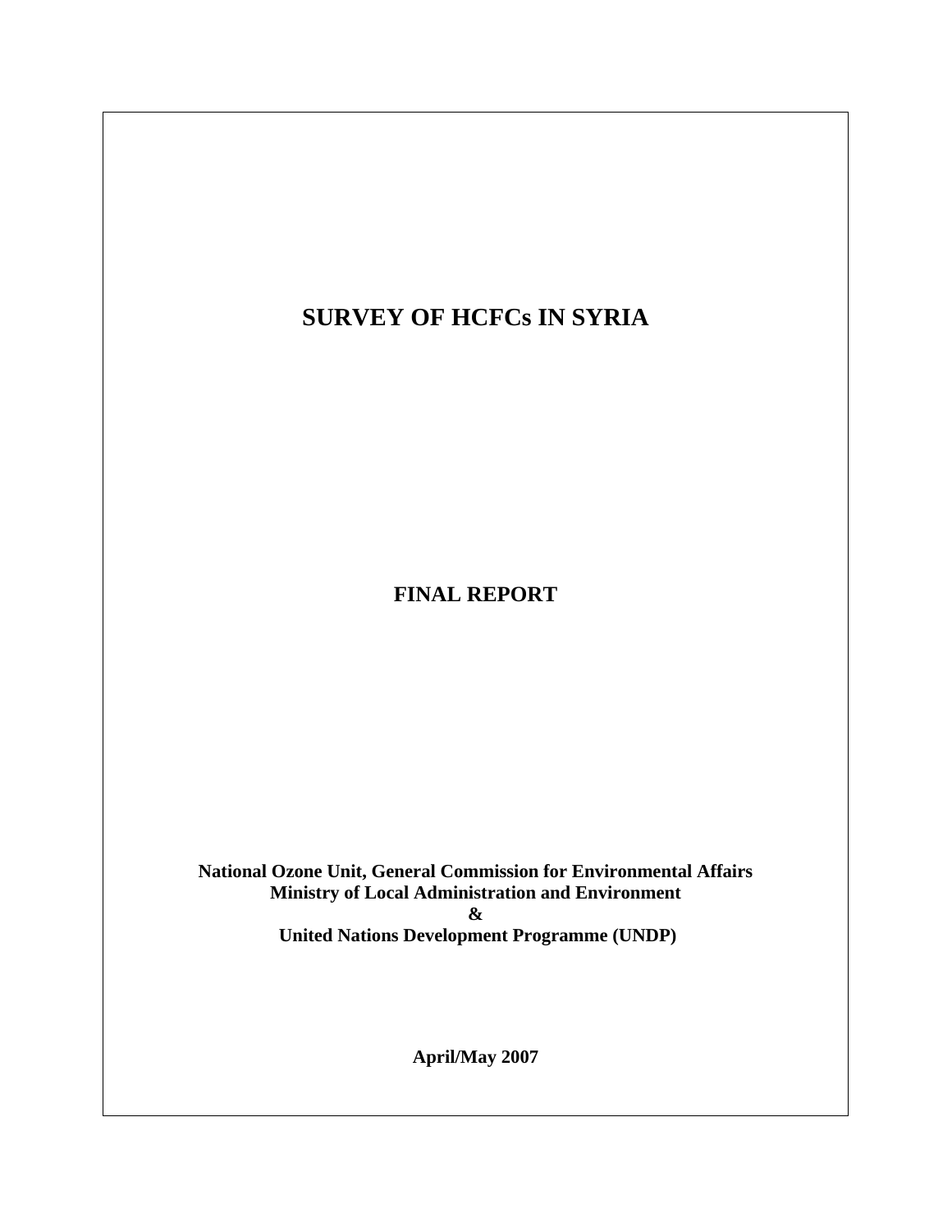# SURVEY OF HCFCs IN SYRIA

**FINAL REPORT**

**National Ozone Unit, General Commission for Environmental Affairs**
**Ministry of Local Administration and Environment**
**&**
**United Nations Development Programme (UNDP)**

**April/May 2007**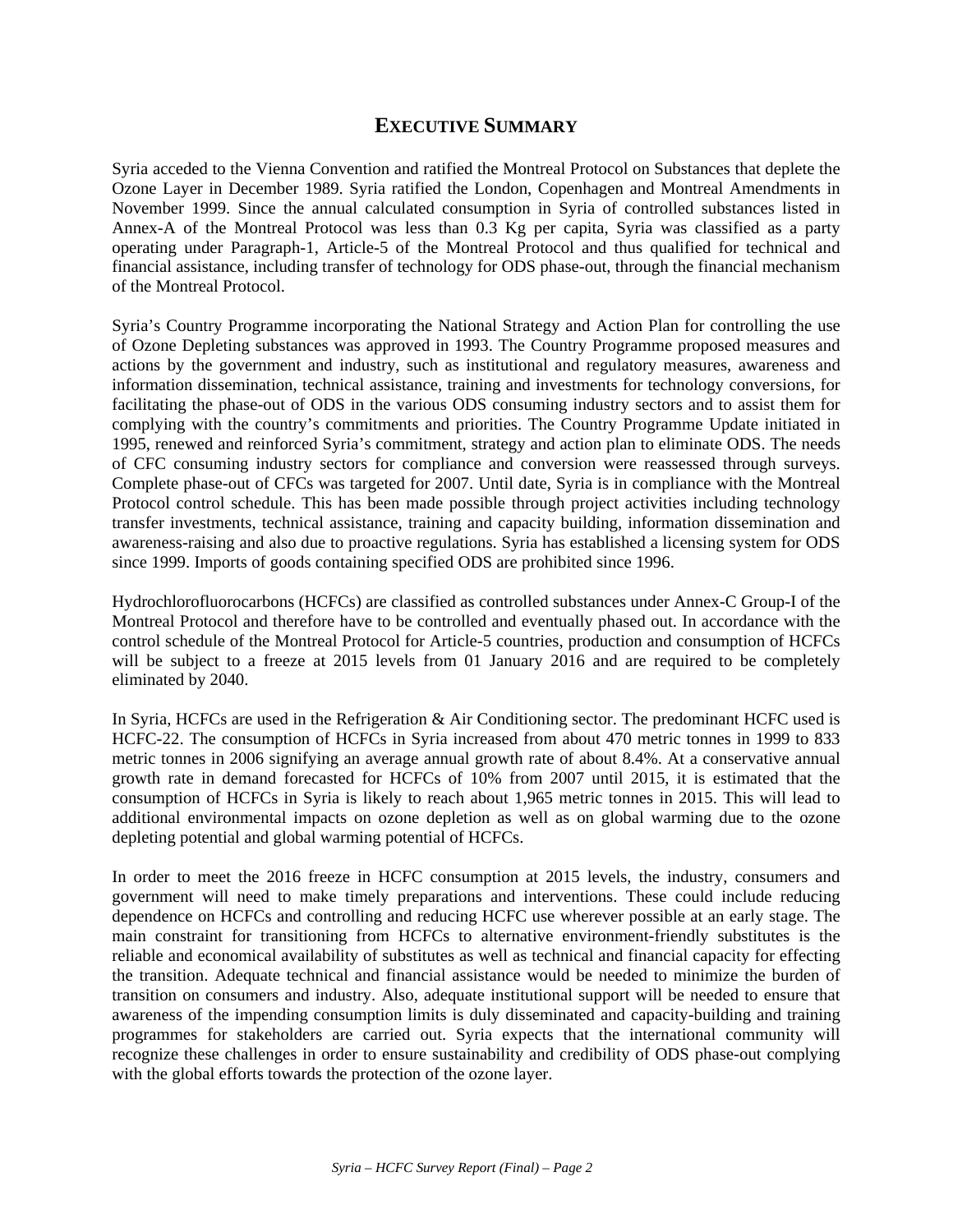# EXECUTIVE SUMMARY

Syria acceded to the Vienna Convention and ratified the Montreal Protocol on Substances that deplete the Ozone Layer in December 1989. Syria ratified the London, Copenhagen and Montreal Amendments in November 1999. Since the annual calculated consumption in Syria of controlled substances listed in Annex-A of the Montreal Protocol was less than 0.3 Kg per capita, Syria was classified as a party operating under Paragraph-1, Article-5 of the Montreal Protocol and thus qualified for technical and financial assistance, including transfer of technology for ODS phase-out, through the financial mechanism of the Montreal Protocol.

Syria's Country Programme incorporating the National Strategy and Action Plan for controlling the use of Ozone Depleting substances was approved in 1993. The Country Programme proposed measures and actions by the government and industry, such as institutional and regulatory measures, awareness and information dissemination, technical assistance, training and investments for technology conversions, for facilitating the phase-out of ODS in the various ODS consuming industry sectors and to assist them for complying with the country's commitments and priorities. The Country Programme Update initiated in 1995, renewed and reinforced Syria's commitment, strategy and action plan to eliminate ODS. The needs of CFC consuming industry sectors for compliance and conversion were reassessed through surveys. Complete phase-out of CFCs was targeted for 2007. Until date, Syria is in compliance with the Montreal Protocol control schedule. This has been made possible through project activities including technology transfer investments, technical assistance, training and capacity building, information dissemination and awareness-raising and also due to proactive regulations. Syria has established a licensing system for ODS since 1999. Imports of goods containing specified ODS are prohibited since 1996.

Hydrochlorofluorocarbons (HCFCs) are classified as controlled substances under Annex-C Group-I of the Montreal Protocol and therefore have to be controlled and eventually phased out. In accordance with the control schedule of the Montreal Protocol for Article-5 countries, production and consumption of HCFCs will be subject to a freeze at 2015 levels from 01 January 2016 and are required to be completely eliminated by 2040.

In Syria, HCFCs are used in the Refrigeration & Air Conditioning sector. The predominant HCFC used is HCFC-22. The consumption of HCFCs in Syria increased from about 470 metric tonnes in 1999 to 833 metric tonnes in 2006 signifying an average annual growth rate of about 8.4%. At a conservative annual growth rate in demand forecasted for HCFCs of 10% from 2007 until 2015, it is estimated that the consumption of HCFCs in Syria is likely to reach about 1,965 metric tonnes in 2015. This will lead to additional environmental impacts on ozone depletion as well as on global warming due to the ozone depleting potential and global warming potential of HCFCs.

In order to meet the 2016 freeze in HCFC consumption at 2015 levels, the industry, consumers and government will need to make timely preparations and interventions. These could include reducing dependence on HCFCs and controlling and reducing HCFC use wherever possible at an early stage. The main constraint for transitioning from HCFCs to alternative environment-friendly substitutes is the reliable and economical availability of substitutes as well as technical and financial capacity for effecting the transition. Adequate technical and financial assistance would be needed to minimize the burden of transition on consumers and industry. Also, adequate institutional support will be needed to ensure that awareness of the impending consumption limits is duly disseminated and capacity-building and training programmes for stakeholders are carried out. Syria expects that the international community will recognize these challenges in order to ensure sustainability and credibility of ODS phase-out complying with the global efforts towards the protection of the ozone layer.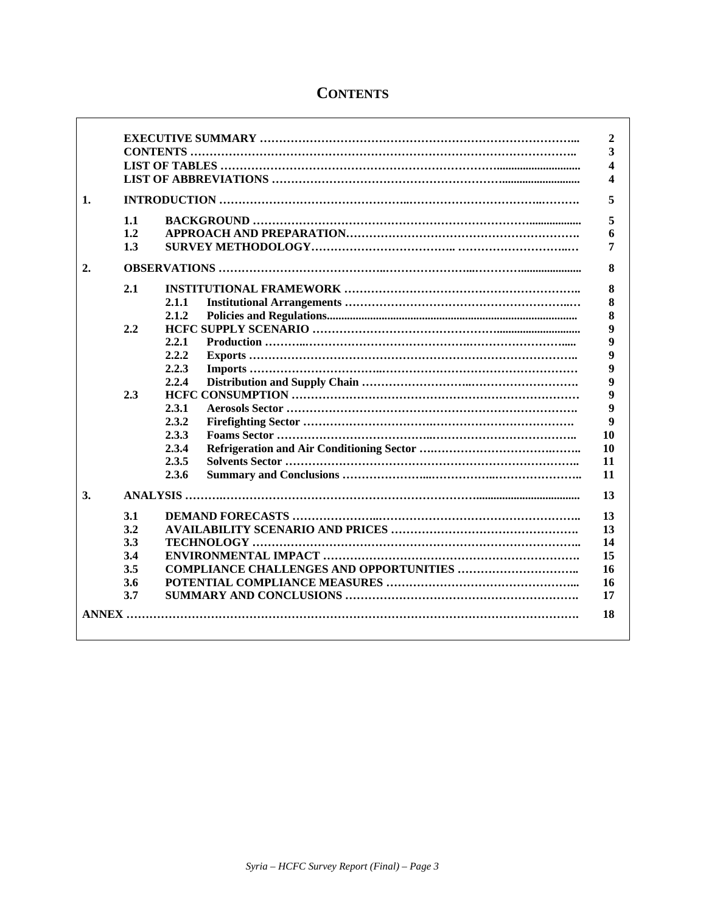# CONTENTS

| | | | |
|---|---|---|---|
| | **EXECUTIVE SUMMARY** | | **2** |
| | **CONTENTS** | | **3** |
| | **LIST OF TABLES** | | **4** |
| | **LIST OF ABBREVIATIONS** | | **4** |
| **1.** | **INTRODUCTION** | | **5** |
| | **1.1** | **BACKGROUND** | **5** |
| | **1.2** | **APPROACH AND PREPARATION** | **6** |
| | **1.3** | **SURVEY METHODOLOGY** | **7** |
| **2.** | **OBSERVATIONS** | | **8** |
| | **2.1** | **INSTITUTIONAL FRAMEWORK** | **8** |
| | | **2.1.1 Institutional Arrangements** | **8** |
| | | **2.1.2 Policies and Regulations** | **8** |
| | **2.2** | **HCFC SUPPLY SCENARIO** | **9** |
| | | **2.2.1 Production** | **9** |
| | | **2.2.2 Exports** | **9** |
| | | **2.2.3 Imports** | **9** |
| | | **2.2.4 Distribution and Supply Chain** | **9** |
| | **2.3** | **HCFC CONSUMPTION** | **9** |
| | | **2.3.1 Aerosols Sector** | **9** |
| | | **2.3.2 Firefighting Sector** | **9** |
| | | **2.3.3 Foams Sector** | **10** |
| | | **2.3.4 Refrigeration and Air Conditioning Sector** | **10** |
| | | **2.3.5 Solvents Sector** | **11** |
| | | **2.3.6 Summary and Conclusions** | **11** |
| **3.** | **ANALYSIS** | | **13** |
| | **3.1** | **DEMAND FORECASTS** | **13** |
| | **3.2** | **AVAILABILITY SCENARIO AND PRICES** | **13** |
| | **3.3** | **TECHNOLOGY** | **14** |
| | **3.4** | **ENVIRONMENTAL IMPACT** | **15** |
| | **3.5** | **COMPLIANCE CHALLENGES AND OPPORTUNITIES** | **16** |
| | **3.6** | **POTENTIAL COMPLIANCE MEASURES** | **16** |
| | **3.7** | **SUMMARY AND CONCLUSIONS** | **17** |
| **ANNEX** | | | **18** |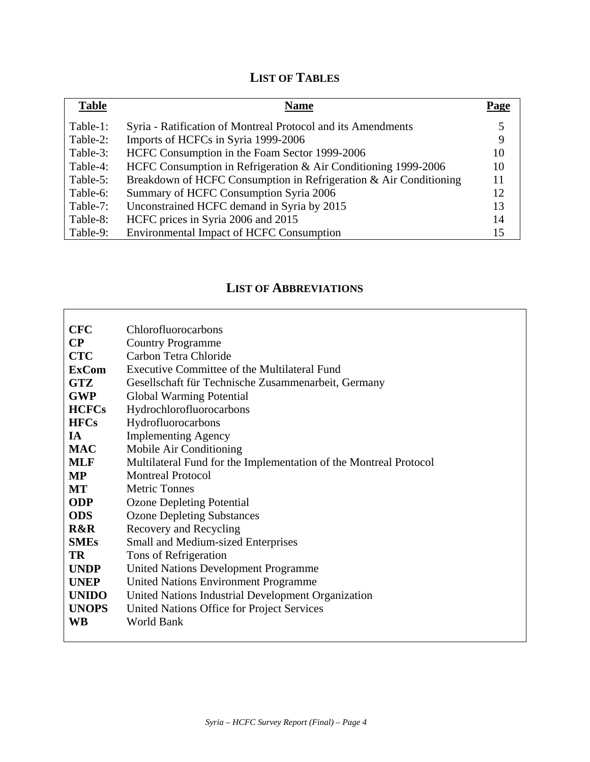## LIST OF TABLES

| Table | Name | Page |
|---|---|---|
| Table-1: | Syria - Ratification of Montreal Protocol and its Amendments | 5 |
| Table-2: | Imports of HCFCs in Syria 1999-2006 | 9 |
| Table-3: | HCFC Consumption in the Foam Sector 1999-2006 | 10 |
| Table-4: | HCFC Consumption in Refrigeration & Air Conditioning 1999-2006 | 10 |
| Table-5: | Breakdown of HCFC Consumption in Refrigeration & Air Conditioning | 11 |
| Table-6: | Summary of HCFC Consumption Syria 2006 | 12 |
| Table-7: | Unconstrained HCFC demand in Syria by 2015 | 13 |
| Table-8: | HCFC prices in Syria 2006 and 2015 | 14 |
| Table-9: | Environmental Impact of HCFC Consumption | 15 |

## LIST OF ABBREVIATIONS

| | |
|---|---|
| **CFC** | Chlorofluorocarbons |
| **CP** | Country Programme |
| **CTC** | Carbon Tetra Chloride |
| **ExCom** | Executive Committee of the Multilateral Fund |
| **GTZ** | Gesellschaft für Technische Zusammenarbeit, Germany |
| **GWP** | Global Warming Potential |
| **HCFCs** | Hydrochlorofluorocarbons |
| **HFCs** | Hydrofluorocarbons |
| **IA** | Implementing Agency |
| **MAC** | Mobile Air Conditioning |
| **MLF** | Multilateral Fund for the Implementation of the Montreal Protocol |
| **MP** | Montreal Protocol |
| **MT** | Metric Tonnes |
| **ODP** | Ozone Depleting Potential |
| **ODS** | Ozone Depleting Substances |
| **R&R** | Recovery and Recycling |
| **SMEs** | Small and Medium-sized Enterprises |
| **TR** | Tons of Refrigeration |
| **UNDP** | United Nations Development Programme |
| **UNEP** | United Nations Environment Programme |
| **UNIDO** | United Nations Industrial Development Organization |
| **UNOPS** | United Nations Office for Project Services |
| **WB** | World Bank |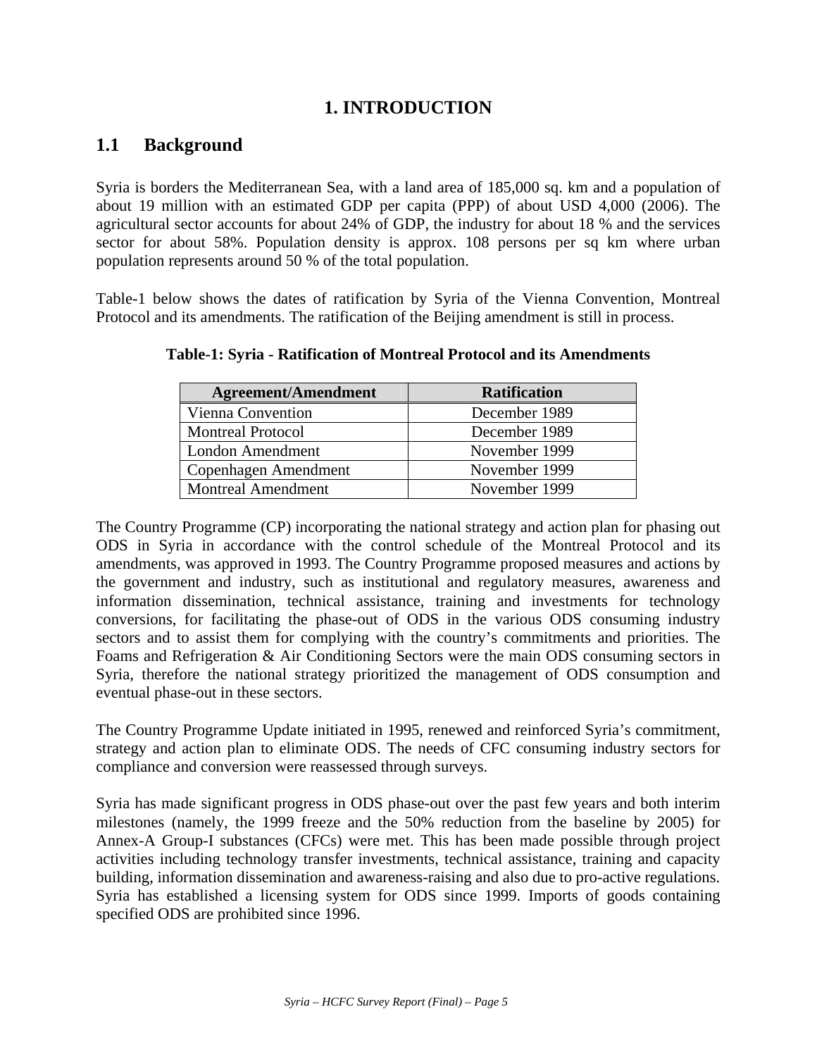# 1. INTRODUCTION

## 1.1 Background

Syria is borders the Mediterranean Sea, with a land area of 185,000 sq. km and a population of about 19 million with an estimated GDP per capita (PPP) of about USD 4,000 (2006). The agricultural sector accounts for about 24% of GDP, the industry for about 18 % and the services sector for about 58%. Population density is approx. 108 persons per sq km where urban population represents around 50 % of the total population.

Table-1 below shows the dates of ratification by Syria of the Vienna Convention, Montreal Protocol and its amendments. The ratification of the Beijing amendment is still in process.

**Table-1: Syria - Ratification of Montreal Protocol and its Amendments**

| Agreement/Amendment | Ratification |
|---|---|
| Vienna Convention | December 1989 |
| Montreal Protocol | December 1989 |
| London Amendment | November 1999 |
| Copenhagen Amendment | November 1999 |
| Montreal Amendment | November 1999 |

The Country Programme (CP) incorporating the national strategy and action plan for phasing out ODS in Syria in accordance with the control schedule of the Montreal Protocol and its amendments, was approved in 1993. The Country Programme proposed measures and actions by the government and industry, such as institutional and regulatory measures, awareness and information dissemination, technical assistance, training and investments for technology conversions, for facilitating the phase-out of ODS in the various ODS consuming industry sectors and to assist them for complying with the country's commitments and priorities. The Foams and Refrigeration & Air Conditioning Sectors were the main ODS consuming sectors in Syria, therefore the national strategy prioritized the management of ODS consumption and eventual phase-out in these sectors.

The Country Programme Update initiated in 1995, renewed and reinforced Syria's commitment, strategy and action plan to eliminate ODS. The needs of CFC consuming industry sectors for compliance and conversion were reassessed through surveys.

Syria has made significant progress in ODS phase-out over the past few years and both interim milestones (namely, the 1999 freeze and the 50% reduction from the baseline by 2005) for Annex-A Group-I substances (CFCs) were met. This has been made possible through project activities including technology transfer investments, technical assistance, training and capacity building, information dissemination and awareness-raising and also due to pro-active regulations. Syria has established a licensing system for ODS since 1999. Imports of goods containing specified ODS are prohibited since 1996.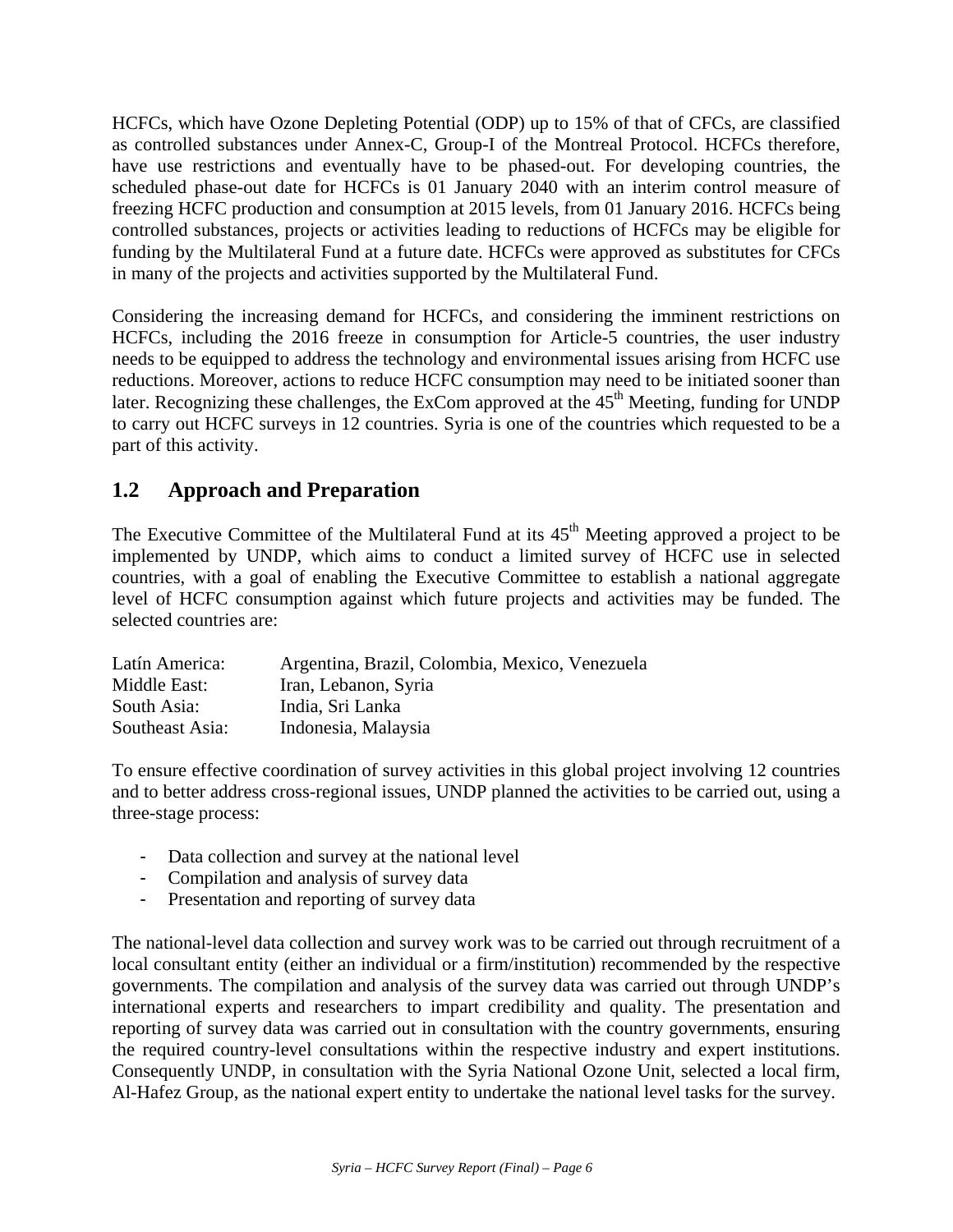HCFCs, which have Ozone Depleting Potential (ODP) up to 15% of that of CFCs, are classified as controlled substances under Annex-C, Group-I of the Montreal Protocol. HCFCs therefore, have use restrictions and eventually have to be phased-out. For developing countries, the scheduled phase-out date for HCFCs is 01 January 2040 with an interim control measure of freezing HCFC production and consumption at 2015 levels, from 01 January 2016. HCFCs being controlled substances, projects or activities leading to reductions of HCFCs may be eligible for funding by the Multilateral Fund at a future date. HCFCs were approved as substitutes for CFCs in many of the projects and activities supported by the Multilateral Fund.

Considering the increasing demand for HCFCs, and considering the imminent restrictions on HCFCs, including the 2016 freeze in consumption for Article-5 countries, the user industry needs to be equipped to address the technology and environmental issues arising from HCFC use reductions. Moreover, actions to reduce HCFC consumption may need to be initiated sooner than later. Recognizing these challenges, the ExCom approved at the 45th Meeting, funding for UNDP to carry out HCFC surveys in 12 countries. Syria is one of the countries which requested to be a part of this activity.

## 1.2 Approach and Preparation

The Executive Committee of the Multilateral Fund at its 45th Meeting approved a project to be implemented by UNDP, which aims to conduct a limited survey of HCFC use in selected countries, with a goal of enabling the Executive Committee to establish a national aggregate level of HCFC consumption against which future projects and activities may be funded. The selected countries are:

| | |
|---|---|
| Latín America: | Argentina, Brazil, Colombia, Mexico, Venezuela |
| Middle East: | Iran, Lebanon, Syria |
| South Asia: | India, Sri Lanka |
| Southeast Asia: | Indonesia, Malaysia |

To ensure effective coordination of survey activities in this global project involving 12 countries and to better address cross-regional issues, UNDP planned the activities to be carried out, using a three-stage process:

- Data collection and survey at the national level
- Compilation and analysis of survey data
- Presentation and reporting of survey data

The national-level data collection and survey work was to be carried out through recruitment of a local consultant entity (either an individual or a firm/institution) recommended by the respective governments. The compilation and analysis of the survey data was carried out through UNDP's international experts and researchers to impart credibility and quality. The presentation and reporting of survey data was carried out in consultation with the country governments, ensuring the required country-level consultations within the respective industry and expert institutions. Consequently UNDP, in consultation with the Syria National Ozone Unit, selected a local firm, Al-Hafez Group, as the national expert entity to undertake the national level tasks for the survey.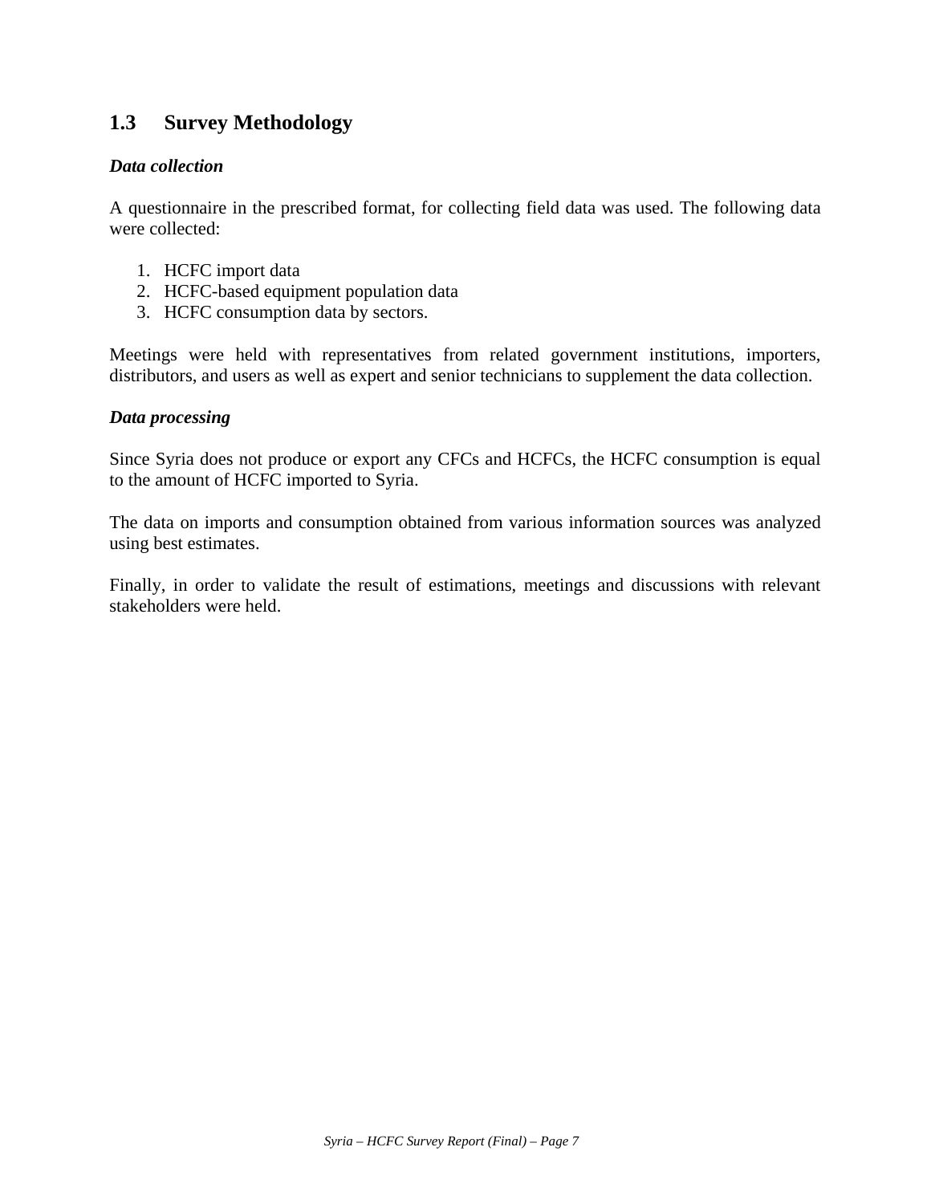## 1.3 Survey Methodology

***Data collection***

A questionnaire in the prescribed format, for collecting field data was used. The following data were collected:

1. HCFC import data
2. HCFC-based equipment population data
3. HCFC consumption data by sectors.

Meetings were held with representatives from related government institutions, importers, distributors, and users as well as expert and senior technicians to supplement the data collection.

***Data processing***

Since Syria does not produce or export any CFCs and HCFCs, the HCFC consumption is equal to the amount of HCFC imported to Syria.

The data on imports and consumption obtained from various information sources was analyzed using best estimates.

Finally, in order to validate the result of estimations, meetings and discussions with relevant stakeholders were held.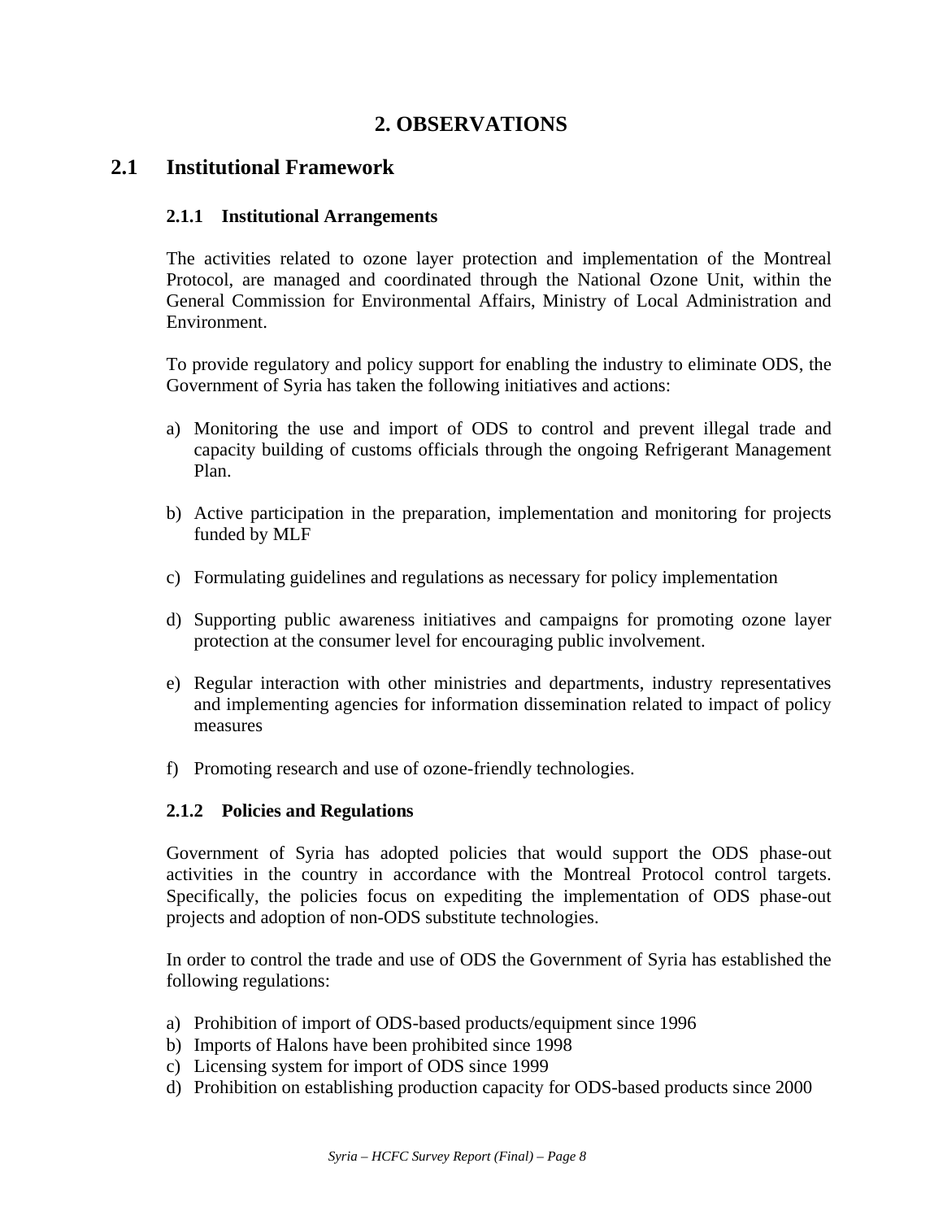# 2. OBSERVATIONS

## 2.1 Institutional Framework

### 2.1.1 Institutional Arrangements

The activities related to ozone layer protection and implementation of the Montreal Protocol, are managed and coordinated through the National Ozone Unit, within the General Commission for Environmental Affairs, Ministry of Local Administration and Environment.

To provide regulatory and policy support for enabling the industry to eliminate ODS, the Government of Syria has taken the following initiatives and actions:

a) Monitoring the use and import of ODS to control and prevent illegal trade and capacity building of customs officials through the ongoing Refrigerant Management Plan.

b) Active participation in the preparation, implementation and monitoring for projects funded by MLF

c) Formulating guidelines and regulations as necessary for policy implementation

d) Supporting public awareness initiatives and campaigns for promoting ozone layer protection at the consumer level for encouraging public involvement.

e) Regular interaction with other ministries and departments, industry representatives and implementing agencies for information dissemination related to impact of policy measures

f) Promoting research and use of ozone-friendly technologies.

### 2.1.2 Policies and Regulations

Government of Syria has adopted policies that would support the ODS phase-out activities in the country in accordance with the Montreal Protocol control targets. Specifically, the policies focus on expediting the implementation of ODS phase-out projects and adoption of non-ODS substitute technologies.

In order to control the trade and use of ODS the Government of Syria has established the following regulations:

a) Prohibition of import of ODS-based products/equipment since 1996
b) Imports of Halons have been prohibited since 1998
c) Licensing system for import of ODS since 1999
d) Prohibition on establishing production capacity for ODS-based products since 2000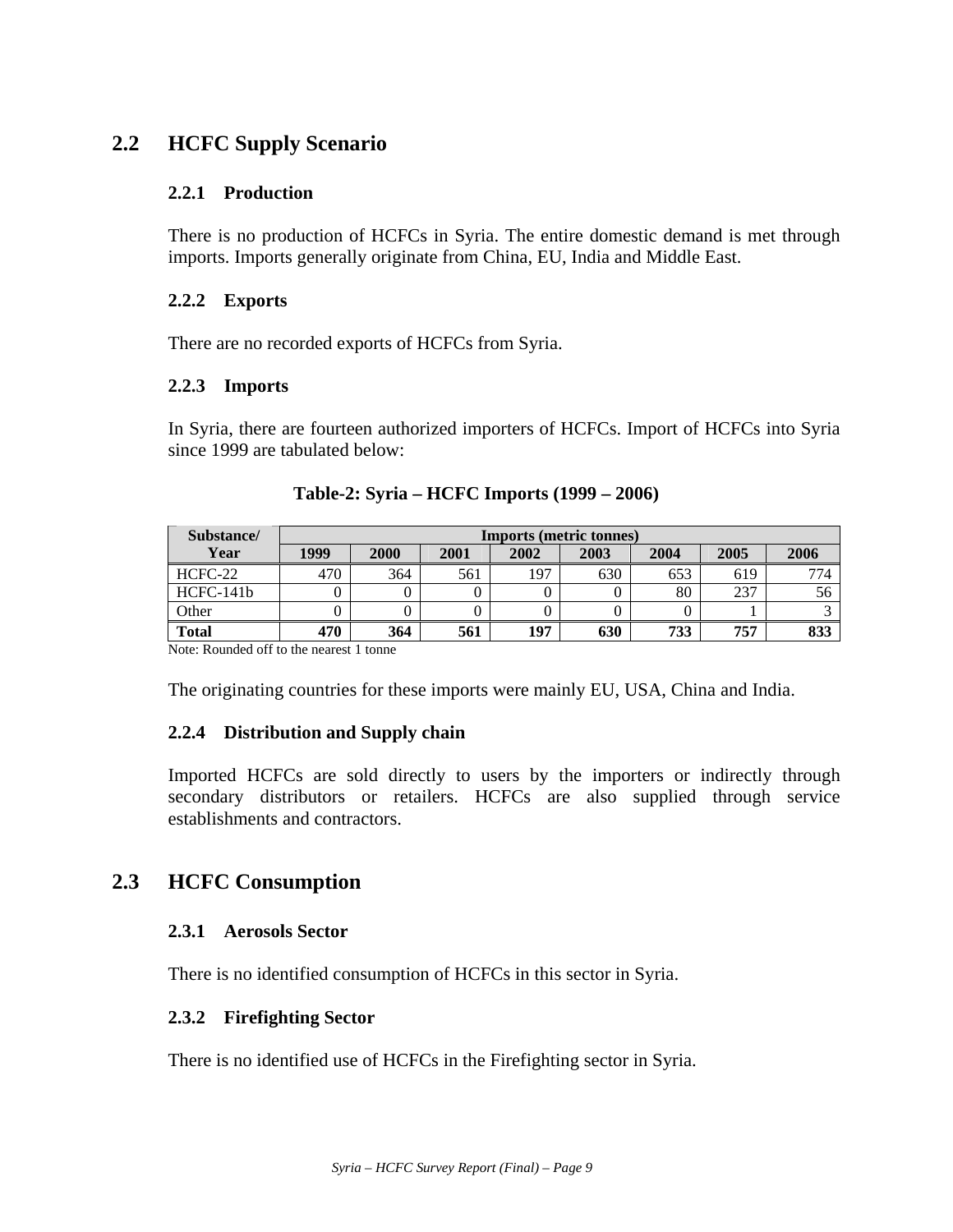## 2.2 HCFC Supply Scenario

### 2.2.1 Production

There is no production of HCFCs in Syria. The entire domestic demand is met through imports. Imports generally originate from China, EU, India and Middle East.

### 2.2.2 Exports

There are no recorded exports of HCFCs from Syria.

### 2.2.3 Imports

In Syria, there are fourteen authorized importers of HCFCs. Import of HCFCs into Syria since 1999 are tabulated below:

**Table-2: Syria – HCFC Imports (1999 – 2006)**

| Substance/ Year | Imports (metric tonnes) | | | | | | | |
|---|---|---|---|---|---|---|---|---|
| | 1999 | 2000 | 2001 | 2002 | 2003 | 2004 | 2005 | 2006 |
| HCFC-22 | 470 | 364 | 561 | 197 | 630 | 653 | 619 | 774 |
| HCFC-141b | 0 | 0 | 0 | 0 | 0 | 80 | 237 | 56 |
| Other | 0 | 0 | 0 | 0 | 0 | 0 | 1 | 3 |
| **Total** | **470** | **364** | **561** | **197** | **630** | **733** | **757** | **833** |

Note: Rounded off to the nearest 1 tonne

The originating countries for these imports were mainly EU, USA, China and India.

### 2.2.4 Distribution and Supply chain

Imported HCFCs are sold directly to users by the importers or indirectly through secondary distributors or retailers. HCFCs are also supplied through service establishments and contractors.

## 2.3 HCFC Consumption

### 2.3.1 Aerosols Sector

There is no identified consumption of HCFCs in this sector in Syria.

### 2.3.2 Firefighting Sector

There is no identified use of HCFCs in the Firefighting sector in Syria.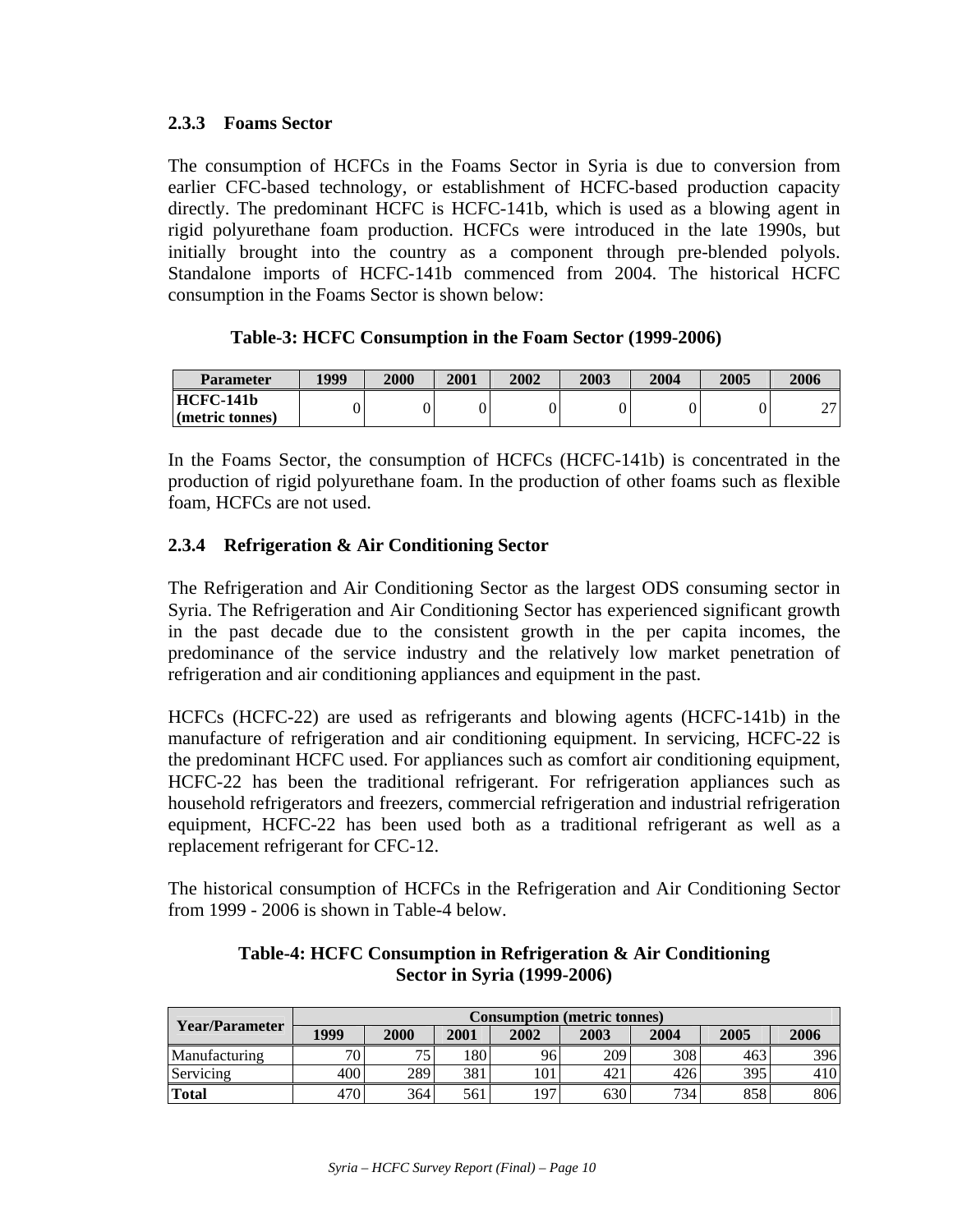### 2.3.3 Foams Sector

The consumption of HCFCs in the Foams Sector in Syria is due to conversion from earlier CFC-based technology, or establishment of HCFC-based production capacity directly. The predominant HCFC is HCFC-141b, which is used as a blowing agent in rigid polyurethane foam production. HCFCs were introduced in the late 1990s, but initially brought into the country as a component through pre-blended polyols. Standalone imports of HCFC-141b commenced from 2004. The historical HCFC consumption in the Foams Sector is shown below:

**Table-3: HCFC Consumption in the Foam Sector (1999-2006)**

| Parameter | 1999 | 2000 | 2001 | 2002 | 2003 | 2004 | 2005 | 2006 |
|---|---|---|---|---|---|---|---|---|
| **HCFC-141b (metric tonnes)** | 0 | 0 | 0 | 0 | 0 | 0 | 0 | 27 |

In the Foams Sector, the consumption of HCFCs (HCFC-141b) is concentrated in the production of rigid polyurethane foam. In the production of other foams such as flexible foam, HCFCs are not used.

### 2.3.4 Refrigeration & Air Conditioning Sector

The Refrigeration and Air Conditioning Sector as the largest ODS consuming sector in Syria. The Refrigeration and Air Conditioning Sector has experienced significant growth in the past decade due to the consistent growth in the per capita incomes, the predominance of the service industry and the relatively low market penetration of refrigeration and air conditioning appliances and equipment in the past.

HCFCs (HCFC-22) are used as refrigerants and blowing agents (HCFC-141b) in the manufacture of refrigeration and air conditioning equipment. In servicing, HCFC-22 is the predominant HCFC used. For appliances such as comfort air conditioning equipment, HCFC-22 has been the traditional refrigerant. For refrigeration appliances such as household refrigerators and freezers, commercial refrigeration and industrial refrigeration equipment, HCFC-22 has been used both as a traditional refrigerant as well as a replacement refrigerant for CFC-12.

The historical consumption of HCFCs in the Refrigeration and Air Conditioning Sector from 1999 - 2006 is shown in Table-4 below.

**Table-4: HCFC Consumption in Refrigeration & Air Conditioning Sector in Syria (1999-2006)**

| Year/Parameter | Consumption (metric tonnes) | | | | | | | |
|---|---|---|---|---|---|---|---|---|
| | 1999 | 2000 | 2001 | 2002 | 2003 | 2004 | 2005 | 2006 |
| Manufacturing | 70 | 75 | 180 | 96 | 209 | 308 | 463 | 396 |
| Servicing | 400 | 289 | 381 | 101 | 421 | 426 | 395 | 410 |
| **Total** | 470 | 364 | 561 | 197 | 630 | 734 | 858 | 806 |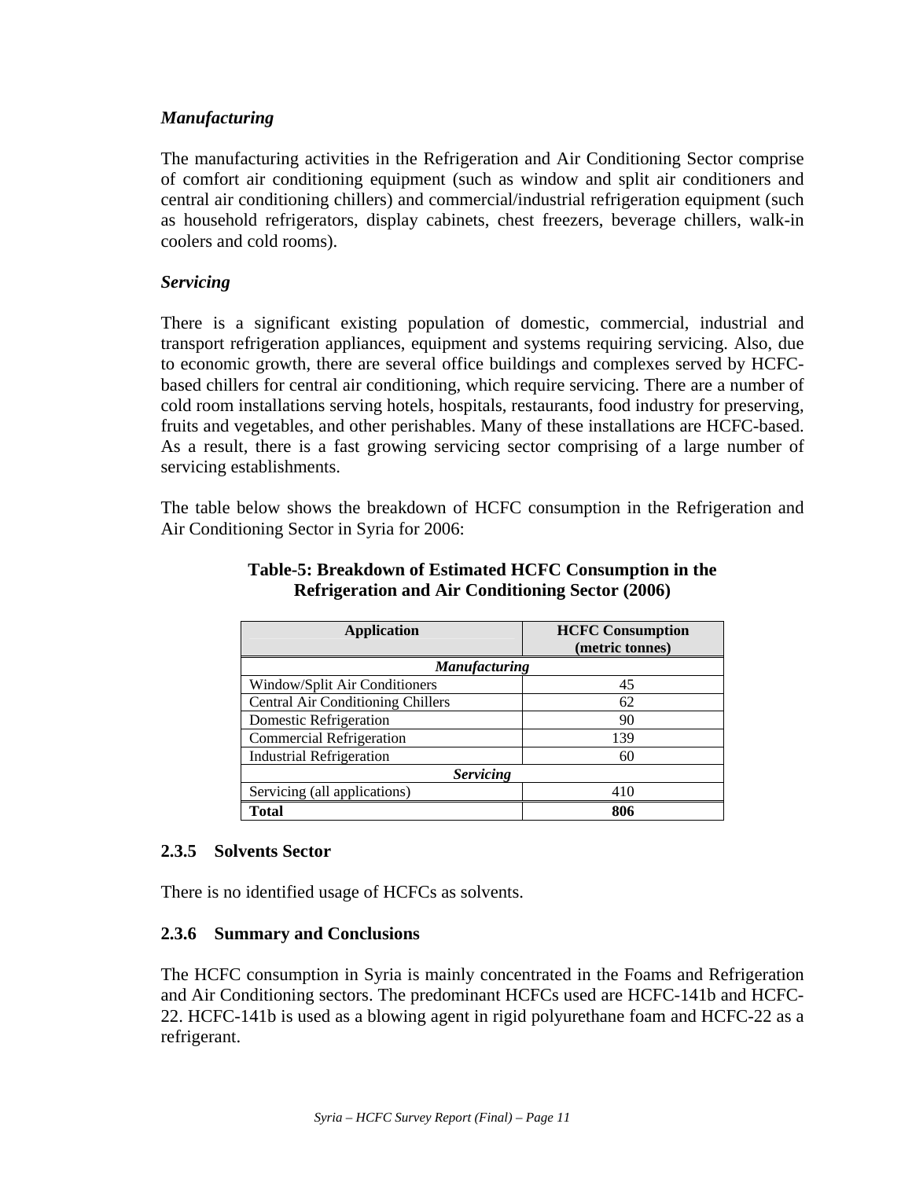*Manufacturing*

The manufacturing activities in the Refrigeration and Air Conditioning Sector comprise of comfort air conditioning equipment (such as window and split air conditioners and central air conditioning chillers) and commercial/industrial refrigeration equipment (such as household refrigerators, display cabinets, chest freezers, beverage chillers, walk-in coolers and cold rooms).

*Servicing*

There is a significant existing population of domestic, commercial, industrial and transport refrigeration appliances, equipment and systems requiring servicing. Also, due to economic growth, there are several office buildings and complexes served by HCFC-based chillers for central air conditioning, which require servicing. There are a number of cold room installations serving hotels, hospitals, restaurants, food industry for preserving, fruits and vegetables, and other perishables. Many of these installations are HCFC-based. As a result, there is a fast growing servicing sector comprising of a large number of servicing establishments.

The table below shows the breakdown of HCFC consumption in the Refrigeration and Air Conditioning Sector in Syria for 2006:

**Table-5: Breakdown of Estimated HCFC Consumption in the Refrigeration and Air Conditioning Sector (2006)**

| Application | HCFC Consumption (metric tonnes) |
|---|---|
| ***Manufacturing*** | |
| Window/Split Air Conditioners | 45 |
| Central Air Conditioning Chillers | 62 |
| Domestic Refrigeration | 90 |
| Commercial Refrigeration | 139 |
| Industrial Refrigeration | 60 |
| ***Servicing*** | |
| Servicing (all applications) | 410 |
| **Total** | **806** |

### 2.3.5 Solvents Sector

There is no identified usage of HCFCs as solvents.

### 2.3.6 Summary and Conclusions

The HCFC consumption in Syria is mainly concentrated in the Foams and Refrigeration and Air Conditioning sectors. The predominant HCFCs used are HCFC-141b and HCFC-22. HCFC-141b is used as a blowing agent in rigid polyurethane foam and HCFC-22 as a refrigerant.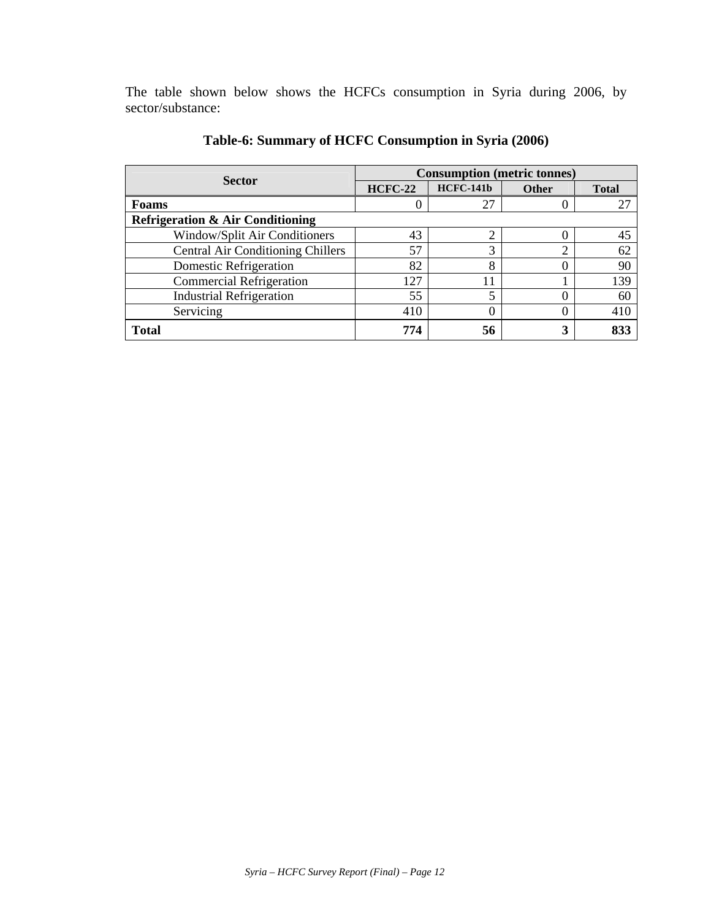The table shown below shows the HCFCs consumption in Syria during 2006, by sector/substance:

**Table-6: Summary of HCFC Consumption in Syria (2006)**

| Sector | Consumption (metric tonnes) | | | |
|---|---|---|---|---|
| | HCFC-22 | HCFC-141b | Other | Total |
| **Foams** | 0 | 27 | 0 | 27 |
| **Refrigeration & Air Conditioning** | | | | |
| Window/Split Air Conditioners | 43 | 2 | 0 | 45 |
| Central Air Conditioning Chillers | 57 | 3 | 2 | 62 |
| Domestic Refrigeration | 82 | 8 | 0 | 90 |
| Commercial Refrigeration | 127 | 11 | 1 | 139 |
| Industrial Refrigeration | 55 | 5 | 0 | 60 |
| Servicing | 410 | 0 | 0 | 410 |
| **Total** | **774** | **56** | **3** | **833** |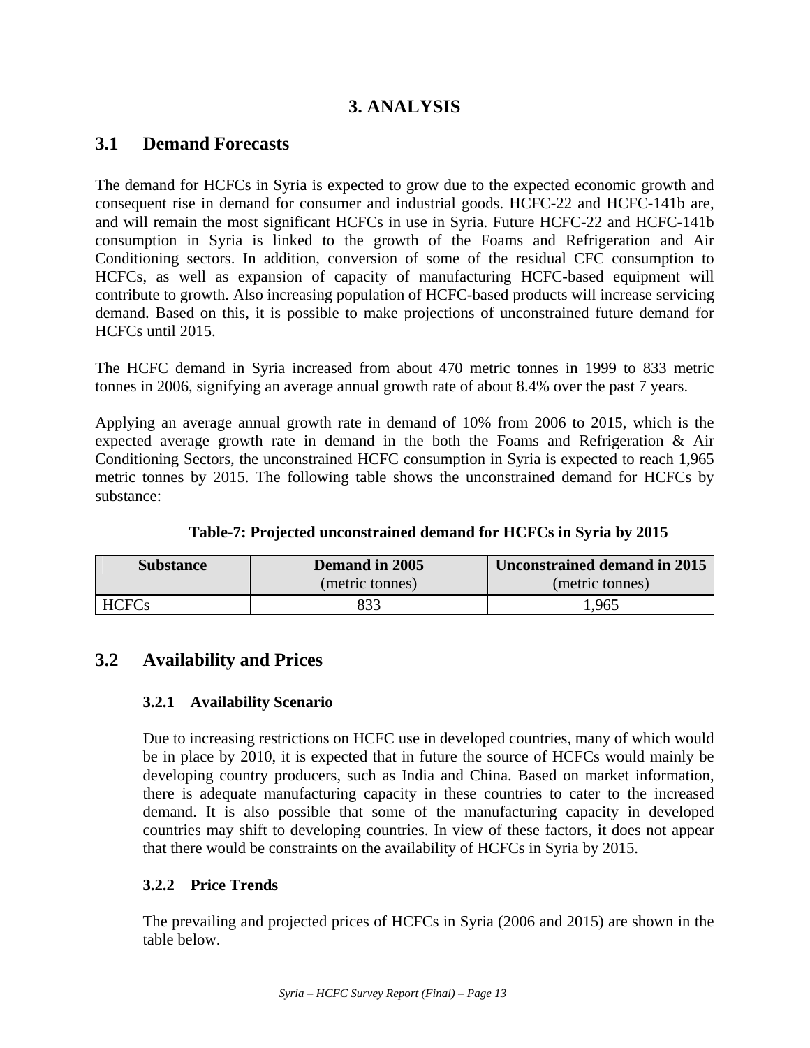## 3. ANALYSIS

## 3.1 Demand Forecasts

The demand for HCFCs in Syria is expected to grow due to the expected economic growth and consequent rise in demand for consumer and industrial goods. HCFC-22 and HCFC-141b are, and will remain the most significant HCFCs in use in Syria. Future HCFC-22 and HCFC-141b consumption in Syria is linked to the growth of the Foams and Refrigeration and Air Conditioning sectors. In addition, conversion of some of the residual CFC consumption to HCFCs, as well as expansion of capacity of manufacturing HCFC-based equipment will contribute to growth. Also increasing population of HCFC-based products will increase servicing demand. Based on this, it is possible to make projections of unconstrained future demand for HCFCs until 2015.

The HCFC demand in Syria increased from about 470 metric tonnes in 1999 to 833 metric tonnes in 2006, signifying an average annual growth rate of about 8.4% over the past 7 years.

Applying an average annual growth rate in demand of 10% from 2006 to 2015, which is the expected average growth rate in demand in the both the Foams and Refrigeration & Air Conditioning Sectors, the unconstrained HCFC consumption in Syria is expected to reach 1,965 metric tonnes by 2015. The following table shows the unconstrained demand for HCFCs by substance:

**Table-7: Projected unconstrained demand for HCFCs in Syria by 2015**

| Substance | Demand in 2005 (metric tonnes) | Unconstrained demand in 2015 (metric tonnes) |
|---|---|---|
| HCFCs | 833 | 1,965 |

## 3.2 Availability and Prices

### 3.2.1 Availability Scenario

Due to increasing restrictions on HCFC use in developed countries, many of which would be in place by 2010, it is expected that in future the source of HCFCs would mainly be developing country producers, such as India and China. Based on market information, there is adequate manufacturing capacity in these countries to cater to the increased demand. It is also possible that some of the manufacturing capacity in developed countries may shift to developing countries. In view of these factors, it does not appear that there would be constraints on the availability of HCFCs in Syria by 2015.

### 3.2.2 Price Trends

The prevailing and projected prices of HCFCs in Syria (2006 and 2015) are shown in the table below.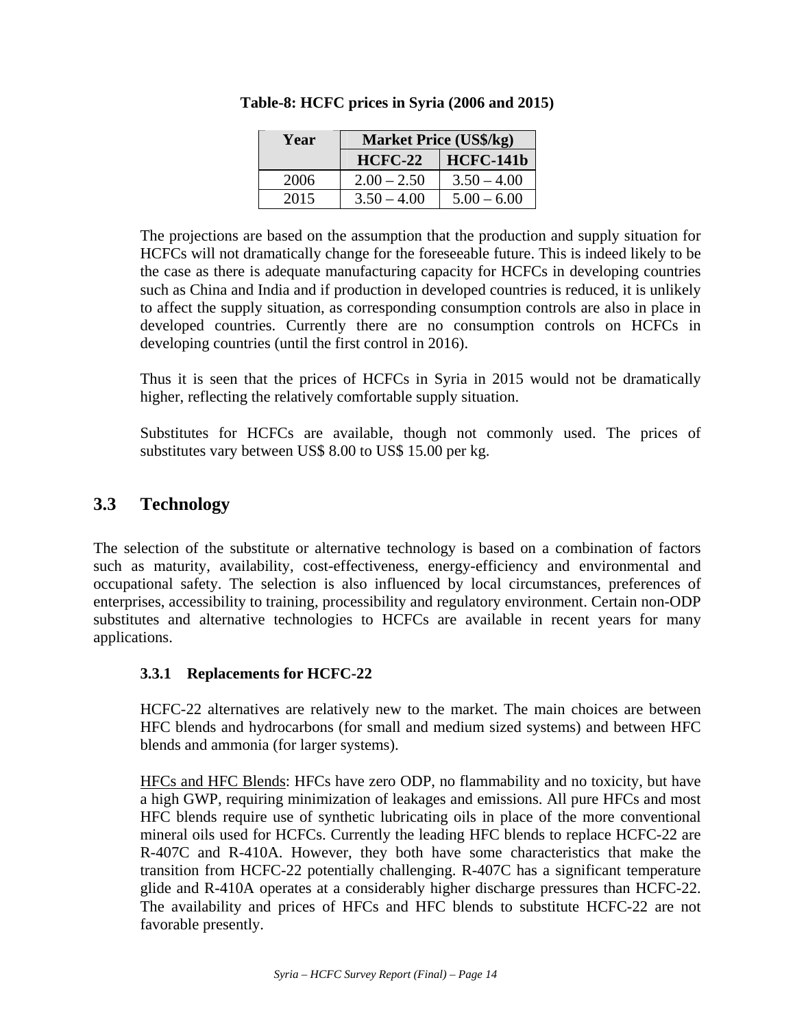**Table-8: HCFC prices in Syria (2006 and 2015)**

| Year | Market Price (US$/kg) | |
|---|---|---|
| | HCFC-22 | HCFC-141b |
| 2006 | 2.00 – 2.50 | 3.50 – 4.00 |
| 2015 | 3.50 – 4.00 | 5.00 – 6.00 |

The projections are based on the assumption that the production and supply situation for HCFCs will not dramatically change for the foreseeable future. This is indeed likely to be the case as there is adequate manufacturing capacity for HCFCs in developing countries such as China and India and if production in developed countries is reduced, it is unlikely to affect the supply situation, as corresponding consumption controls are also in place in developed countries. Currently there are no consumption controls on HCFCs in developing countries (until the first control in 2016).

Thus it is seen that the prices of HCFCs in Syria in 2015 would not be dramatically higher, reflecting the relatively comfortable supply situation.

Substitutes for HCFCs are available, though not commonly used. The prices of substitutes vary between US$ 8.00 to US$ 15.00 per kg.

## 3.3 Technology

The selection of the substitute or alternative technology is based on a combination of factors such as maturity, availability, cost-effectiveness, energy-efficiency and environmental and occupational safety. The selection is also influenced by local circumstances, preferences of enterprises, accessibility to training, processibility and regulatory environment. Certain non-ODP substitutes and alternative technologies to HCFCs are available in recent years for many applications.

### 3.3.1 Replacements for HCFC-22

HCFC-22 alternatives are relatively new to the market. The main choices are between HFC blends and hydrocarbons (for small and medium sized systems) and between HFC blends and ammonia (for larger systems).

HFCs and HFC Blends: HFCs have zero ODP, no flammability and no toxicity, but have a high GWP, requiring minimization of leakages and emissions. All pure HFCs and most HFC blends require use of synthetic lubricating oils in place of the more conventional mineral oils used for HCFCs. Currently the leading HFC blends to replace HCFC-22 are R-407C and R-410A. However, they both have some characteristics that make the transition from HCFC-22 potentially challenging. R-407C has a significant temperature glide and R-410A operates at a considerably higher discharge pressures than HCFC-22. The availability and prices of HFCs and HFC blends to substitute HCFC-22 are not favorable presently.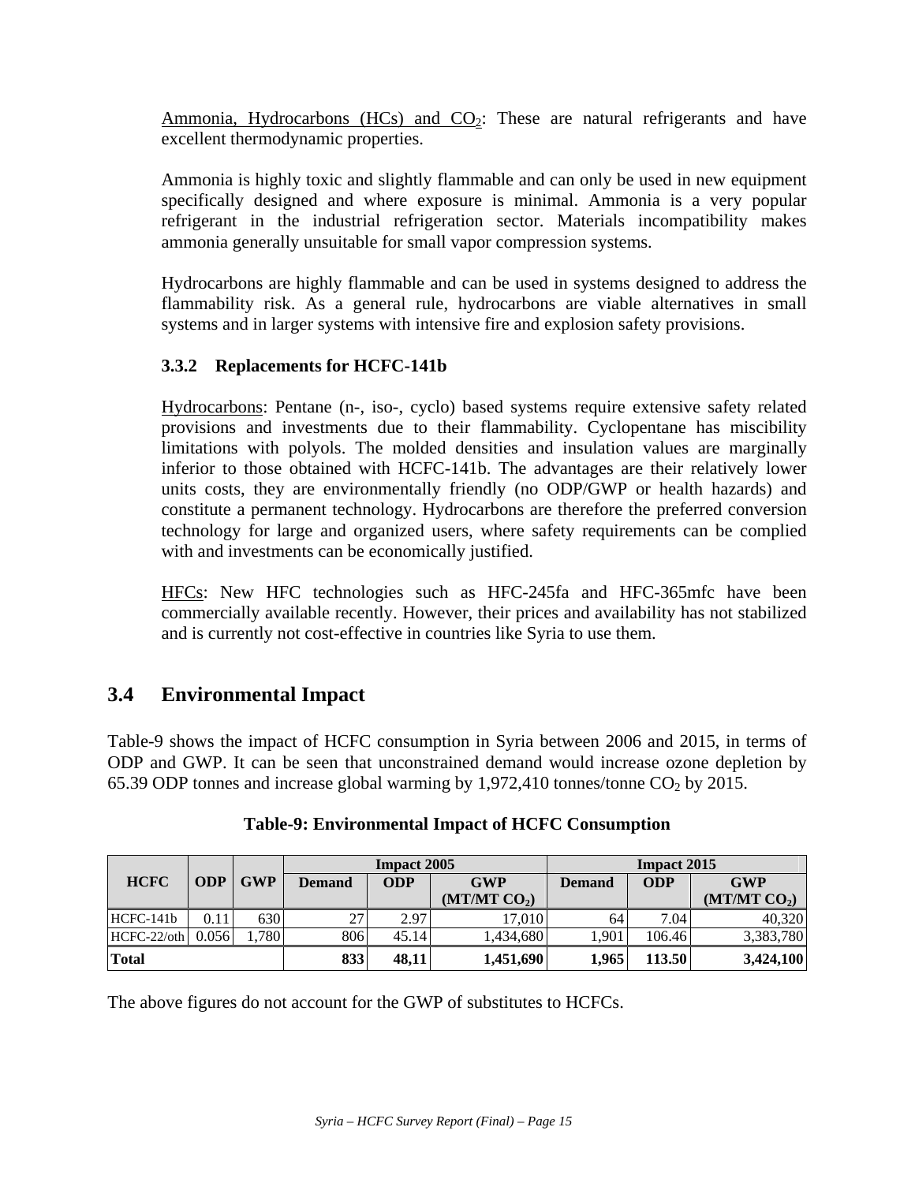Ammonia, Hydrocarbons (HCs) and $CO_2$: These are natural refrigerants and have excellent thermodynamic properties.

Ammonia is highly toxic and slightly flammable and can only be used in new equipment specifically designed and where exposure is minimal. Ammonia is a very popular refrigerant in the industrial refrigeration sector. Materials incompatibility makes ammonia generally unsuitable for small vapor compression systems.

Hydrocarbons are highly flammable and can be used in systems designed to address the flammability risk. As a general rule, hydrocarbons are viable alternatives in small systems and in larger systems with intensive fire and explosion safety provisions.

### 3.3.2 Replacements for HCFC-141b

Hydrocarbons: Pentane (n-, iso-, cyclo) based systems require extensive safety related provisions and investments due to their flammability. Cyclopentane has miscibility limitations with polyols. The molded densities and insulation values are marginally inferior to those obtained with HCFC-141b. The advantages are their relatively lower units costs, they are environmentally friendly (no ODP/GWP or health hazards) and constitute a permanent technology. Hydrocarbons are therefore the preferred conversion technology for large and organized users, where safety requirements can be complied with and investments can be economically justified.

HFCs: New HFC technologies such as HFC-245fa and HFC-365mfc have been commercially available recently. However, their prices and availability has not stabilized and is currently not cost-effective in countries like Syria to use them.

## 3.4 Environmental Impact

Table-9 shows the impact of HCFC consumption in Syria between 2006 and 2015, in terms of ODP and GWP. It can be seen that unconstrained demand would increase ozone depletion by 65.39 ODP tonnes and increase global warming by 1,972,410 tonnes/tonne $CO_2$ by 2015.

**Table-9: Environmental Impact of HCFC Consumption**

| HCFC | ODP | GWP | Impact 2005 | | | Impact 2015 | | |
|---|---|---|---|---|---|---|---|---|
| | | | Demand | ODP | GWP (MT/MT $CO_2$) | Demand | ODP | GWP (MT/MT $CO_2$) |
| HCFC-141b | 0.11 | 630 | 27 | 2.97 | 17,010 | 64 | 7.04 | 40,320 |
| HCFC-22/oth | 0.056 | 1,780 | 806 | 45.14 | 1,434,680 | 1,901 | 106.46 | 3,383,780 |
| **Total** | | | **833** | **48,11** | **1,451,690** | **1,965** | **113.50** | **3,424,100** |

The above figures do not account for the GWP of substitutes to HCFCs.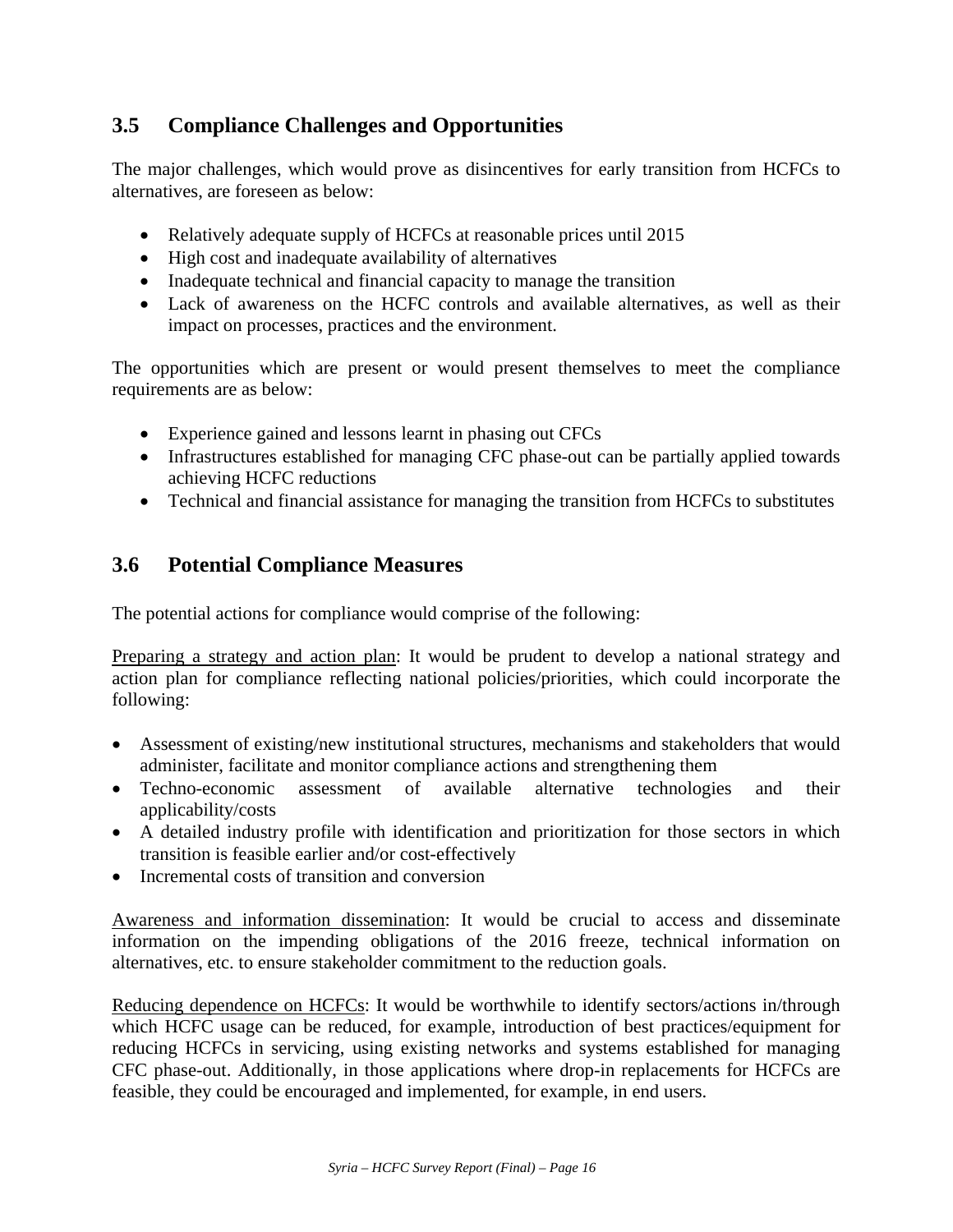## 3.5 Compliance Challenges and Opportunities

The major challenges, which would prove as disincentives for early transition from HCFCs to alternatives, are foreseen as below:

- Relatively adequate supply of HCFCs at reasonable prices until 2015
- High cost and inadequate availability of alternatives
- Inadequate technical and financial capacity to manage the transition
- Lack of awareness on the HCFC controls and available alternatives, as well as their impact on processes, practices and the environment.

The opportunities which are present or would present themselves to meet the compliance requirements are as below:

- Experience gained and lessons learnt in phasing out CFCs
- Infrastructures established for managing CFC phase-out can be partially applied towards achieving HCFC reductions
- Technical and financial assistance for managing the transition from HCFCs to substitutes

## 3.6 Potential Compliance Measures

The potential actions for compliance would comprise of the following:

Preparing a strategy and action plan: It would be prudent to develop a national strategy and action plan for compliance reflecting national policies/priorities, which could incorporate the following:

- Assessment of existing/new institutional structures, mechanisms and stakeholders that would administer, facilitate and monitor compliance actions and strengthening them
- Techno-economic assessment of available alternative technologies and their applicability/costs
- A detailed industry profile with identification and prioritization for those sectors in which transition is feasible earlier and/or cost-effectively
- Incremental costs of transition and conversion

Awareness and information dissemination: It would be crucial to access and disseminate information on the impending obligations of the 2016 freeze, technical information on alternatives, etc. to ensure stakeholder commitment to the reduction goals.

Reducing dependence on HCFCs: It would be worthwhile to identify sectors/actions in/through which HCFC usage can be reduced, for example, introduction of best practices/equipment for reducing HCFCs in servicing, using existing networks and systems established for managing CFC phase-out. Additionally, in those applications where drop-in replacements for HCFCs are feasible, they could be encouraged and implemented, for example, in end users.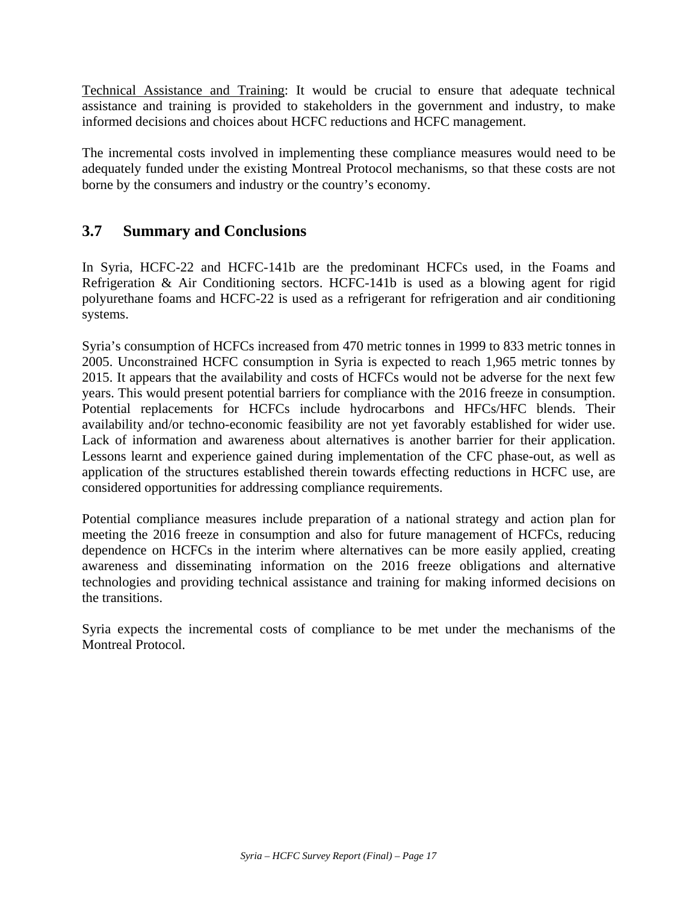<u>Technical Assistance and Training</u>: It would be crucial to ensure that adequate technical assistance and training is provided to stakeholders in the government and industry, to make informed decisions and choices about HCFC reductions and HCFC management.

The incremental costs involved in implementing these compliance measures would need to be adequately funded under the existing Montreal Protocol mechanisms, so that these costs are not borne by the consumers and industry or the country's economy.

## 3.7 Summary and Conclusions

In Syria, HCFC-22 and HCFC-141b are the predominant HCFCs used, in the Foams and Refrigeration & Air Conditioning sectors. HCFC-141b is used as a blowing agent for rigid polyurethane foams and HCFC-22 is used as a refrigerant for refrigeration and air conditioning systems.

Syria's consumption of HCFCs increased from 470 metric tonnes in 1999 to 833 metric tonnes in 2005. Unconstrained HCFC consumption in Syria is expected to reach 1,965 metric tonnes by 2015. It appears that the availability and costs of HCFCs would not be adverse for the next few years. This would present potential barriers for compliance with the 2016 freeze in consumption. Potential replacements for HCFCs include hydrocarbons and HFCs/HFC blends. Their availability and/or techno-economic feasibility are not yet favorably established for wider use. Lack of information and awareness about alternatives is another barrier for their application. Lessons learnt and experience gained during implementation of the CFC phase-out, as well as application of the structures established therein towards effecting reductions in HCFC use, are considered opportunities for addressing compliance requirements.

Potential compliance measures include preparation of a national strategy and action plan for meeting the 2016 freeze in consumption and also for future management of HCFCs, reducing dependence on HCFCs in the interim where alternatives can be more easily applied, creating awareness and disseminating information on the 2016 freeze obligations and alternative technologies and providing technical assistance and training for making informed decisions on the transitions.

Syria expects the incremental costs of compliance to be met under the mechanisms of the Montreal Protocol.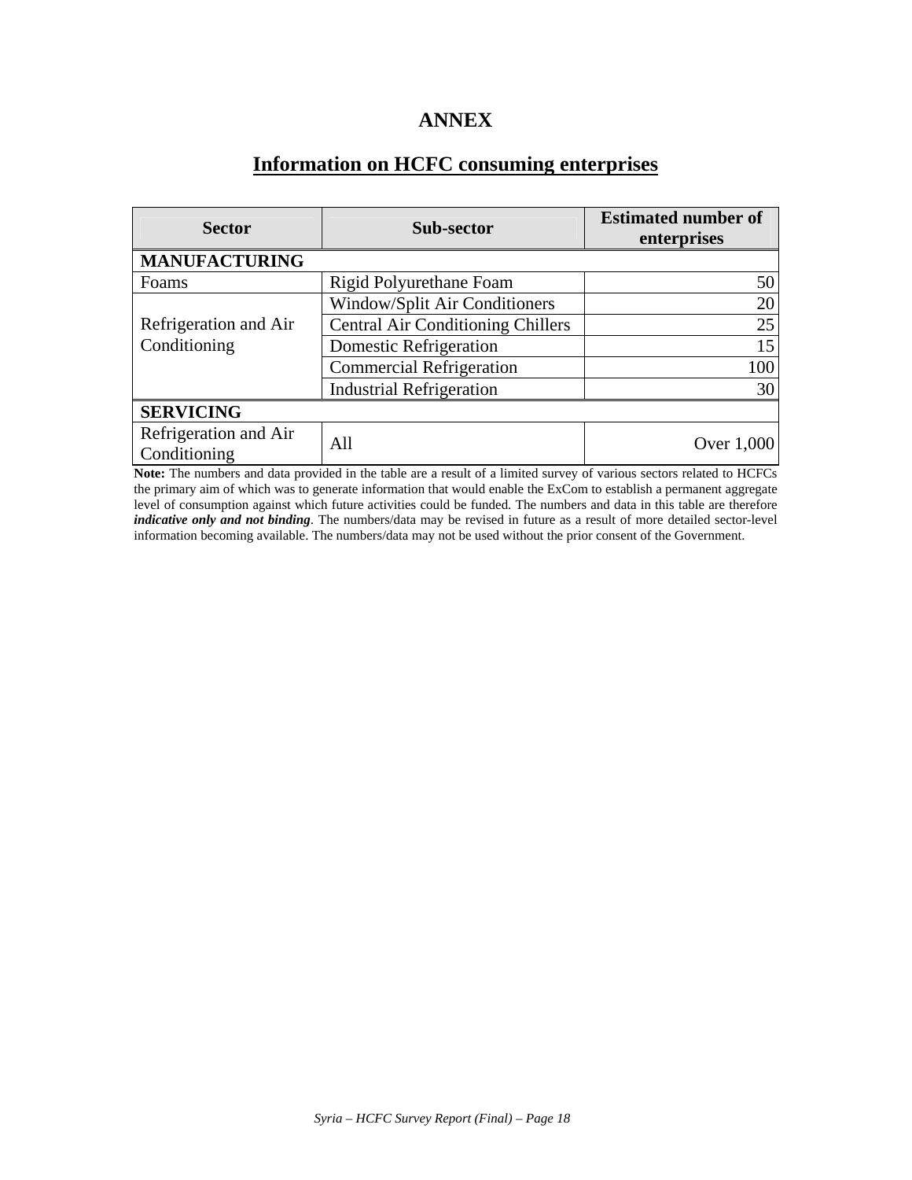# ANNEX

## Information on HCFC consuming enterprises

| Sector | Sub-sector | Estimated number of enterprises |
|---|---|---|
| **MANUFACTURING** | | |
| Foams | Rigid Polyurethane Foam | 50 |
| Refrigeration and Air Conditioning | Window/Split Air Conditioners | 20 |
| | Central Air Conditioning Chillers | 25 |
| | Domestic Refrigeration | 15 |
| | Commercial Refrigeration | 100 |
| | Industrial Refrigeration | 30 |
| **SERVICING** | | |
| Refrigeration and Air Conditioning | All | Over 1,000 |

**Note:** The numbers and data provided in the table are a result of a limited survey of various sectors related to HCFCs the primary aim of which was to generate information that would enable the ExCom to establish a permanent aggregate level of consumption against which future activities could be funded. The numbers and data in this table are therefore ***indicative only and not binding***. The numbers/data may be revised in future as a result of more detailed sector-level information becoming available. The numbers/data may not be used without the prior consent of the Government.